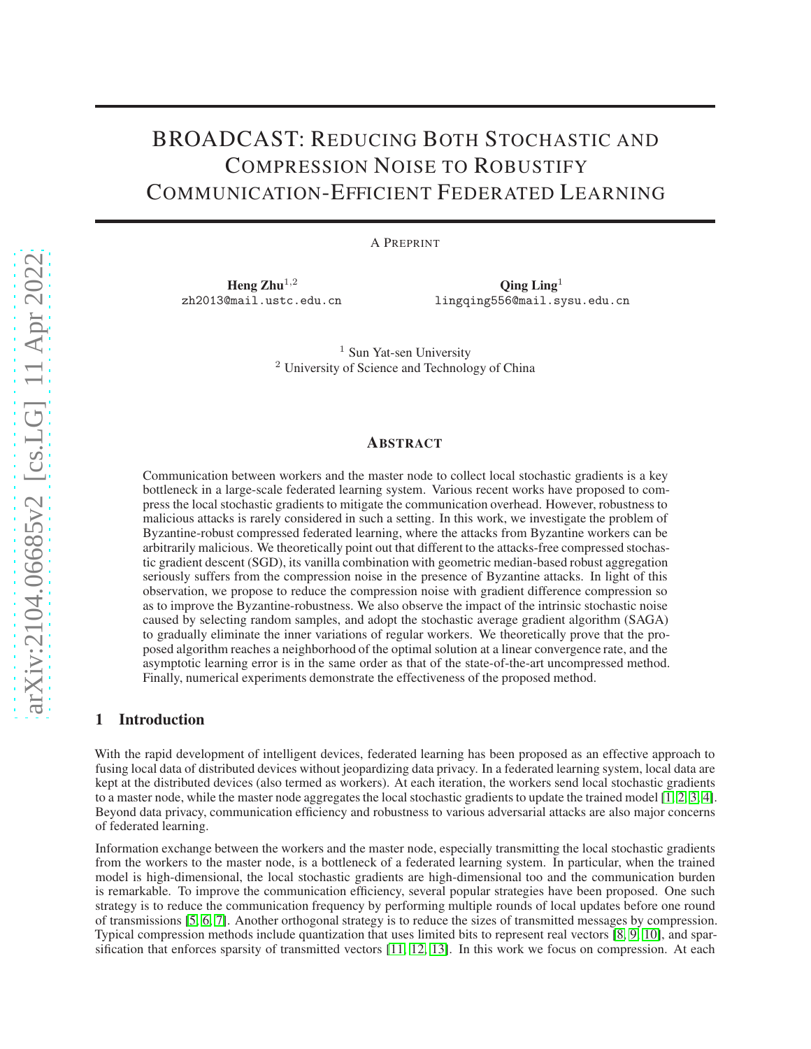# BROADCAST: Reducing Both Stochastic and Compression Noise to Robustify Communication-Efficient Federated Learning

A Preprint

**Heng Zhu**[1,2]
zh2013@mail.ustc.edu.cn

**Qing Ling**[1]
lingqing556@mail.sysu.edu.cn

[1] Sun Yat-sen University
[2] University of Science and Technology of China

## Abstract

Communication between workers and the master node to collect local stochastic gradients is a key bottleneck in a large-scale federated learning system. Various recent works have proposed to compress the local stochastic gradients to mitigate the communication overhead. However, robustness to malicious attacks is rarely considered in such a setting. In this work, we investigate the problem of Byzantine-robust compressed federated learning, where the attacks from Byzantine workers can be arbitrarily malicious. We theoretically point out that different to the attacks-free compressed stochastic gradient descent (SGD), its vanilla combination with geometric median-based robust aggregation seriously suffers from the compression noise in the presence of Byzantine attacks. In light of this observation, we propose to reduce the compression noise with gradient difference compression so as to improve the Byzantine-robustness. We also observe the impact of the intrinsic stochastic noise caused by selecting random samples, and adopt the stochastic average gradient algorithm (SAGA) to gradually eliminate the inner variations of regular workers. We theoretically prove that the proposed algorithm reaches a neighborhood of the optimal solution at a linear convergence rate, and the asymptotic learning error is in the same order as that of the state-of-the-art uncompressed method. Finally, numerical experiments demonstrate the effectiveness of the proposed method.

## 1 Introduction

With the rapid development of intelligent devices, federated learning has been proposed as an effective approach to fusing local data of distributed devices without jeopardizing data privacy. In a federated learning system, local data are kept at the distributed devices (also termed as workers). At each iteration, the workers send local stochastic gradients to a master node, while the master node aggregates the local stochastic gradients to update the trained model [1, 2, 3, 4]. Beyond data privacy, communication efficiency and robustness to various adversarial attacks are also major concerns of federated learning.

Information exchange between the workers and the master node, especially transmitting the local stochastic gradients from the workers to the master node, is a bottleneck of a federated learning system. In particular, when the trained model is high-dimensional, the local stochastic gradients are high-dimensional too and the communication burden is remarkable. To improve the communication efficiency, several popular strategies have been proposed. One such strategy is to reduce the communication frequency by performing multiple rounds of local updates before one round of transmissions [5, 6, 7]. Another orthogonal strategy is to reduce the sizes of transmitted messages by compression. Typical compression methods include quantization that uses limited bits to represent real vectors [8, 9, 10], and sparsification that enforces sparsity of transmitted vectors [11, 12, 13]. In this work we focus on compression. At each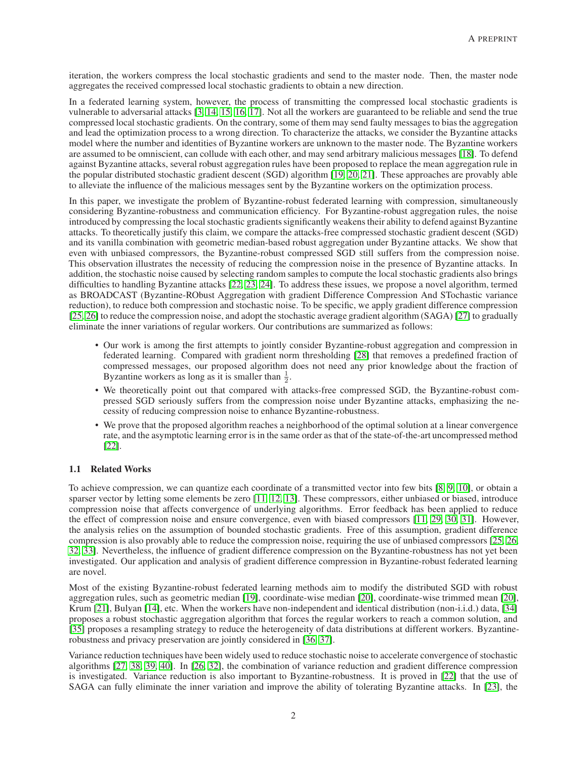iteration, the workers compress the local stochastic gradients and send to the master node. Then, the master node aggregates the received compressed local stochastic gradients to obtain a new direction.

In a federated learning system, however, the process of transmitting the compressed local stochastic gradients is vulnerable to adversarial attacks [3, 14, 15, 16, 17]. Not all the workers are guaranteed to be reliable and send the true compressed local stochastic gradients. On the contrary, some of them may send faulty messages to bias the aggregation and lead the optimization process to a wrong direction. To characterize the attacks, we consider the Byzantine attacks model where the number and identities of Byzantine workers are unknown to the master node. The Byzantine workers are assumed to be omniscient, can collude with each other, and may send arbitrary malicious messages [18]. To defend against Byzantine attacks, several robust aggregation rules have been proposed to replace the mean aggregation rule in the popular distributed stochastic gradient descent (SGD) algorithm [19, 20, 21]. These approaches are provably able to alleviate the influence of the malicious messages sent by the Byzantine workers on the optimization process.

In this paper, we investigate the problem of Byzantine-robust federated learning with compression, simultaneously considering Byzantine-robustness and communication efficiency. For Byzantine-robust aggregation rules, the noise introduced by compressing the local stochastic gradients significantly weakens their ability to defend against Byzantine attacks. To theoretically justify this claim, we compare the attacks-free compressed stochastic gradient descent (SGD) and its vanilla combination with geometric median-based robust aggregation under Byzantine attacks. We show that even with unbiased compressors, the Byzantine-robust compressed SGD still suffers from the compression noise. This observation illustrates the necessity of reducing the compression noise in the presence of Byzantine attacks. In addition, the stochastic noise caused by selecting random samples to compute the local stochastic gradients also brings difficulties to handling Byzantine attacks [22, 23, 24]. To address these issues, we propose a novel algorithm, termed as BROADCAST (Byzantine-RObust Aggregation with gradient Difference Compression And STochastic variance reduction), to reduce both compression and stochastic noise. To be specific, we apply gradient difference compression [25, 26] to reduce the compression noise, and adopt the stochastic average gradient algorithm (SAGA) [27] to gradually eliminate the inner variations of regular workers. Our contributions are summarized as follows:

- Our work is among the first attempts to jointly consider Byzantine-robust aggregation and compression in federated learning. Compared with gradient norm thresholding [28] that removes a predefined fraction of compressed messages, our proposed algorithm does not need any prior knowledge about the fraction of Byzantine workers as long as it is smaller than $\frac{1}{2}$.
- We theoretically point out that compared with attacks-free compressed SGD, the Byzantine-robust compressed SGD seriously suffers from the compression noise under Byzantine attacks, emphasizing the necessity of reducing compression noise to enhance Byzantine-robustness.
- We prove that the proposed algorithm reaches a neighborhood of the optimal solution at a linear convergence rate, and the asymptotic learning error is in the same order as that of the state-of-the-art uncompressed method [22].

### 1.1 Related Works

To achieve compression, we can quantize each coordinate of a transmitted vector into few bits [8, 9, 10], or obtain a sparser vector by letting some elements be zero [11, 12, 13]. These compressors, either unbiased or biased, introduce compression noise that affects convergence of underlying algorithms. Error feedback has been applied to reduce the effect of compression noise and ensure convergence, even with biased compressors [11, 29, 30, 31]. However, the analysis relies on the assumption of bounded stochastic gradients. Free of this assumption, gradient difference compression is also provably able to reduce the compression noise, requiring the use of unbiased compressors [25, 26, 32, 33]. Nevertheless, the influence of gradient difference compression on the Byzantine-robustness has not yet been investigated. Our application and analysis of gradient difference compression in Byzantine-robust federated learning are novel.

Most of the existing Byzantine-robust federated learning methods aim to modify the distributed SGD with robust aggregation rules, such as geometric median [19], coordinate-wise median [20], coordinate-wise trimmed mean [20], Krum [21], Bulyan [14], etc. When the workers have non-independent and identical distribution (non-i.i.d.) data, [34] proposes a robust stochastic aggregation algorithm that forces the regular workers to reach a common solution, and [35] proposes a resampling strategy to reduce the heterogeneity of data distributions at different workers. Byzantine-robustness and privacy preservation are jointly considered in [36, 37].

Variance reduction techniques have been widely used to reduce stochastic noise to accelerate convergence of stochastic algorithms [27, 38, 39, 40]. In [26, 32], the combination of variance reduction and gradient difference compression is investigated. Variance reduction is also important to Byzantine-robustness. It is proved in [22] that the use of SAGA can fully eliminate the inner variation and improve the ability of tolerating Byzantine attacks. In [23], the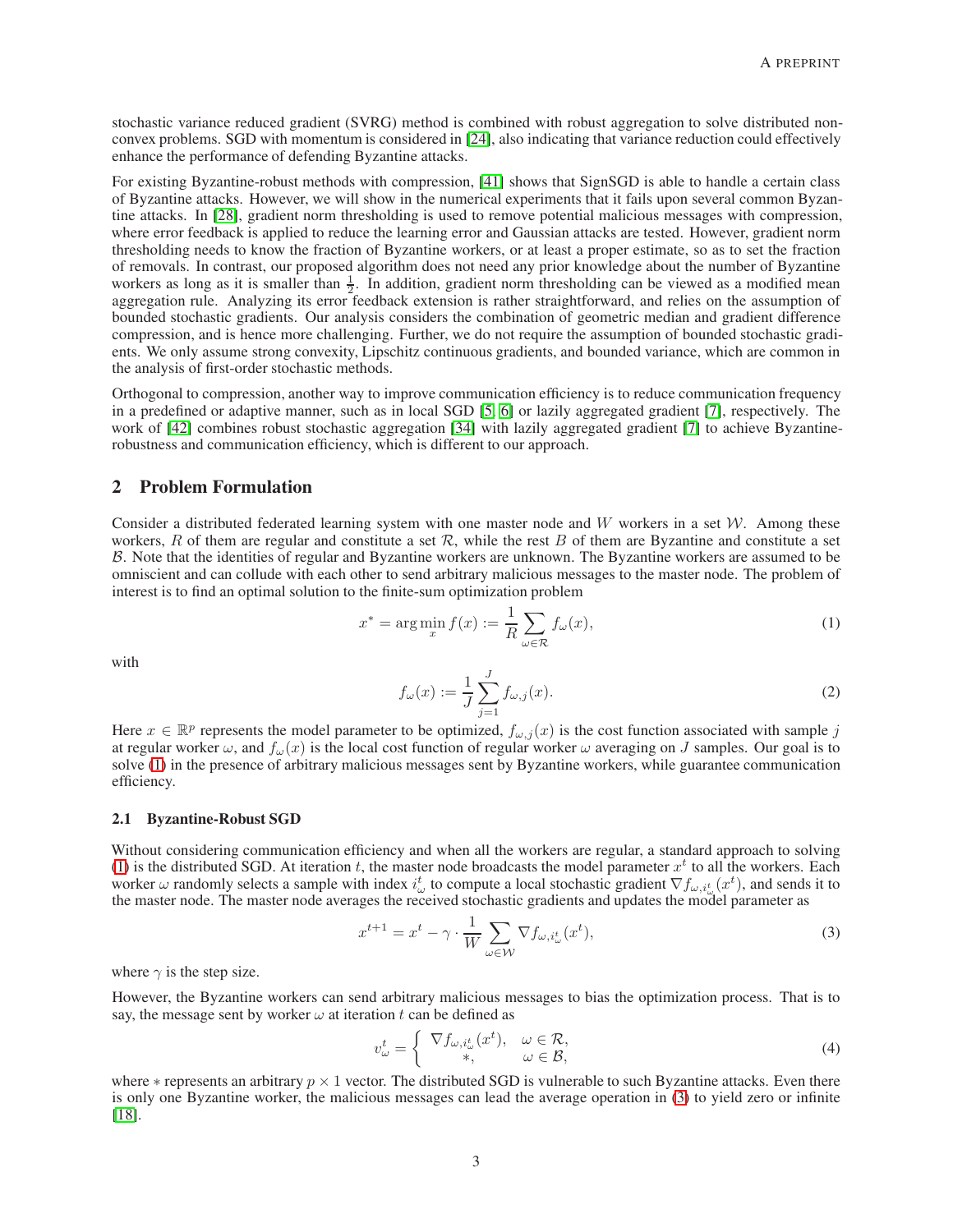stochastic variance reduced gradient (SVRG) method is combined with robust aggregation to solve distributed nonconvex problems. SGD with momentum is considered in [24], also indicating that variance reduction could effectively enhance the performance of defending Byzantine attacks.

For existing Byzantine-robust methods with compression, [41] shows that SignSGD is able to handle a certain class of Byzantine attacks. However, we will show in the numerical experiments that it fails upon several common Byzantine attacks. In [28], gradient norm thresholding is used to remove potential malicious messages with compression, where error feedback is applied to reduce the learning error and Gaussian attacks are tested. However, gradient norm thresholding needs to know the fraction of Byzantine workers, or at least a proper estimate, so as to set the fraction of removals. In contrast, our proposed algorithm does not need any prior knowledge about the number of Byzantine workers as long as it is smaller than $\frac{1}{2}$. In addition, gradient norm thresholding can be viewed as a modified mean aggregation rule. Analyzing its error feedback extension is rather straightforward, and relies on the assumption of bounded stochastic gradients. Our analysis considers the combination of geometric median and gradient difference compression, and is hence more challenging. Further, we do not require the assumption of bounded stochastic gradients. We only assume strong convexity, Lipschitz continuous gradients, and bounded variance, which are common in the analysis of first-order stochastic methods.

Orthogonal to compression, another way to improve communication efficiency is to reduce communication frequency in a predefined or adaptive manner, such as in local SGD [5, 6] or lazily aggregated gradient [7], respectively. The work of [42] combines robust stochastic aggregation [34] with lazily aggregated gradient [7] to achieve Byzantine-robustness and communication efficiency, which is different to our approach.

## 2 Problem Formulation

Consider a distributed federated learning system with one master node and $W$ workers in a set $\mathcal{W}$. Among these workers, $R$ of them are regular and constitute a set $\mathcal{R}$, while the rest $B$ of them are Byzantine and constitute a set $\mathcal{B}$. Note that the identities of regular and Byzantine workers are unknown. The Byzantine workers are assumed to be omniscient and can collude with each other to send arbitrary malicious messages to the master node. The problem of interest is to find an optimal solution to the finite-sum optimization problem

$$x^* = \arg\min_x f(x) := \frac{1}{R} \sum_{\omega \in \mathcal{R}} f_\omega(x), \tag{1}$$

with

$$f_\omega(x) := \frac{1}{J} \sum_{j=1}^{J} f_{\omega,j}(x). \tag{2}$$

Here $x \in \mathbb{R}^p$ represents the model parameter to be optimized, $f_{\omega,j}(x)$ is the cost function associated with sample $j$ at regular worker $\omega$, and $f_\omega(x)$ is the local cost function of regular worker $\omega$ averaging on $J$ samples. Our goal is to solve (1) in the presence of arbitrary malicious messages sent by Byzantine workers, while guarantee communication efficiency.

### 2.1 Byzantine-Robust SGD

Without considering communication efficiency and when all the workers are regular, a standard approach to solving (1) is the distributed SGD. At iteration $t$, the master node broadcasts the model parameter $x^t$ to all the workers. Each worker $\omega$ randomly selects a sample with index $i_\omega^t$ to compute a local stochastic gradient $\nabla f_{\omega,i_\omega^t}(x^t)$, and sends it to the master node. The master node averages the received stochastic gradients and updates the model parameter as

$$x^{t+1} = x^t - \gamma \cdot \frac{1}{W} \sum_{\omega \in \mathcal{W}} \nabla f_{\omega,i_\omega^t}(x^t), \tag{3}$$

where $\gamma$ is the step size.

However, the Byzantine workers can send arbitrary malicious messages to bias the optimization process. That is to say, the message sent by worker $\omega$ at iteration $t$ can be defined as

$$v_\omega^t = \begin{cases} \nabla f_{\omega,i_\omega^t}(x^t), & \omega \in \mathcal{R}, \\ *, & \omega \in \mathcal{B}, \end{cases} \tag{4}$$

where $*$ represents an arbitrary $p \times 1$ vector. The distributed SGD is vulnerable to such Byzantine attacks. Even there is only one Byzantine worker, the malicious messages can lead the average operation in (3) to yield zero or infinite [18].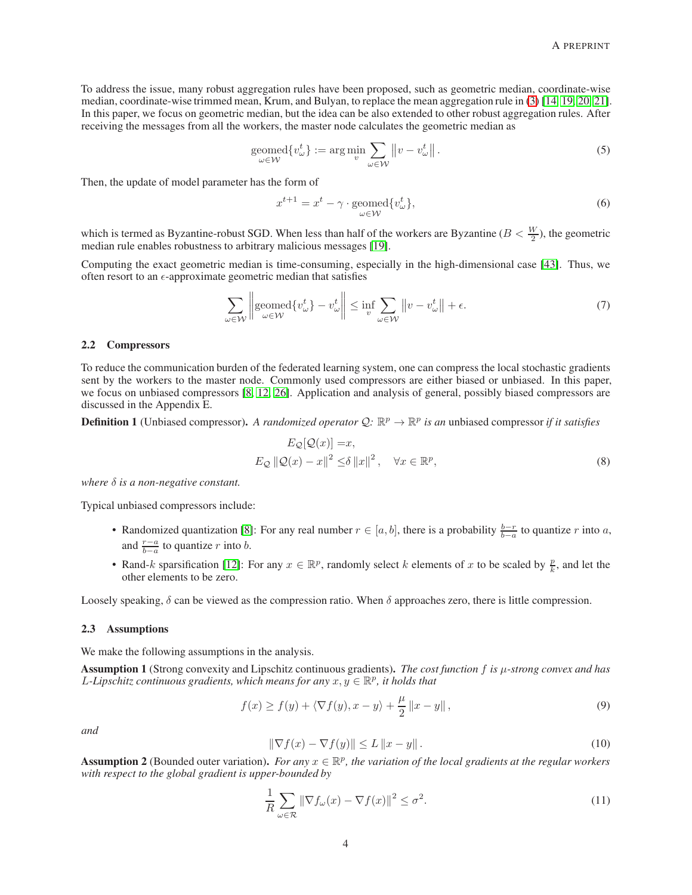To address the issue, many robust aggregation rules have been proposed, such as geometric median, coordinate-wise median, coordinate-wise trimmed mean, Krum, and Bulyan, to replace the mean aggregation rule in (3) [14, 19, 20, 21]. In this paper, we focus on geometric median, but the idea can be also extended to other robust aggregation rules. After receiving the messages from all the workers, the master node calculates the geometric median as

$$\underset{\omega \in \mathcal{W}}{\text{geomed}}\{v_\omega^t\} := \arg\min_v \sum_{\omega \in \mathcal{W}} \left\| v - v_\omega^t \right\|. \tag{5}$$

Then, the update of model parameter has the form of

$$x^{t+1} = x^t - \gamma \cdot \underset{\omega \in \mathcal{W}}{\text{geomed}}\{v_\omega^t\}, \tag{6}$$

which is termed as Byzantine-robust SGD. When less than half of the workers are Byzantine ($B < \frac{W}{2}$), the geometric median rule enables robustness to arbitrary malicious messages [19].

Computing the exact geometric median is time-consuming, especially in the high-dimensional case [43]. Thus, we often resort to an $\epsilon$-approximate geometric median that satisfies

$$\sum_{\omega \in \mathcal{W}} \left\| \underset{\omega \in \mathcal{W}}{\text{geomed}}\{v_\omega^t\} - v_\omega^t \right\| \leq \inf_v \sum_{\omega \in \mathcal{W}} \left\| v - v_\omega^t \right\| + \epsilon. \tag{7}$$

### 2.2 Compressors

To reduce the communication burden of the federated learning system, one can compress the local stochastic gradients sent by the workers to the master node. Commonly used compressors are either biased or unbiased. In this paper, we focus on unbiased compressors [8, 12, 26]. Application and analysis of general, possibly biased compressors are discussed in the Appendix E.

**Definition 1** (Unbiased compressor). *A randomized operator $\mathcal{Q}$: $\mathbb{R}^p \to \mathbb{R}^p$ is an* unbiased compressor *if it satisfies*

$$\begin{aligned} E_{\mathcal{Q}}[\mathcal{Q}(x)] =& x, \\ E_{\mathcal{Q}} \left\| \mathcal{Q}(x) - x \right\|^2 \leq& \delta \left\| x \right\|^2, \quad \forall x \in \mathbb{R}^p, \end{aligned} \tag{8}$$

*where $\delta$ is a non-negative constant.*

Typical unbiased compressors include:

- Randomized quantization [8]: For any real number $r \in [a, b]$, there is a probability $\frac{b-r}{b-a}$ to quantize $r$ into $a$, and $\frac{r-a}{b-a}$ to quantize $r$ into $b$.
- Rand-$k$ sparsification [12]: For any $x \in \mathbb{R}^p$, randomly select $k$ elements of $x$ to be scaled by $\frac{p}{k}$, and let the other elements to be zero.

Loosely speaking, $\delta$ can be viewed as the compression ratio. When $\delta$ approaches zero, there is little compression.

### 2.3 Assumptions

We make the following assumptions in the analysis.

**Assumption 1** (Strong convexity and Lipschitz continuous gradients). *The cost function $f$ is $\mu$-strong convex and has $L$-Lipschitz continuous gradients, which means for any $x, y \in \mathbb{R}^p$, it holds that*

$$f(x) \geq f(y) + \langle \nabla f(y), x - y \rangle + \frac{\mu}{2} \left\| x - y \right\|, \tag{9}$$

*and*

$$\left\| \nabla f(x) - \nabla f(y) \right\| \leq L \left\| x - y \right\|. \tag{10}$$

**Assumption 2** (Bounded outer variation). *For any $x \in \mathbb{R}^p$, the variation of the local gradients at the regular workers with respect to the global gradient is upper-bounded by*

$$\frac{1}{R} \sum_{\omega \in \mathcal{R}} \left\| \nabla f_\omega(x) - \nabla f(x) \right\|^2 \leq \sigma^2. \tag{11}$$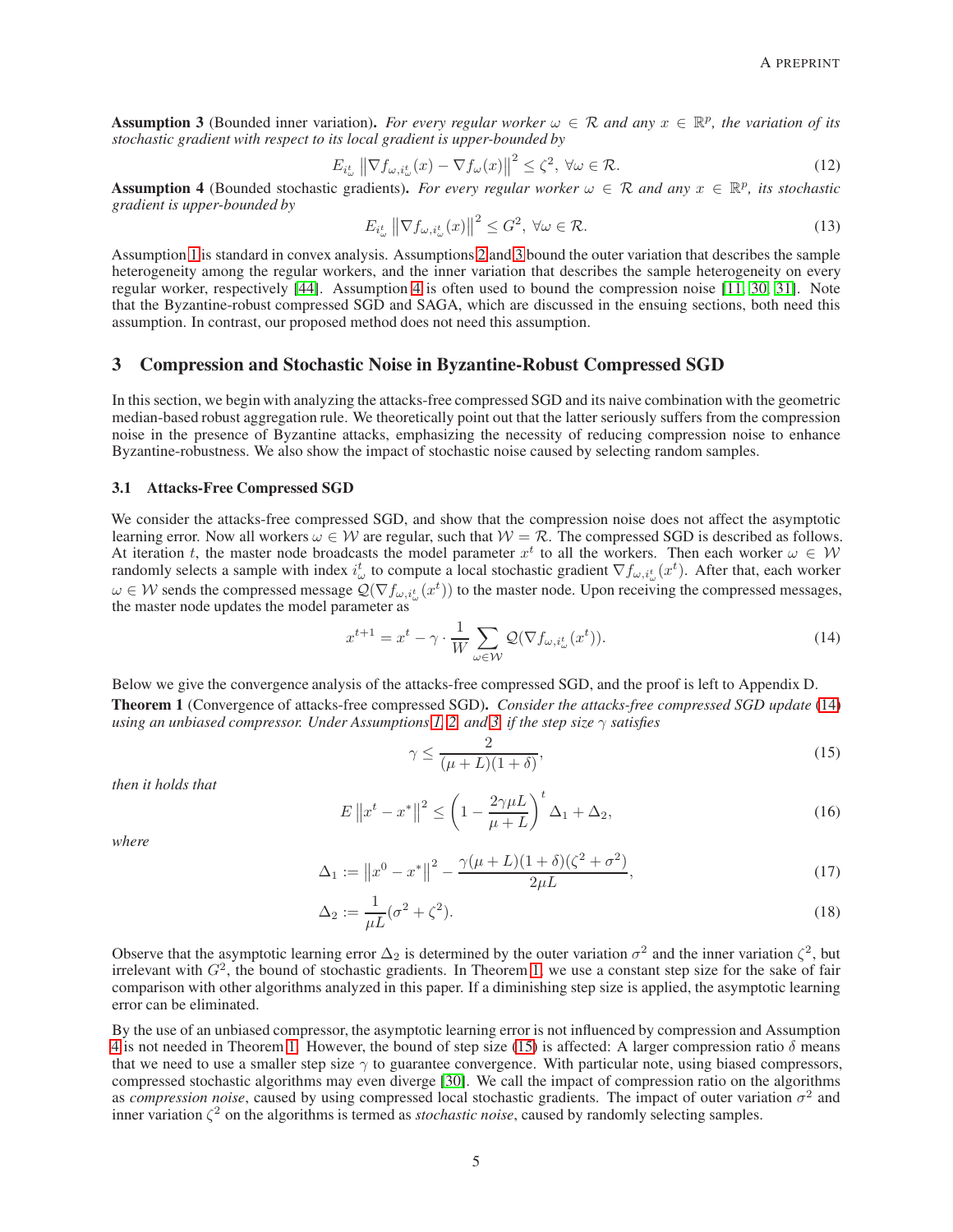**Assumption 3** (Bounded inner variation). *For every regular worker $\omega \in \mathcal{R}$ and any $x \in \mathbb{R}^p$, the variation of its stochastic gradient with respect to its local gradient is upper-bounded by*

$$E_{i_\omega^t} \left\|\nabla f_{\omega,i_\omega^t}(x) - \nabla f_\omega(x)\right\|^2 \leq \zeta^2, \ \forall \omega \in \mathcal{R}. \tag{12}$$

**Assumption 4** (Bounded stochastic gradients). *For every regular worker $\omega \in \mathcal{R}$ and any $x \in \mathbb{R}^p$, its stochastic gradient is upper-bounded by*

$$E_{i_\omega^t} \left\|\nabla f_{\omega,i_\omega^t}(x)\right\|^2 \leq G^2, \ \forall \omega \in \mathcal{R}. \tag{13}$$

Assumption 1 is standard in convex analysis. Assumptions 2 and 3 bound the outer variation that describes the sample heterogeneity among the regular workers, and the inner variation that describes the sample heterogeneity on every regular worker, respectively [44]. Assumption 4 is often used to bound the compression noise [11, 30, 31]. Note that the Byzantine-robust compressed SGD and SAGA, which are discussed in the ensuing sections, both need this assumption. In contrast, our proposed method does not need this assumption.

## 3 Compression and Stochastic Noise in Byzantine-Robust Compressed SGD

In this section, we begin with analyzing the attacks-free compressed SGD and its naive combination with the geometric median-based robust aggregation rule. We theoretically point out that the latter seriously suffers from the compression noise in the presence of Byzantine attacks, emphasizing the necessity of reducing compression noise to enhance Byzantine-robustness. We also show the impact of stochastic noise caused by selecting random samples.

### 3.1 Attacks-Free Compressed SGD

We consider the attacks-free compressed SGD, and show that the compression noise does not affect the asymptotic learning error. Now all workers $\omega \in \mathcal{W}$ are regular, such that $\mathcal{W} = \mathcal{R}$. The compressed SGD is described as follows. At iteration $t$, the master node broadcasts the model parameter $x^t$ to all the workers. Then each worker $\omega \in \mathcal{W}$ randomly selects a sample with index $i_\omega^t$ to compute a local stochastic gradient $\nabla f_{\omega,i_\omega^t}(x^t)$. After that, each worker $\omega \in \mathcal{W}$ sends the compressed message $\mathcal{Q}(\nabla f_{\omega,i_\omega^t}(x^t))$ to the master node. Upon receiving the compressed messages, the master node updates the model parameter as

$$x^{t+1} = x^t - \gamma \cdot \frac{1}{W} \sum_{\omega \in \mathcal{W}} \mathcal{Q}(\nabla f_{\omega,i_\omega^t}(x^t)). \tag{14}$$

Below we give the convergence analysis of the attacks-free compressed SGD, and the proof is left to Appendix D.

**Theorem 1** (Convergence of attacks-free compressed SGD). *Consider the attacks-free compressed SGD update (14) using an unbiased compressor. Under Assumptions 1, 2, and 3, if the step size $\gamma$ satisfies*

$$\gamma \leq \frac{2}{(\mu + L)(1 + \delta)}, \tag{15}$$

*then it holds that*

$$E\left\|x^t - x^*\right\|^2 \leq \left(1 - \frac{2\gamma\mu L}{\mu + L}\right)^t \Delta_1 + \Delta_2, \tag{16}$$

*where*

$$\Delta_1 := \left\|x^0 - x^*\right\|^2 - \frac{\gamma(\mu + L)(1 + \delta)(\zeta^2 + \sigma^2)}{2\mu L}, \tag{17}$$

$$\Delta_2 := \frac{1}{\mu L}(\sigma^2 + \zeta^2). \tag{18}$$

Observe that the asymptotic learning error $\Delta_2$ is determined by the outer variation $\sigma^2$ and the inner variation $\zeta^2$, but irrelevant with $G^2$, the bound of stochastic gradients. In Theorem 1, we use a constant step size for the sake of fair comparison with other algorithms analyzed in this paper. If a diminishing step size is applied, the asymptotic learning error can be eliminated.

By the use of an unbiased compressor, the asymptotic learning error is not influenced by compression and Assumption 4 is not needed in Theorem 1. However, the bound of step size (15) is affected: A larger compression ratio $\delta$ means that we need to use a smaller step size $\gamma$ to guarantee convergence. With particular note, using biased compressors, compressed stochastic algorithms may even diverge [30]. We call the impact of compression ratio on the algorithms as *compression noise*, caused by using compressed local stochastic gradients. The impact of outer variation $\sigma^2$ and inner variation $\zeta^2$ on the algorithms is termed as *stochastic noise*, caused by randomly selecting samples.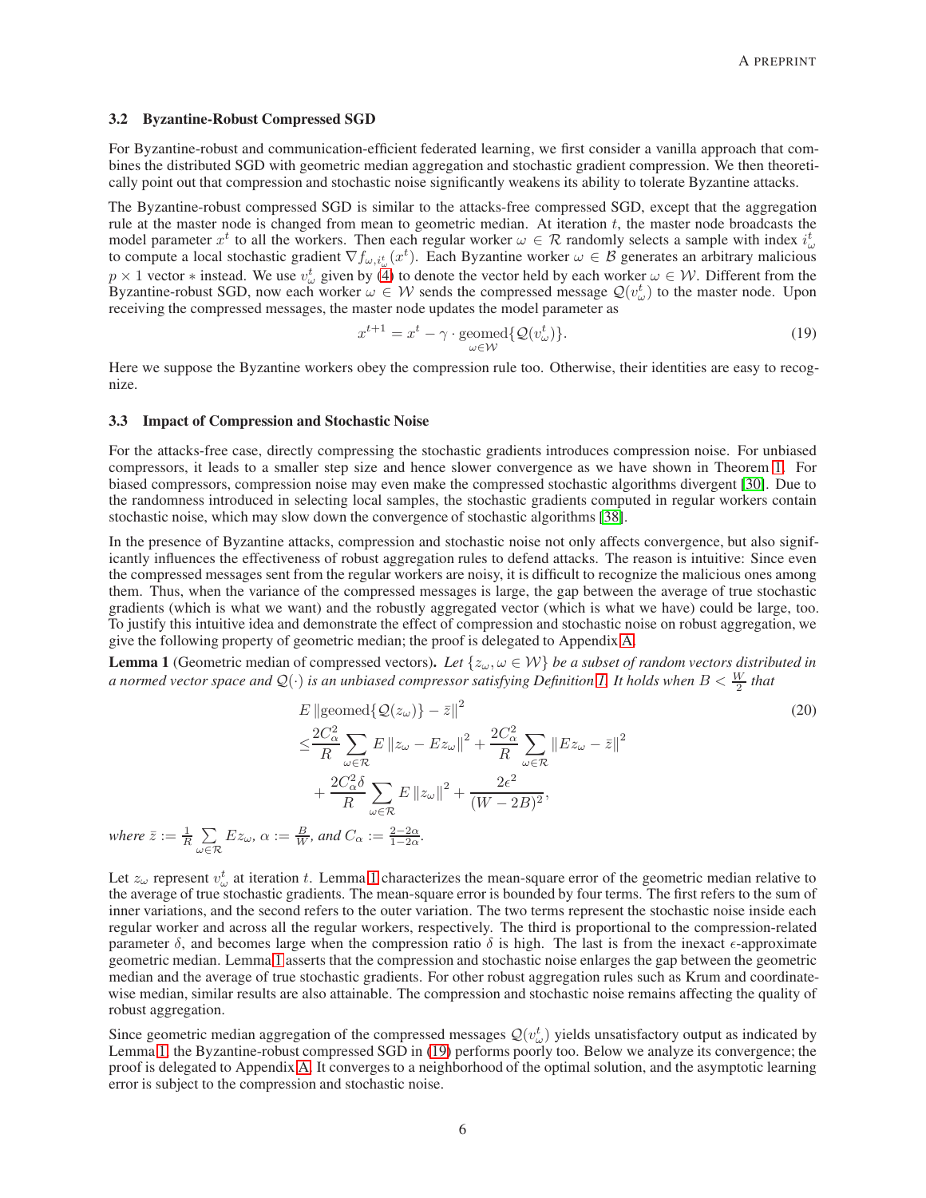### 3.2 Byzantine-Robust Compressed SGD

For Byzantine-robust and communication-efficient federated learning, we first consider a vanilla approach that combines the distributed SGD with geometric median aggregation and stochastic gradient compression. We then theoretically point out that compression and stochastic noise significantly weakens its ability to tolerate Byzantine attacks.

The Byzantine-robust compressed SGD is similar to the attacks-free compressed SGD, except that the aggregation rule at the master node is changed from mean to geometric median. At iteration $t$, the master node broadcasts the model parameter $x^t$ to all the workers. Then each regular worker $\omega \in \mathcal{R}$ randomly selects a sample with index $i_\omega^t$ to compute a local stochastic gradient $\nabla f_{\omega, i_\omega^t}(x^t)$. Each Byzantine worker $\omega \in \mathcal{B}$ generates an arbitrary malicious $p \times 1$ vector $*$ instead. We use $v_\omega^t$ given by (4) to denote the vector held by each worker $\omega \in \mathcal{W}$. Different from the Byzantine-robust SGD, now each worker $\omega \in \mathcal{W}$ sends the compressed message $\mathcal{Q}(v_\omega^t)$ to the master node. Upon receiving the compressed messages, the master node updates the model parameter as

$$x^{t+1} = x^t - \gamma \cdot \underset{\omega \in \mathcal{W}}{\operatorname{geomed}} \{\mathcal{Q}(v_\omega^t)\}. \tag{19}$$

Here we suppose the Byzantine workers obey the compression rule too. Otherwise, their identities are easy to recognize.

### 3.3 Impact of Compression and Stochastic Noise

For the attacks-free case, directly compressing the stochastic gradients introduces compression noise. For unbiased compressors, it leads to a smaller step size and hence slower convergence as we have shown in Theorem 1. For biased compressors, compression noise may even make the compressed stochastic algorithms divergent [30]. Due to the randomness introduced in selecting local samples, the stochastic gradients computed in regular workers contain stochastic noise, which may slow down the convergence of stochastic algorithms [38].

In the presence of Byzantine attacks, compression and stochastic noise not only affects convergence, but also significantly influences the effectiveness of robust aggregation rules to defend attacks. The reason is intuitive: Since even the compressed messages sent from the regular workers are noisy, it is difficult to recognize the malicious ones among them. Thus, when the variance of the compressed messages is large, the gap between the average of true stochastic gradients (which is what we want) and the robustly aggregated vector (which is what we have) could be large, too. To justify this intuitive idea and demonstrate the effect of compression and stochastic noise on robust aggregation, we give the following property of geometric median; the proof is delegated to Appendix A.

**Lemma 1** (Geometric median of compressed vectors)**.** *Let $\{z_\omega, \omega \in \mathcal{W}\}$ be a subset of random vectors distributed in a normed vector space and $\mathcal{Q}(\cdot)$ is an unbiased compressor satisfying Definition 1. It holds when $B < \frac{W}{2}$ that*

$$\begin{aligned}
&E\left\|\operatorname{geomed}\{\mathcal{Q}(z_\omega)\} - \bar{z}\right\|^2 \\
\leq &\frac{2C_\alpha^2}{R} \sum_{\omega \in \mathcal{R}} E\left\|z_\omega - Ez_\omega\right\|^2 + \frac{2C_\alpha^2}{R} \sum_{\omega \in \mathcal{R}} \left\|Ez_\omega - \bar{z}\right\|^2 \\
&+ \frac{2C_\alpha^2 \delta}{R} \sum_{\omega \in \mathcal{R}} E\left\|z_\omega\right\|^2 + \frac{2\epsilon^2}{(W-2B)^2},
\end{aligned} \tag{20}$$

*where $\bar{z} := \frac{1}{R} \sum_{\omega \in \mathcal{R}} Ez_\omega$, $\alpha := \frac{B}{W}$, and $C_\alpha := \frac{2-2\alpha}{1-2\alpha}$.*

Let $z_\omega$ represent $v_\omega^t$ at iteration $t$. Lemma 1 characterizes the mean-square error of the geometric median relative to the average of true stochastic gradients. The mean-square error is bounded by four terms. The first refers to the sum of inner variations, and the second refers to the outer variation. The two terms represent the stochastic noise inside each regular worker and across all the regular workers, respectively. The third is proportional to the compression-related parameter $\delta$, and becomes large when the compression ratio $\delta$ is high. The last is from the inexact $\epsilon$-approximate geometric median. Lemma 1 asserts that the compression and stochastic noise enlarges the gap between the geometric median and the average of true stochastic gradients. For other robust aggregation rules such as Krum and coordinate-wise median, similar results are also attainable. The compression and stochastic noise remains affecting the quality of robust aggregation.

Since geometric median aggregation of the compressed messages $\mathcal{Q}(v_\omega^t)$ yields unsatisfactory output as indicated by Lemma 1, the Byzantine-robust compressed SGD in (19) performs poorly too. Below we analyze its convergence; the proof is delegated to Appendix A. It converges to a neighborhood of the optimal solution, and the asymptotic learning error is subject to the compression and stochastic noise.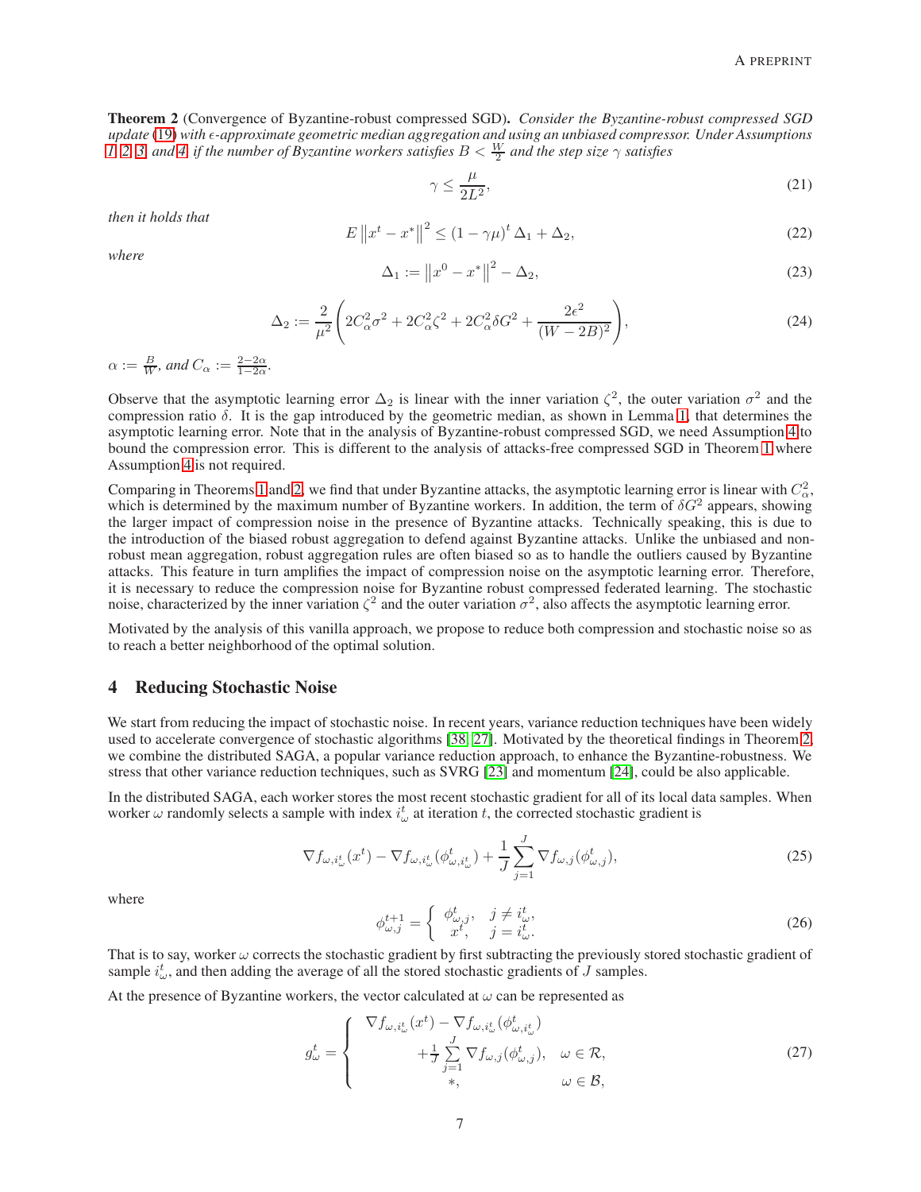**Theorem 2** (Convergence of Byzantine-robust compressed SGD)**.** *Consider the Byzantine-robust compressed SGD update (19) with $\epsilon$-approximate geometric median aggregation and using an unbiased compressor. Under Assumptions 1, 2, 3, and 4, if the number of Byzantine workers satisfies $B < \frac{W}{2}$ and the step size $\gamma$ satisfies*

$$\gamma \leq \frac{\mu}{2L^2}, \tag{21}$$

*then it holds that*

$$E \left\| x^t - x^* \right\|^2 \leq (1 - \gamma\mu)^t \Delta_1 + \Delta_2, \tag{22}$$

*where*

$$\Delta_1 := \left\| x^0 - x^* \right\|^2 - \Delta_2, \tag{23}$$

$$\Delta_2 := \frac{2}{\mu^2}\left(2C_\alpha^2\sigma^2 + 2C_\alpha^2\zeta^2 + 2C_\alpha^2\delta G^2 + \frac{2\epsilon^2}{(W-2B)^2}\right), \tag{24}$$

*$\alpha := \frac{B}{W}$, and $C_\alpha := \frac{2-2\alpha}{1-2\alpha}$.*

Observe that the asymptotic learning error $\Delta_2$ is linear with the inner variation $\zeta^2$, the outer variation $\sigma^2$ and the compression ratio $\delta$. It is the gap introduced by the geometric median, as shown in Lemma 1, that determines the asymptotic learning error. Note that in the analysis of Byzantine-robust compressed SGD, we need Assumption 4 to bound the compression error. This is different to the analysis of attacks-free compressed SGD in Theorem 1 where Assumption 4 is not required.

Comparing in Theorems 1 and 2, we find that under Byzantine attacks, the asymptotic learning error is linear with $C_\alpha^2$, which is determined by the maximum number of Byzantine workers. In addition, the term of $\delta G^2$ appears, showing the larger impact of compression noise in the presence of Byzantine attacks. Technically speaking, this is due to the introduction of the biased robust aggregation to defend against Byzantine attacks. Unlike the unbiased and non-robust mean aggregation, robust aggregation rules are often biased so as to handle the outliers caused by Byzantine attacks. This feature in turn amplifies the impact of compression noise on the asymptotic learning error. Therefore, it is necessary to reduce the compression noise for Byzantine robust compressed federated learning. The stochastic noise, characterized by the inner variation $\zeta^2$ and the outer variation $\sigma^2$, also affects the asymptotic learning error.

Motivated by the analysis of this vanilla approach, we propose to reduce both compression and stochastic noise so as to reach a better neighborhood of the optimal solution.

## 4 Reducing Stochastic Noise

We start from reducing the impact of stochastic noise. In recent years, variance reduction techniques have been widely used to accelerate convergence of stochastic algorithms [38, 27]. Motivated by the theoretical findings in Theorem 2, we combine the distributed SAGA, a popular variance reduction approach, to enhance the Byzantine-robustness. We stress that other variance reduction techniques, such as SVRG [23] and momentum [24], could be also applicable.

In the distributed SAGA, each worker stores the most recent stochastic gradient for all of its local data samples. When worker $\omega$ randomly selects a sample with index $i_\omega^t$ at iteration $t$, the corrected stochastic gradient is

$$\nabla f_{\omega,i_\omega^t}(x^t) - \nabla f_{\omega,i_\omega^t}(\phi_{\omega,i_\omega^t}^t) + \frac{1}{J}\sum_{j=1}^{J} \nabla f_{\omega,j}(\phi_{\omega,j}^t), \tag{25}$$

where

$$\phi_{\omega,j}^{t+1} = \begin{cases} \phi_{\omega,j}^t, & j \neq i_\omega^t, \\ x^t, & j = i_\omega^t. \end{cases} \tag{26}$$

That is to say, worker $\omega$ corrects the stochastic gradient by first subtracting the previously stored stochastic gradient of sample $i_\omega^t$, and then adding the average of all the stored stochastic gradients of $J$ samples.

At the presence of Byzantine workers, the vector calculated at $\omega$ can be represented as

$$g_\omega^t = \begin{cases} \nabla f_{\omega,i_\omega^t}(x^t) - \nabla f_{\omega,i_\omega^t}(\phi_{\omega,i_\omega^t}^t) + \frac{1}{J}\sum_{j=1}^{J} \nabla f_{\omega,j}(\phi_{\omega,j}^t), & \omega \in \mathcal{R}, \\ *, & \omega \in \mathcal{B}, \end{cases} \tag{27}$$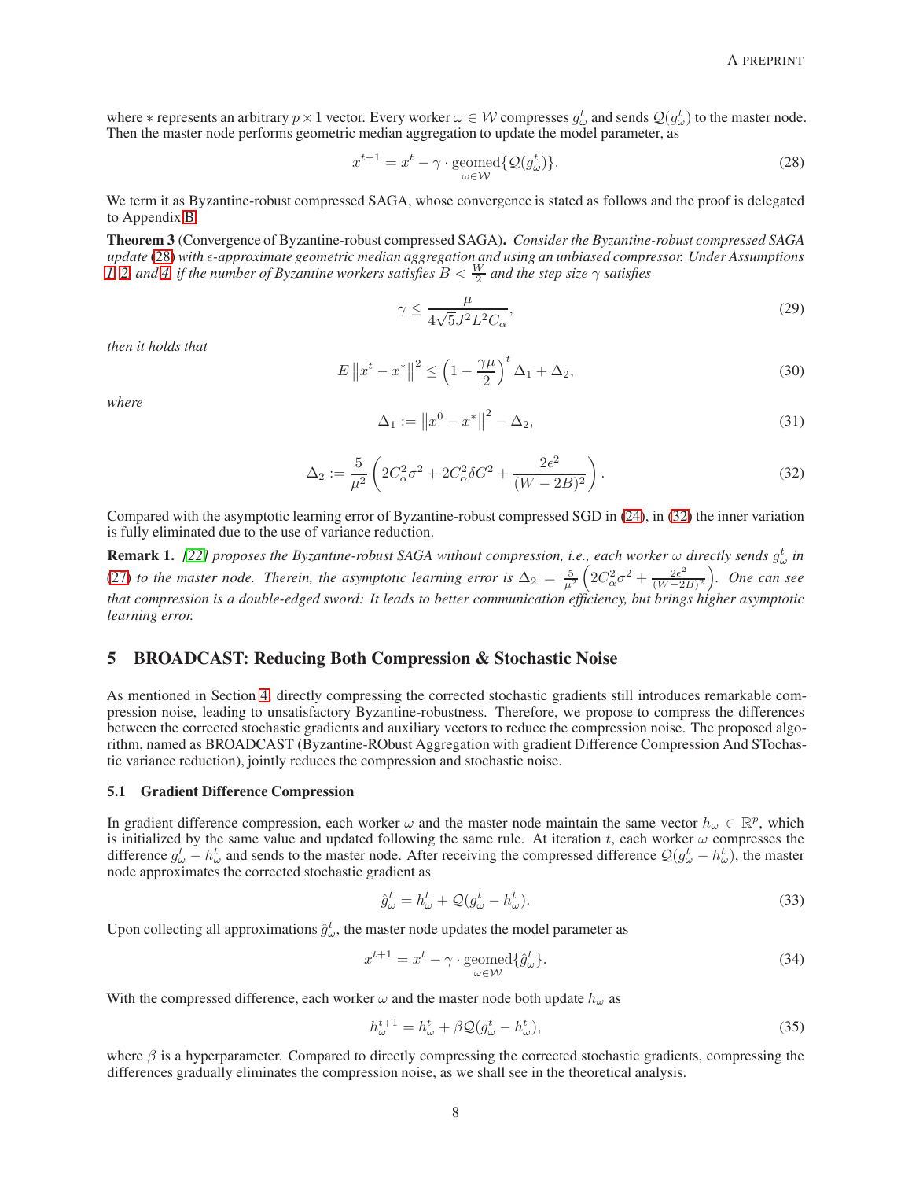where $*$ represents an arbitrary $p \times 1$ vector. Every worker $\omega \in \mathcal{W}$ compresses $g_\omega^t$ and sends $\mathcal{Q}(g_\omega^t)$ to the master node. Then the master node performs geometric median aggregation to update the model parameter, as

$$x^{t+1} = x^t - \gamma \cdot \underset{\omega \in \mathcal{W}}{\text{geomed}}\{\mathcal{Q}(g_\omega^t)\}. \tag{28}$$

We term it as Byzantine-robust compressed SAGA, whose convergence is stated as follows and the proof is delegated to Appendix B.

**Theorem 3** (Convergence of Byzantine-robust compressed SAGA). *Consider the Byzantine-robust compressed SAGA update (28) with $\epsilon$-approximate geometric median aggregation and using an unbiased compressor. Under Assumptions 1, 2, and 4, if the number of Byzantine workers satisfies $B < \frac{W}{2}$ and the step size $\gamma$ satisfies*

$$\gamma \leq \frac{\mu}{4\sqrt{5}J^2 L^2 C_\alpha}, \tag{29}$$

*then it holds that*

$$E\left\|x^t - x^*\right\|^2 \leq \left(1 - \frac{\gamma\mu}{2}\right)^t \Delta_1 + \Delta_2, \tag{30}$$

*where*

$$\Delta_1 := \left\|x^0 - x^*\right\|^2 - \Delta_2, \tag{31}$$

$$\Delta_2 := \frac{5}{\mu^2}\left(2C_\alpha^2\sigma^2 + 2C_\alpha^2\delta G^2 + \frac{2\epsilon^2}{(W-2B)^2}\right). \tag{32}$$

Compared with the asymptotic learning error of Byzantine-robust compressed SGD in (24), in (32) the inner variation is fully eliminated due to the use of variance reduction.

**Remark 1.** *[22] proposes the Byzantine-robust SAGA without compression, i.e., each worker $\omega$ directly sends $g_\omega^t$ in (27) to the master node. Therein, the asymptotic learning error is $\Delta_2 = \frac{5}{\mu^2}\left(2C_\alpha^2\sigma^2 + \frac{2\epsilon^2}{(W-2B)^2}\right)$. One can see that compression is a double-edged sword: It leads to better communication efficiency, but brings higher asymptotic learning error.*

## 5 BROADCAST: Reducing Both Compression & Stochastic Noise

As mentioned in Section 4, directly compressing the corrected stochastic gradients still introduces remarkable compression noise, leading to unsatisfactory Byzantine-robustness. Therefore, we propose to compress the differences between the corrected stochastic gradients and auxiliary vectors to reduce the compression noise. The proposed algorithm, named as BROADCAST (Byzantine-RObust Aggregation with gradient Difference Compression And STochastic variance reduction), jointly reduces the compression and stochastic noise.

### 5.1 Gradient Difference Compression

In gradient difference compression, each worker $\omega$ and the master node maintain the same vector $h_\omega \in \mathbb{R}^p$, which is initialized by the same value and updated following the same rule. At iteration $t$, each worker $\omega$ compresses the difference $g_\omega^t - h_\omega^t$ and sends to the master node. After receiving the compressed difference $\mathcal{Q}(g_\omega^t - h_\omega^t)$, the master node approximates the corrected stochastic gradient as

$$\hat{g}_\omega^t = h_\omega^t + \mathcal{Q}(g_\omega^t - h_\omega^t). \tag{33}$$

Upon collecting all approximations $\hat{g}_\omega^t$, the master node updates the model parameter as

$$x^{t+1} = x^t - \gamma \cdot \underset{\omega \in \mathcal{W}}{\text{geomed}}\{\hat{g}_\omega^t\}. \tag{34}$$

With the compressed difference, each worker $\omega$ and the master node both update $h_\omega$ as

$$h_\omega^{t+1} = h_\omega^t + \beta\mathcal{Q}(g_\omega^t - h_\omega^t), \tag{35}$$

where $\beta$ is a hyperparameter. Compared to directly compressing the corrected stochastic gradients, compressing the differences gradually eliminates the compression noise, as we shall see in the theoretical analysis.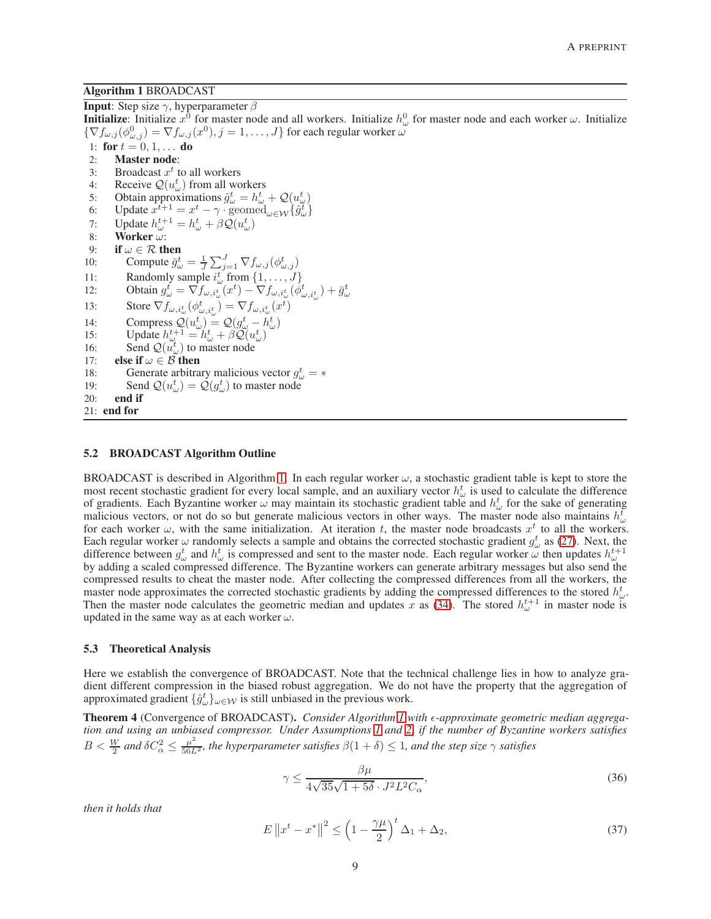**Algorithm 1** BROADCAST

**Input**: Step size $\gamma$, hyperparameter $\beta$

**Initialize**: Initialize $x^0$ for master node and all workers. Initialize $h_\omega^0$ for master node and each worker $\omega$. Initialize $\{\nabla f_{\omega,j}(\phi_{\omega,j}^0) = \nabla f_{\omega,j}(x^0), j = 1, \ldots, J\}$ for each regular worker $\omega$

1: **for** $t = 0, 1, \ldots$ **do**
2: **Master node**:
3: Broadcast $x^t$ to all workers
4: Receive $\mathcal{Q}(u_\omega^t)$ from all workers
5: Obtain approximations $\hat{g}_\omega^t = h_\omega^t + \mathcal{Q}(u_\omega^t)$
6: Update $x^{t+1} = x^t - \gamma \cdot \text{geomed}_{\omega \in \mathcal{W}}\{\hat{g}_\omega^t\}$
7: Update $h_\omega^{t+1} = h_\omega^t + \beta \mathcal{Q}(u_\omega^t)$
8: **Worker** $\omega$:
9: **if** $\omega \in \mathcal{R}$ **then**
10: Compute $\bar{g}_\omega^t = \frac{1}{J}\sum_{j=1}^J \nabla f_{\omega,j}(\phi_{\omega,j})$
11: Randomly sample $i_\omega^t$ from $\{1, \ldots, J\}$
12: Obtain $g_\omega^t = \nabla f_{\omega,i_\omega^t}(x^t) - \nabla f_{\omega,i_\omega^t}(\phi_{\omega,i_\omega^t}) + \bar{g}_\omega^t$
13: Store $\nabla f_{\omega,i_\omega^t}(\phi_{\omega,i_\omega^t}) = \nabla f_{\omega,i_\omega^t}(x^t)$
14: Compress $\mathcal{Q}(u_\omega^t) = \mathcal{Q}(g_\omega^t - h_\omega^t)$
15: Update $h_\omega^{t+1} = h_\omega^t + \beta \mathcal{Q}(u_\omega^t)$
16: Send $\mathcal{Q}(u_\omega^t)$ to master node
17: **else if** $\omega \in \mathcal{B}$ **then**
18: Generate arbitrary malicious vector $g_\omega^t = *$
19: Send $\mathcal{Q}(u_\omega^t) = \mathcal{Q}(g_\omega^t)$ to master node
20: **end if**
21: **end for**

### 5.2 BROADCAST Algorithm Outline

BROADCAST is described in Algorithm 1. In each regular worker $\omega$, a stochastic gradient table is kept to store the most recent stochastic gradient for every local sample, and an auxiliary vector $h_\omega^t$ is used to calculate the difference of gradients. Each Byzantine worker $\omega$ may maintain its stochastic gradient table and $h_\omega^t$ for the sake of generating malicious vectors, or not do so but generate malicious vectors in other ways. The master node also maintains $h_\omega^t$ for each worker $\omega$, with the same initialization. At iteration $t$, the master node broadcasts $x^t$ to all the workers. Each regular worker $\omega$ randomly selects a sample and obtains the corrected stochastic gradient $g_\omega^t$ as (27). Next, the difference between $g_\omega^t$ and $h_\omega^t$ is compressed and sent to the master node. Each regular worker $\omega$ then updates $h_\omega^{t+1}$ by adding a scaled compressed difference. The Byzantine workers can generate arbitrary messages but also send the compressed results to cheat the master node. After collecting the compressed differences from all the workers, the master node approximates the corrected stochastic gradients by adding the compressed differences to the stored $h_\omega^t$. Then the master node calculates the geometric median and updates $x$ as (34). The stored $h_\omega^{t+1}$ in master node is updated in the same way as at each worker $\omega$.

### 5.3 Theoretical Analysis

Here we establish the convergence of BROADCAST. Note that the technical challenge lies in how to analyze gradient different compression in the biased robust aggregation. We do not have the property that the aggregation of approximated gradient $\{\hat{g}_\omega^t\}_{\omega \in \mathcal{W}}$ is still unbiased in the previous work.

**Theorem 4** (Convergence of BROADCAST)**.** *Consider Algorithm 1 with $\epsilon$-approximate geometric median aggregation and using an unbiased compressor. Under Assumptions 1 and 2, if the number of Byzantine workers satisfies $B < \frac{W}{2}$ and $\delta C_\alpha^2 \leq \frac{\mu^2}{56L^2}$, the hyperparameter satisfies $\beta(1+\delta) \leq 1$, and the step size $\gamma$ satisfies*

$$\gamma \leq \frac{\beta\mu}{4\sqrt{35}\sqrt{1+5\delta} \cdot J^2 L^2 C_\alpha}, \tag{36}$$

*then it holds that*

$$E\left\|x^t - x^*\right\|^2 \leq \left(1 - \frac{\gamma\mu}{2}\right)^t \Delta_1 + \Delta_2, \tag{37}$$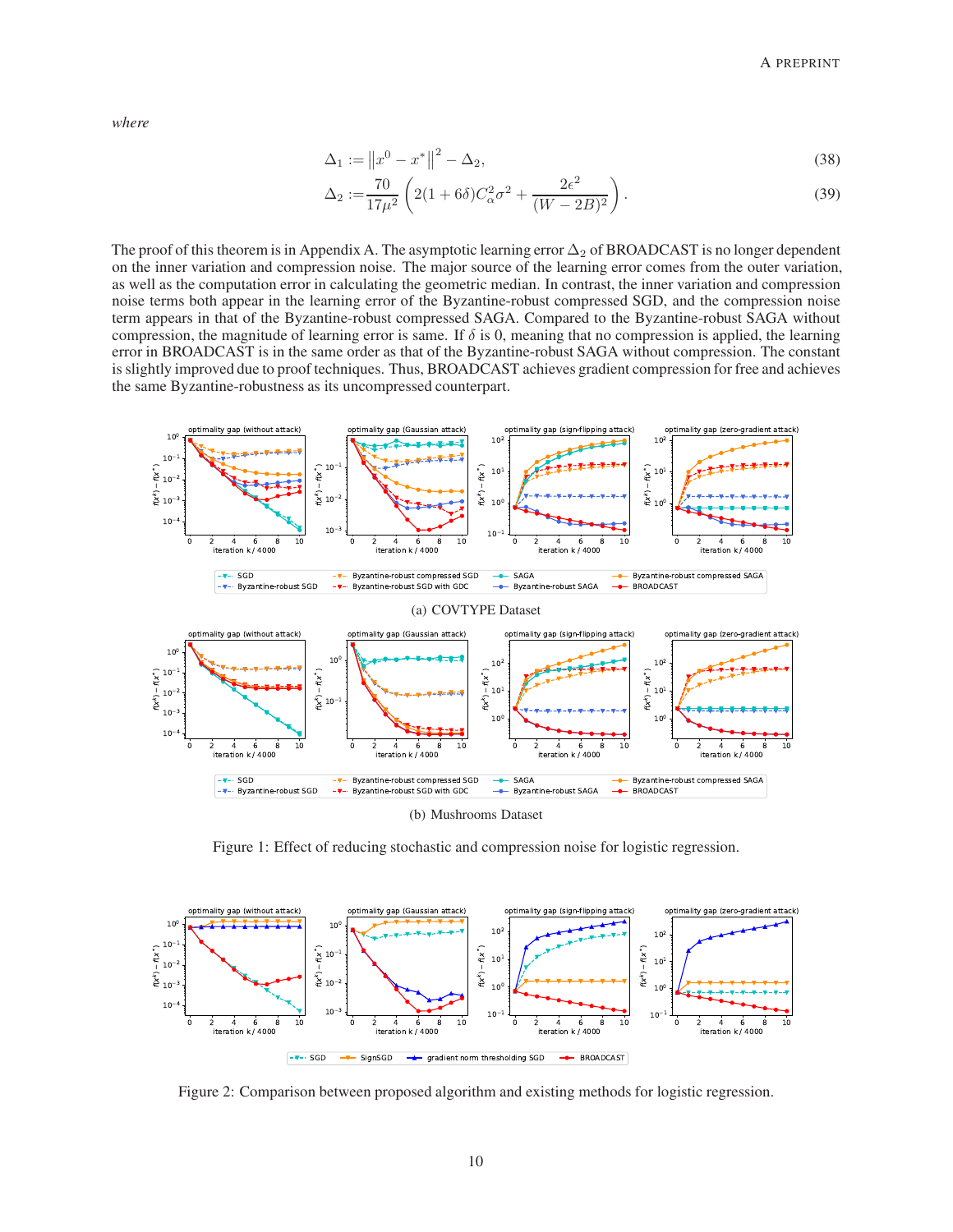*where*

$$\Delta_1 := \left\|x^0 - x^*\right\|^2 - \Delta_2, \tag{38}$$

$$\Delta_2 := \frac{70}{17\mu^2}\left(2(1+6\delta)C_\alpha^2\sigma^2 + \frac{2\epsilon^2}{(W-2B)^2}\right). \tag{39}$$

The proof of this theorem is in Appendix A. The asymptotic learning error $\Delta_2$ of BROADCAST is no longer dependent on the inner variation and compression noise. The major source of the learning error comes from the outer variation, as well as the computation error in calculating the geometric median. In contrast, the inner variation and compression noise terms both appear in the learning error of the Byzantine-robust compressed SGD, and the compression noise term appears in that of the Byzantine-robust compressed SAGA. Compared to the Byzantine-robust SAGA without compression, the magnitude of learning error is same. If $\delta$ is 0, meaning that no compression is applied, the learning error in BROADCAST is in the same order as that of the Byzantine-robust SAGA without compression. The constant is slightly improved due to proof techniques. Thus, BROADCAST achieves gradient compression for free and achieves the same Byzantine-robustness as its uncompressed counterpart.

(a) COVTYPE Dataset

(b) Mushrooms Dataset

Figure 1: Effect of reducing stochastic and compression noise for logistic regression.

Figure 2: Comparison between proposed algorithm and existing methods for logistic regression.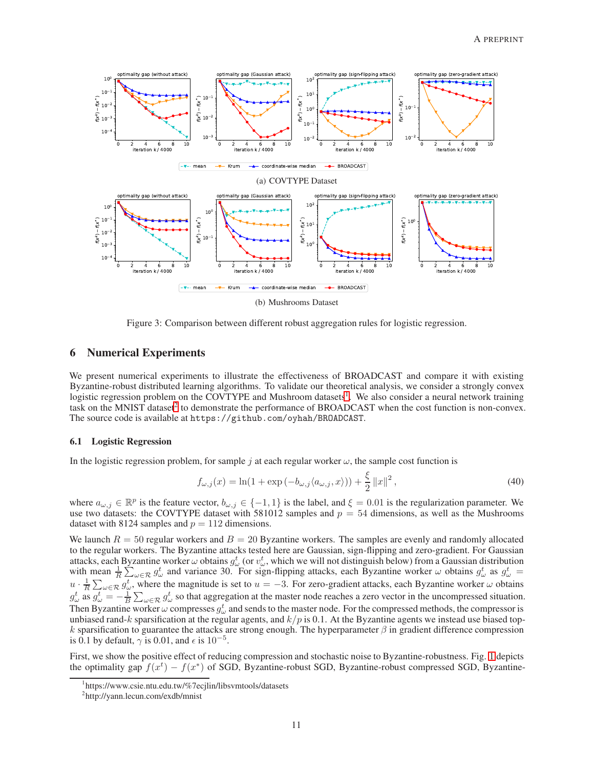(a) COVTYPE Dataset

(b) Mushrooms Dataset

Figure 3: Comparison between different robust aggregation rules for logistic regression.

## 6 Numerical Experiments

We present numerical experiments to illustrate the effectiveness of BROADCAST and compare it with existing Byzantine-robust distributed learning algorithms. To validate our theoretical analysis, we consider a strongly convex logistic regression problem on the COVTYPE and Mushroom datasets[1]. We also consider a neural network training task on the MNIST dataset[2] to demonstrate the performance of BROADCAST when the cost function is non-convex. The source code is available at `https://github.com/oyhah/BROADCAST`.

### 6.1 Logistic Regression

In the logistic regression problem, for sample $j$ at each regular worker $\omega$, the sample cost function is

$$f_{\omega,j}(x) = \ln(1 + \exp(-b_{\omega,j}\langle a_{\omega,j}, x\rangle)) + \frac{\xi}{2}\|x\|^2, \tag{40}$$

where $a_{\omega,j} \in \mathbb{R}^p$ is the feature vector, $b_{\omega,j} \in \{-1, 1\}$ is the label, and $\xi = 0.01$ is the regularization parameter. We use two datasets: the COVTYPE dataset with 581012 samples and $p = 54$ dimensions, as well as the Mushrooms dataset with 8124 samples and $p = 112$ dimensions.

We launch $R = 50$ regular workers and $B = 20$ Byzantine workers. The samples are evenly and randomly allocated to the regular workers. The Byzantine attacks tested here are Gaussian, sign-flipping and zero-gradient. For Gaussian attacks, each Byzantine worker $\omega$ obtains $g_\omega^t$ (or $v_\omega^t$, which we will not distinguish below) from a Gaussian distribution with mean $\frac{1}{R}\sum_{\omega\in\mathcal{R}} g_\omega^t$ and variance 30. For sign-flipping attacks, each Byzantine worker $\omega$ obtains $g_\omega^t$ as $g_\omega^t = u \cdot \frac{1}{R}\sum_{\omega\in\mathcal{R}} g_\omega^t$, where the magnitude is set to $u = -3$. For zero-gradient attacks, each Byzantine worker $\omega$ obtains $g_\omega^t$ as $g_\omega^t = -\frac{1}{B}\sum_{\omega\in\mathcal{R}} g_\omega^t$ so that aggregation at the master node reaches a zero vector in the uncompressed situation. Then Byzantine worker $\omega$ compresses $g_\omega^t$ and sends to the master node. For the compressed methods, the compressor is unbiased rand-$k$ sparsification at the regular agents, and $k/p$ is 0.1. At the Byzantine agents we instead use biased top-$k$ sparsification to guarantee the attacks are strong enough. The hyperparameter $\beta$ in gradient difference compression is 0.1 by default, $\gamma$ is 0.01, and $\epsilon$ is $10^{-5}$.

First, we show the positive effect of reducing compression and stochastic noise to Byzantine-robustness. Fig. 1 depicts the optimality gap $f(x^t) - f(x^*)$ of SGD, Byzantine-robust SGD, Byzantine-robust compressed SGD, Byzantine-

[1] https://www.csie.ntu.edu.tw/%7ecjlin/libsvmtools/datasets

[2] http://yann.lecun.com/exdb/mnist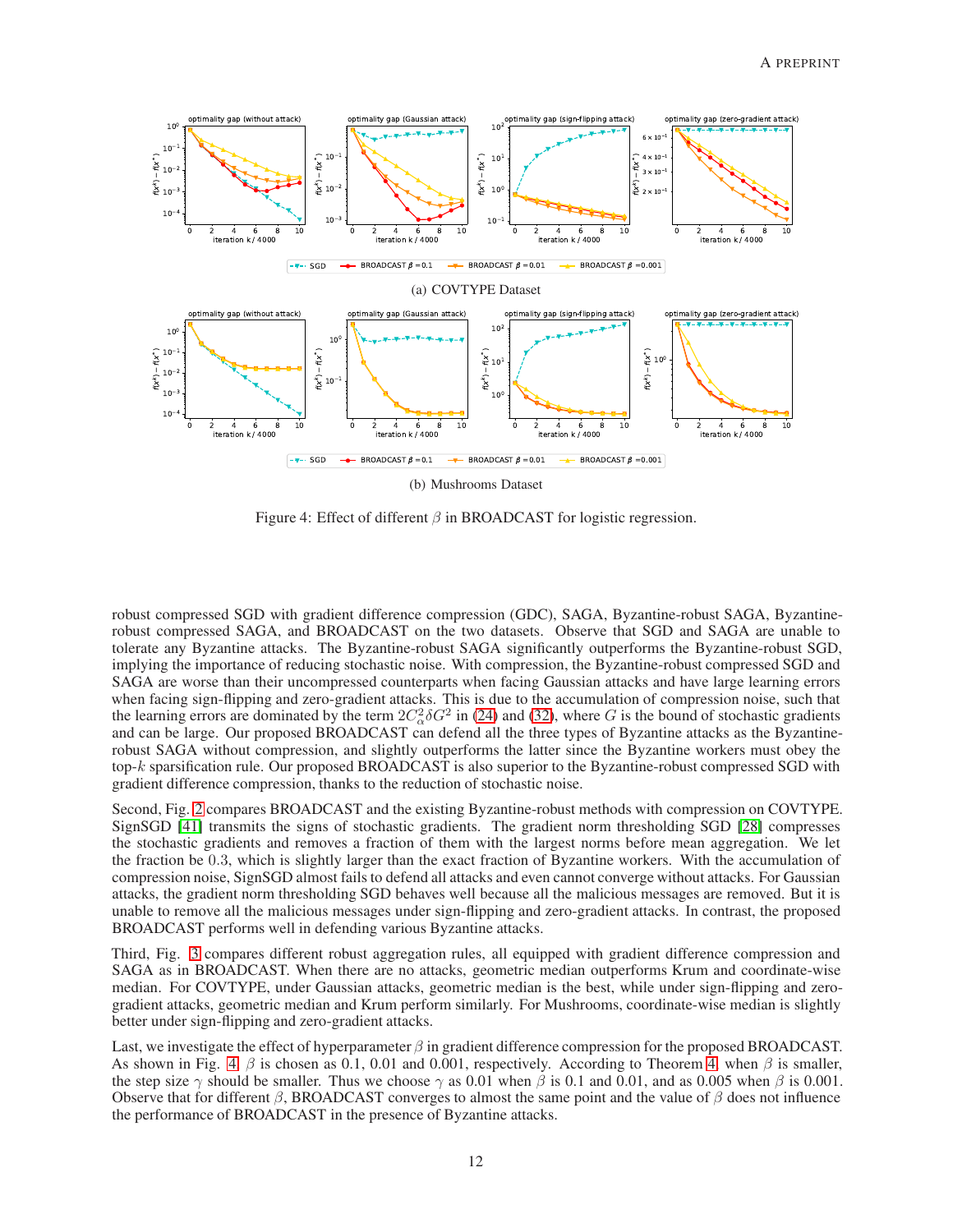(a) COVTYPE Dataset

(b) Mushrooms Dataset

Figure 4: Effect of different $\beta$ in BROADCAST for logistic regression.

robust compressed SGD with gradient difference compression (GDC), SAGA, Byzantine-robust SAGA, Byzantine-robust compressed SAGA, and BROADCAST on the two datasets. Observe that SGD and SAGA are unable to tolerate any Byzantine attacks. The Byzantine-robust SAGA significantly outperforms the Byzantine-robust SGD, implying the importance of reducing stochastic noise. With compression, the Byzantine-robust compressed SGD and SAGA are worse than their uncompressed counterparts when facing Gaussian attacks and have large learning errors when facing sign-flipping and zero-gradient attacks. This is due to the accumulation of compression noise, such that the learning errors are dominated by the term $2C_\alpha^2\delta G^2$ in (24) and (32), where $G$ is the bound of stochastic gradients and can be large. Our proposed BROADCAST can defend all the three types of Byzantine attacks as the Byzantine-robust SAGA without compression, and slightly outperforms the latter since the Byzantine workers must obey the top-$k$ sparsification rule. Our proposed BROADCAST is also superior to the Byzantine-robust compressed SGD with gradient difference compression, thanks to the reduction of stochastic noise.

Second, Fig. 2 compares BROADCAST and the existing Byzantine-robust methods with compression on COVTYPE. SignSGD [41] transmits the signs of stochastic gradients. The gradient norm thresholding SGD [28] compresses the stochastic gradients and removes a fraction of them with the largest norms before mean aggregation. We let the fraction be 0.3, which is slightly larger than the exact fraction of Byzantine workers. With the accumulation of compression noise, SignSGD almost fails to defend all attacks and even cannot converge without attacks. For Gaussian attacks, the gradient norm thresholding SGD behaves well because all the malicious messages are removed. But it is unable to remove all the malicious messages under sign-flipping and zero-gradient attacks. In contrast, the proposed BROADCAST performs well in defending various Byzantine attacks.

Third, Fig. 3 compares different robust aggregation rules, all equipped with gradient difference compression and SAGA as in BROADCAST. When there are no attacks, geometric median outperforms Krum and coordinate-wise median. For COVTYPE, under Gaussian attacks, geometric median is the best, while under sign-flipping and zero-gradient attacks, geometric median and Krum perform similarly. For Mushrooms, coordinate-wise median is slightly better under sign-flipping and zero-gradient attacks.

Last, we investigate the effect of hyperparameter $\beta$ in gradient difference compression for the proposed BROADCAST. As shown in Fig. 4, $\beta$ is chosen as 0.1, 0.01 and 0.001, respectively. According to Theorem 4, when $\beta$ is smaller, the step size $\gamma$ should be smaller. Thus we choose $\gamma$ as 0.01 when $\beta$ is 0.1 and 0.01, and as 0.005 when $\beta$ is 0.001. Observe that for different $\beta$, BROADCAST converges to almost the same point and the value of $\beta$ does not influence the performance of BROADCAST in the presence of Byzantine attacks.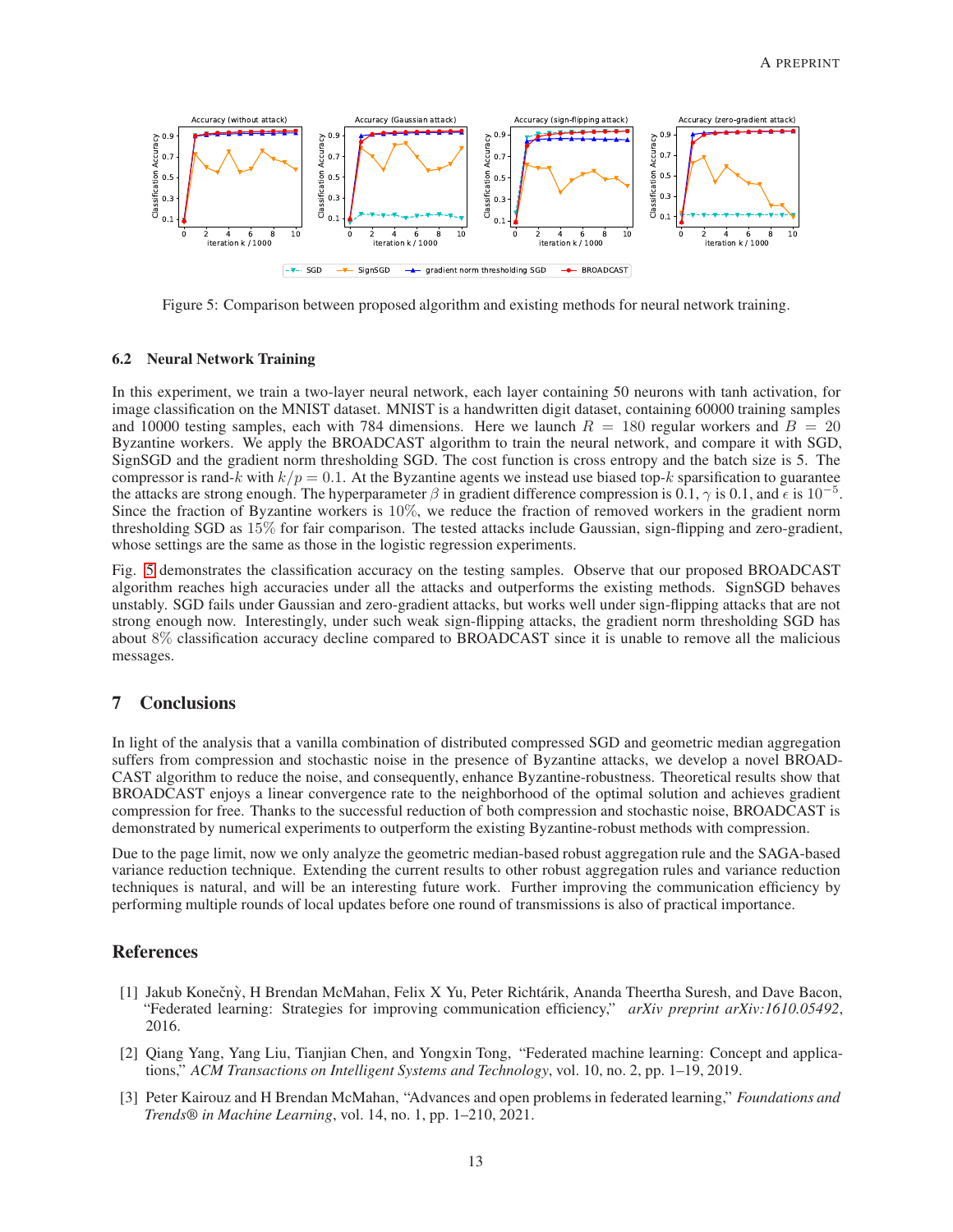Figure 5: Comparison between proposed algorithm and existing methods for neural network training.

### 6.2 Neural Network Training

In this experiment, we train a two-layer neural network, each layer containing 50 neurons with tanh activation, for image classification on the MNIST dataset. MNIST is a handwritten digit dataset, containing 60000 training samples and 10000 testing samples, each with 784 dimensions. Here we launch $R = 180$ regular workers and $B = 20$ Byzantine workers. We apply the BROADCAST algorithm to train the neural network, and compare it with SGD, SignSGD and the gradient norm thresholding SGD. The cost function is cross entropy and the batch size is 5. The compressor is rand-$k$ with $k/p = 0.1$. At the Byzantine agents we instead use biased top-$k$ sparsification to guarantee the attacks are strong enough. The hyperparameter $\beta$ in gradient difference compression is 0.1, $\gamma$ is 0.1, and $\epsilon$ is $10^{-5}$. Since the fraction of Byzantine workers is $10\%$, we reduce the fraction of removed workers in the gradient norm thresholding SGD as $15\%$ for fair comparison. The tested attacks include Gaussian, sign-flipping and zero-gradient, whose settings are the same as those in the logistic regression experiments.

Fig. 5 demonstrates the classification accuracy on the testing samples. Observe that our proposed BROADCAST algorithm reaches high accuracies under all the attacks and outperforms the existing methods. SignSGD behaves unstably. SGD fails under Gaussian and zero-gradient attacks, but works well under sign-flipping attacks that are not strong enough now. Interestingly, under such weak sign-flipping attacks, the gradient norm thresholding SGD has about $8\%$ classification accuracy decline compared to BROADCAST since it is unable to remove all the malicious messages.

## 7 Conclusions

In light of the analysis that a vanilla combination of distributed compressed SGD and geometric median aggregation suffers from compression and stochastic noise in the presence of Byzantine attacks, we develop a novel BROADCAST algorithm to reduce the noise, and consequently, enhance Byzantine-robustness. Theoretical results show that BROADCAST enjoys a linear convergence rate to the neighborhood of the optimal solution and achieves gradient compression for free. Thanks to the successful reduction of both compression and stochastic noise, BROADCAST is demonstrated by numerical experiments to outperform the existing Byzantine-robust methods with compression.

Due to the page limit, now we only analyze the geometric median-based robust aggregation rule and the SAGA-based variance reduction technique. Extending the current results to other robust aggregation rules and variance reduction techniques is natural, and will be an interesting future work. Further improving the communication efficiency by performing multiple rounds of local updates before one round of transmissions is also of practical importance.

## References

[1] Jakub Konečný, H Brendan McMahan, Felix X Yu, Peter Richtárik, Ananda Theertha Suresh, and Dave Bacon, "Federated learning: Strategies for improving communication efficiency," *arXiv preprint arXiv:1610.05492*, 2016.

[2] Qiang Yang, Yang Liu, Tianjian Chen, and Yongxin Tong, "Federated machine learning: Concept and applications," *ACM Transactions on Intelligent Systems and Technology*, vol. 10, no. 2, pp. 1–19, 2019.

[3] Peter Kairouz and H Brendan McMahan, "Advances and open problems in federated learning," *Foundations and Trends® in Machine Learning*, vol. 14, no. 1, pp. 1–210, 2021.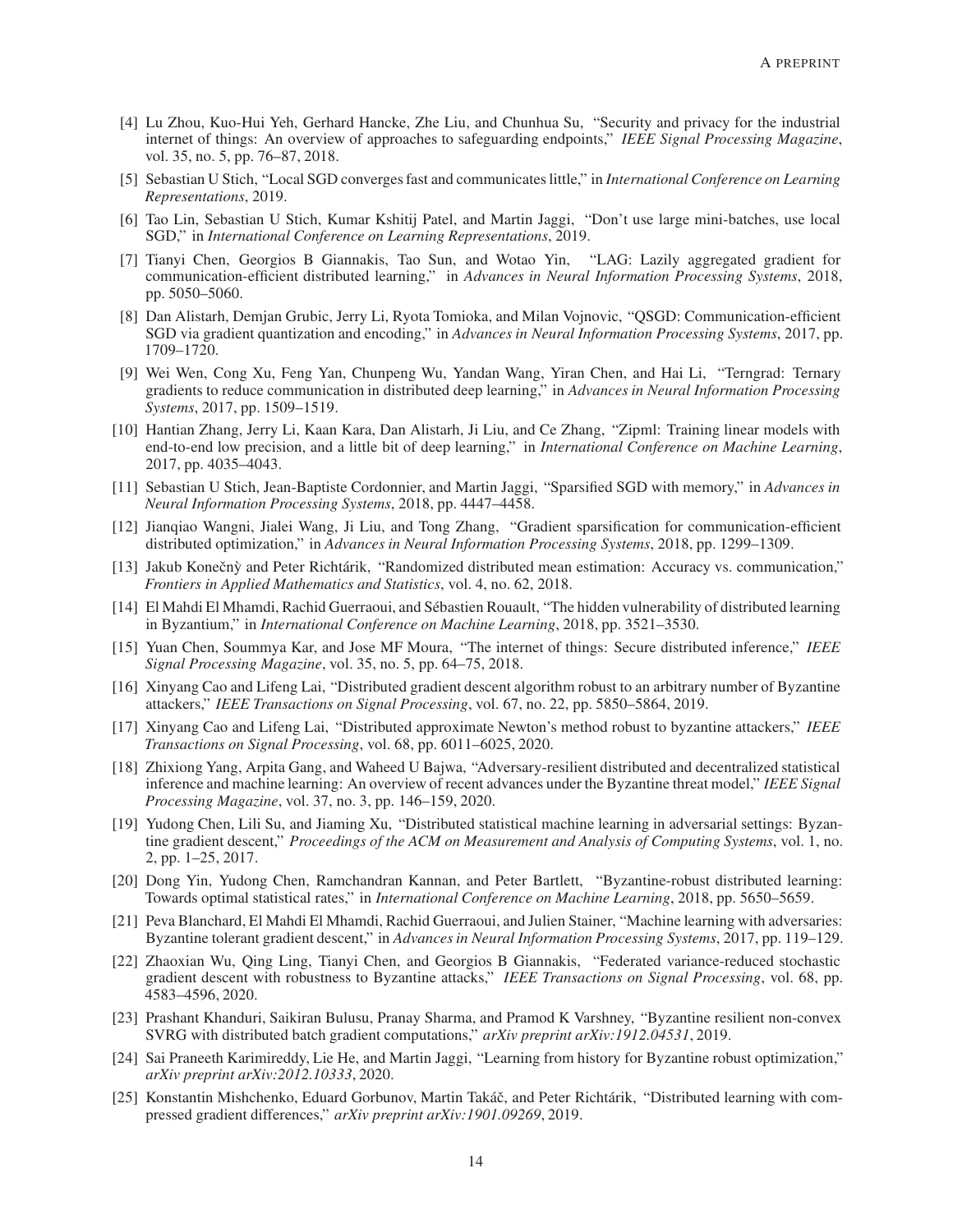[4] Lu Zhou, Kuo-Hui Yeh, Gerhard Hancke, Zhe Liu, and Chunhua Su, "Security and privacy for the industrial internet of things: An overview of approaches to safeguarding endpoints," *IEEE Signal Processing Magazine*, vol. 35, no. 5, pp. 76–87, 2018.

[5] Sebastian U Stich, "Local SGD converges fast and communicates little," in *International Conference on Learning Representations*, 2019.

[6] Tao Lin, Sebastian U Stich, Kumar Kshitij Patel, and Martin Jaggi, "Don't use large mini-batches, use local SGD," in *International Conference on Learning Representations*, 2019.

[7] Tianyi Chen, Georgios B Giannakis, Tao Sun, and Wotao Yin, "LAG: Lazily aggregated gradient for communication-efficient distributed learning," in *Advances in Neural Information Processing Systems*, 2018, pp. 5050–5060.

[8] Dan Alistarh, Demjan Grubic, Jerry Li, Ryota Tomioka, and Milan Vojnovic, "QSGD: Communication-efficient SGD via gradient quantization and encoding," in *Advances in Neural Information Processing Systems*, 2017, pp. 1709–1720.

[9] Wei Wen, Cong Xu, Feng Yan, Chunpeng Wu, Yandan Wang, Yiran Chen, and Hai Li, "Terngrad: Ternary gradients to reduce communication in distributed deep learning," in *Advances in Neural Information Processing Systems*, 2017, pp. 1509–1519.

[10] Hantian Zhang, Jerry Li, Kaan Kara, Dan Alistarh, Ji Liu, and Ce Zhang, "Zipml: Training linear models with end-to-end low precision, and a little bit of deep learning," in *International Conference on Machine Learning*, 2017, pp. 4035–4043.

[11] Sebastian U Stich, Jean-Baptiste Cordonnier, and Martin Jaggi, "Sparsified SGD with memory," in *Advances in Neural Information Processing Systems*, 2018, pp. 4447–4458.

[12] Jianqiao Wangni, Jialei Wang, Ji Liu, and Tong Zhang, "Gradient sparsification for communication-efficient distributed optimization," in *Advances in Neural Information Processing Systems*, 2018, pp. 1299–1309.

[13] Jakub Konečnỳ and Peter Richtárik, "Randomized distributed mean estimation: Accuracy vs. communication," *Frontiers in Applied Mathematics and Statistics*, vol. 4, no. 62, 2018.

[14] El Mahdi El Mhamdi, Rachid Guerraoui, and Sébastien Rouault, "The hidden vulnerability of distributed learning in Byzantium," in *International Conference on Machine Learning*, 2018, pp. 3521–3530.

[15] Yuan Chen, Soummya Kar, and Jose MF Moura, "The internet of things: Secure distributed inference," *IEEE Signal Processing Magazine*, vol. 35, no. 5, pp. 64–75, 2018.

[16] Xinyang Cao and Lifeng Lai, "Distributed gradient descent algorithm robust to an arbitrary number of Byzantine attackers," *IEEE Transactions on Signal Processing*, vol. 67, no. 22, pp. 5850–5864, 2019.

[17] Xinyang Cao and Lifeng Lai, "Distributed approximate Newton's method robust to byzantine attackers," *IEEE Transactions on Signal Processing*, vol. 68, pp. 6011–6025, 2020.

[18] Zhixiong Yang, Arpita Gang, and Waheed U Bajwa, "Adversary-resilient distributed and decentralized statistical inference and machine learning: An overview of recent advances under the Byzantine threat model," *IEEE Signal Processing Magazine*, vol. 37, no. 3, pp. 146–159, 2020.

[19] Yudong Chen, Lili Su, and Jiaming Xu, "Distributed statistical machine learning in adversarial settings: Byzantine gradient descent," *Proceedings of the ACM on Measurement and Analysis of Computing Systems*, vol. 1, no. 2, pp. 1–25, 2017.

[20] Dong Yin, Yudong Chen, Ramchandran Kannan, and Peter Bartlett, "Byzantine-robust distributed learning: Towards optimal statistical rates," in *International Conference on Machine Learning*, 2018, pp. 5650–5659.

[21] Peva Blanchard, El Mahdi El Mhamdi, Rachid Guerraoui, and Julien Stainer, "Machine learning with adversaries: Byzantine tolerant gradient descent," in *Advances in Neural Information Processing Systems*, 2017, pp. 119–129.

[22] Zhaoxian Wu, Qing Ling, Tianyi Chen, and Georgios B Giannakis, "Federated variance-reduced stochastic gradient descent with robustness to Byzantine attacks," *IEEE Transactions on Signal Processing*, vol. 68, pp. 4583–4596, 2020.

[23] Prashant Khanduri, Saikiran Bulusu, Pranay Sharma, and Pramod K Varshney, "Byzantine resilient non-convex SVRG with distributed batch gradient computations," *arXiv preprint arXiv:1912.04531*, 2019.

[24] Sai Praneeth Karimireddy, Lie He, and Martin Jaggi, "Learning from history for Byzantine robust optimization," *arXiv preprint arXiv:2012.10333*, 2020.

[25] Konstantin Mishchenko, Eduard Gorbunov, Martin Takáč, and Peter Richtárik, "Distributed learning with compressed gradient differences," *arXiv preprint arXiv:1901.09269*, 2019.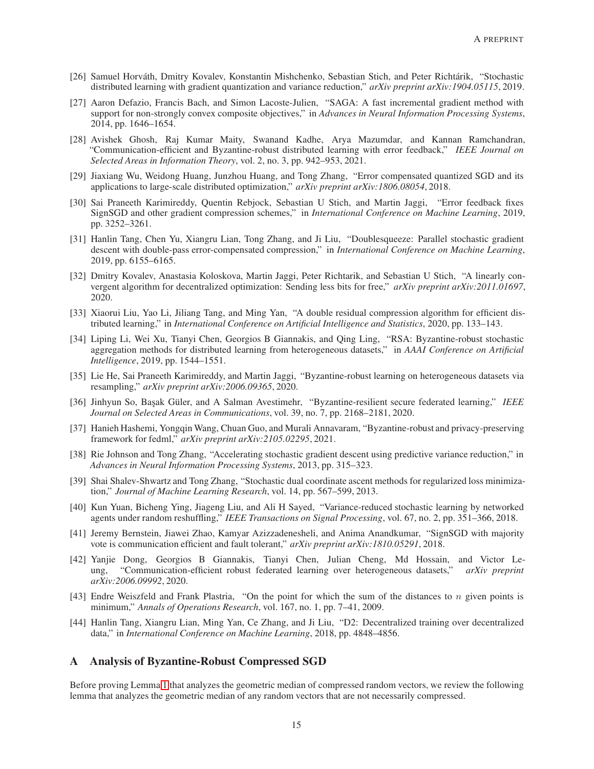[26] Samuel Horváth, Dmitry Kovalev, Konstantin Mishchenko, Sebastian Stich, and Peter Richtárik, "Stochastic distributed learning with gradient quantization and variance reduction," *arXiv preprint arXiv:1904.05115*, 2019.

[27] Aaron Defazio, Francis Bach, and Simon Lacoste-Julien, "SAGA: A fast incremental gradient method with support for non-strongly convex composite objectives," in *Advances in Neural Information Processing Systems*, 2014, pp. 1646–1654.

[28] Avishek Ghosh, Raj Kumar Maity, Swanand Kadhe, Arya Mazumdar, and Kannan Ramchandran, "Communication-efficient and Byzantine-robust distributed learning with error feedback," *IEEE Journal on Selected Areas in Information Theory*, vol. 2, no. 3, pp. 942–953, 2021.

[29] Jiaxiang Wu, Weidong Huang, Junzhou Huang, and Tong Zhang, "Error compensated quantized SGD and its applications to large-scale distributed optimization," *arXiv preprint arXiv:1806.08054*, 2018.

[30] Sai Praneeth Karimireddy, Quentin Rebjock, Sebastian U Stich, and Martin Jaggi, "Error feedback fixes SignSGD and other gradient compression schemes," in *International Conference on Machine Learning*, 2019, pp. 3252–3261.

[31] Hanlin Tang, Chen Yu, Xiangru Lian, Tong Zhang, and Ji Liu, "Doublesqueeze: Parallel stochastic gradient descent with double-pass error-compensated compression," in *International Conference on Machine Learning*, 2019, pp. 6155–6165.

[32] Dmitry Kovalev, Anastasia Koloskova, Martin Jaggi, Peter Richtarik, and Sebastian U Stich, "A linearly convergent algorithm for decentralized optimization: Sending less bits for free," *arXiv preprint arXiv:2011.01697*, 2020.

[33] Xiaorui Liu, Yao Li, Jiliang Tang, and Ming Yan, "A double residual compression algorithm for efficient distributed learning," in *International Conference on Artificial Intelligence and Statistics*, 2020, pp. 133–143.

[34] Liping Li, Wei Xu, Tianyi Chen, Georgios B Giannakis, and Qing Ling, "RSA: Byzantine-robust stochastic aggregation methods for distributed learning from heterogeneous datasets," in *AAAI Conference on Artificial Intelligence*, 2019, pp. 1544–1551.

[35] Lie He, Sai Praneeth Karimireddy, and Martin Jaggi, "Byzantine-robust learning on heterogeneous datasets via resampling," *arXiv preprint arXiv:2006.09365*, 2020.

[36] Jinhyun So, Başak Güler, and A Salman Avestimehr, "Byzantine-resilient secure federated learning," *IEEE Journal on Selected Areas in Communications*, vol. 39, no. 7, pp. 2168–2181, 2020.

[37] Hanieh Hashemi, Yongqin Wang, Chuan Guo, and Murali Annavaram, "Byzantine-robust and privacy-preserving framework for fedml," *arXiv preprint arXiv:2105.02295*, 2021.

[38] Rie Johnson and Tong Zhang, "Accelerating stochastic gradient descent using predictive variance reduction," in *Advances in Neural Information Processing Systems*, 2013, pp. 315–323.

[39] Shai Shalev-Shwartz and Tong Zhang, "Stochastic dual coordinate ascent methods for regularized loss minimization," *Journal of Machine Learning Research*, vol. 14, pp. 567–599, 2013.

[40] Kun Yuan, Bicheng Ying, Jiageng Liu, and Ali H Sayed, "Variance-reduced stochastic learning by networked agents under random reshuffling," *IEEE Transactions on Signal Processing*, vol. 67, no. 2, pp. 351–366, 2018.

[41] Jeremy Bernstein, Jiawei Zhao, Kamyar Azizzadenesheli, and Anima Anandkumar, "SignSGD with majority vote is communication efficient and fault tolerant," *arXiv preprint arXiv:1810.05291*, 2018.

[42] Yanjie Dong, Georgios B Giannakis, Tianyi Chen, Julian Cheng, Md Hossain, and Victor Leung, "Communication-efficient robust federated learning over heterogeneous datasets," *arXiv preprint arXiv:2006.09992*, 2020.

[43] Endre Weiszfeld and Frank Plastria, "On the point for which the sum of the distances to $n$ given points is minimum," *Annals of Operations Research*, vol. 167, no. 1, pp. 7–41, 2009.

[44] Hanlin Tang, Xiangru Lian, Ming Yan, Ce Zhang, and Ji Liu, "D2: Decentralized training over decentralized data," in *International Conference on Machine Learning*, 2018, pp. 4848–4856.

# A Analysis of Byzantine-Robust Compressed SGD

Before proving Lemma 1 that analyzes the geometric median of compressed random vectors, we review the following lemma that analyzes the geometric median of any random vectors that are not necessarily compressed.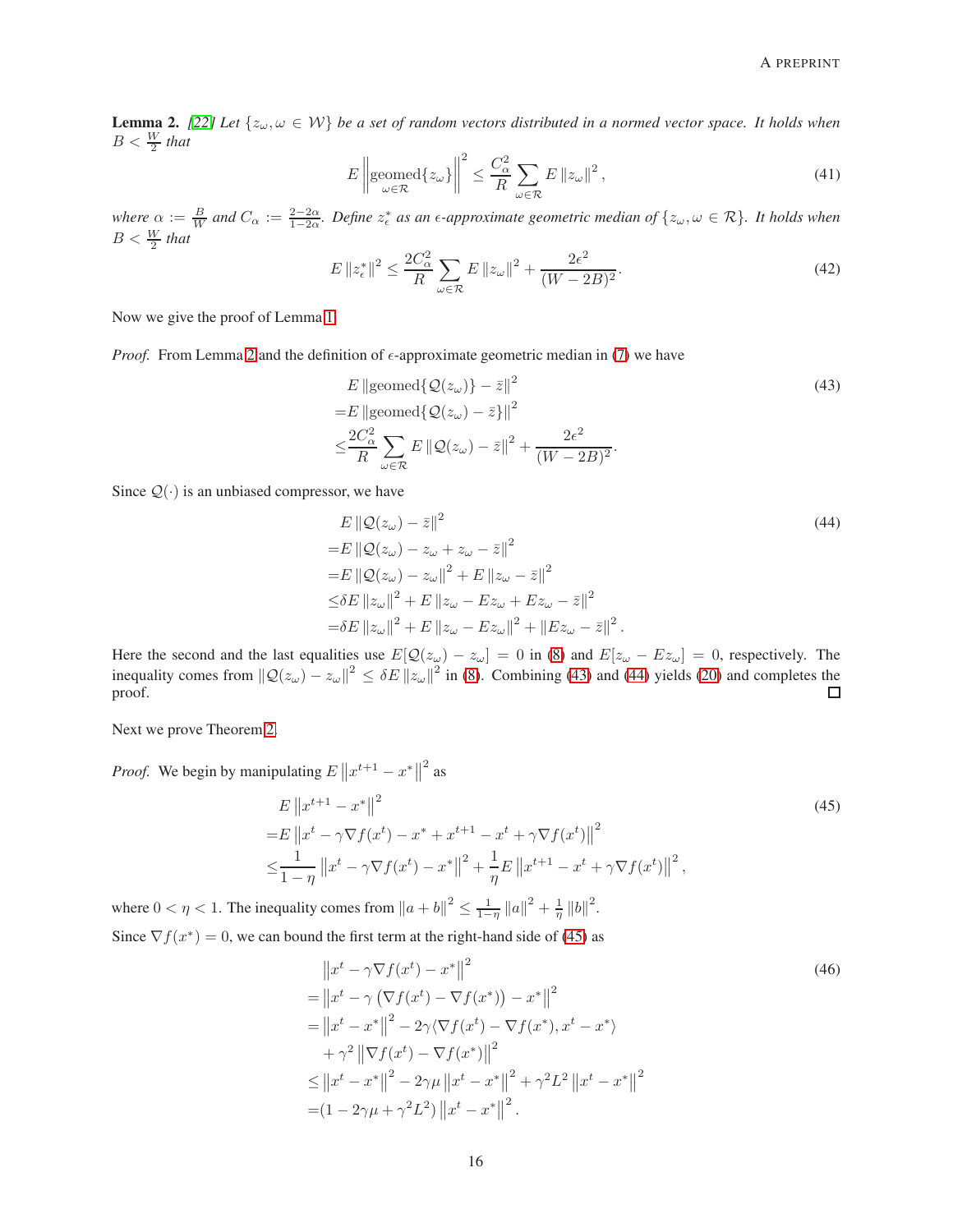**Lemma 2.** *[22] Let $\{z_\omega, \omega \in \mathcal{W}\}$ be a set of random vectors distributed in a normed vector space. It holds when $B < \frac{W}{2}$ that*

$$E \left\| \underset{\omega \in \mathcal{R}}{\text{geomed}} \{z_\omega\} \right\|^2 \leq \frac{C_\alpha^2}{R} \sum_{\omega \in \mathcal{R}} E \left\| z_\omega \right\|^2, \tag{41}$$

*where $\alpha := \frac{B}{W}$ and $C_\alpha := \frac{2-2\alpha}{1-2\alpha}$. Define $z_\epsilon^*$ as an $\epsilon$-approximate geometric median of $\{z_\omega, \omega \in \mathcal{R}\}$. It holds when $B < \frac{W}{2}$ that*

$$E \left\| z_\epsilon^* \right\|^2 \leq \frac{2C_\alpha^2}{R} \sum_{\omega \in \mathcal{R}} E \left\| z_\omega \right\|^2 + \frac{2\epsilon^2}{(W-2B)^2}. \tag{42}$$

Now we give the proof of Lemma 1.

*Proof.* From Lemma 2 and the definition of $\epsilon$-approximate geometric median in (7) we have

$$\begin{aligned}
& E \left\| \text{geomed}\{\mathcal{Q}(z_\omega)\} - \bar{z} \right\|^2 \\
=& E \left\| \text{geomed}\{\mathcal{Q}(z_\omega) - \bar{z}\} \right\|^2 \\
\leq& \frac{2C_\alpha^2}{R} \sum_{\omega \in \mathcal{R}} E \left\| \mathcal{Q}(z_\omega) - \bar{z} \right\|^2 + \frac{2\epsilon^2}{(W-2B)^2}.
\end{aligned} \tag{43}$$

Since $\mathcal{Q}(\cdot)$ is an unbiased compressor, we have

$$\begin{aligned}
& E \left\| \mathcal{Q}(z_\omega) - \bar{z} \right\|^2 \\
=& E \left\| \mathcal{Q}(z_\omega) - z_\omega + z_\omega - \bar{z} \right\|^2 \\
=& E \left\| \mathcal{Q}(z_\omega) - z_\omega \right\|^2 + E \left\| z_\omega - \bar{z} \right\|^2 \\
\leq& \delta E \left\| z_\omega \right\|^2 + E \left\| z_\omega - E z_\omega + E z_\omega - \bar{z} \right\|^2 \\
=& \delta E \left\| z_\omega \right\|^2 + E \left\| z_\omega - E z_\omega \right\|^2 + \left\| E z_\omega - \bar{z} \right\|^2.
\end{aligned} \tag{44}$$

Here the second and the last equalities use $E[\mathcal{Q}(z_\omega) - z_\omega] = 0$ in (8) and $E[z_\omega - E z_\omega] = 0$, respectively. The inequality comes from $\left\| \mathcal{Q}(z_\omega) - z_\omega \right\|^2 \leq \delta E \left\| z_\omega \right\|^2$ in (8). Combining (43) and (44) yields (20) and completes the proof. $\square$

Next we prove Theorem 2.

*Proof.* We begin by manipulating $E \left\| x^{t+1} - x^* \right\|^2$ as

$$\begin{aligned}
& E \left\| x^{t+1} - x^* \right\|^2 \\
=& E \left\| x^t - \gamma \nabla f(x^t) - x^* + x^{t+1} - x^t + \gamma \nabla f(x^t) \right\|^2 \\
\leq& \frac{1}{1-\eta} \left\| x^t - \gamma \nabla f(x^t) - x^* \right\|^2 + \frac{1}{\eta} E \left\| x^{t+1} - x^t + \gamma \nabla f(x^t) \right\|^2,
\end{aligned} \tag{45}$$

where $0 < \eta < 1$. The inequality comes from $\left\| a + b \right\|^2 \leq \frac{1}{1-\eta} \left\| a \right\|^2 + \frac{1}{\eta} \left\| b \right\|^2$.

Since $\nabla f(x^*) = 0$, we can bound the first term at the right-hand side of (45) as

$$\begin{aligned}
& \left\| x^t - \gamma \nabla f(x^t) - x^* \right\|^2 \\
=& \left\| x^t - \gamma \left( \nabla f(x^t) - \nabla f(x^*) \right) - x^* \right\|^2 \\
=& \left\| x^t - x^* \right\|^2 - 2\gamma \langle \nabla f(x^t) - \nabla f(x^*), x^t - x^* \rangle \\
&+ \gamma^2 \left\| \nabla f(x^t) - \nabla f(x^*) \right\|^2 \\
\leq& \left\| x^t - x^* \right\|^2 - 2\gamma\mu \left\| x^t - x^* \right\|^2 + \gamma^2 L^2 \left\| x^t - x^* \right\|^2 \\
=& (1 - 2\gamma\mu + \gamma^2 L^2) \left\| x^t - x^* \right\|^2.
\end{aligned} \tag{46}$$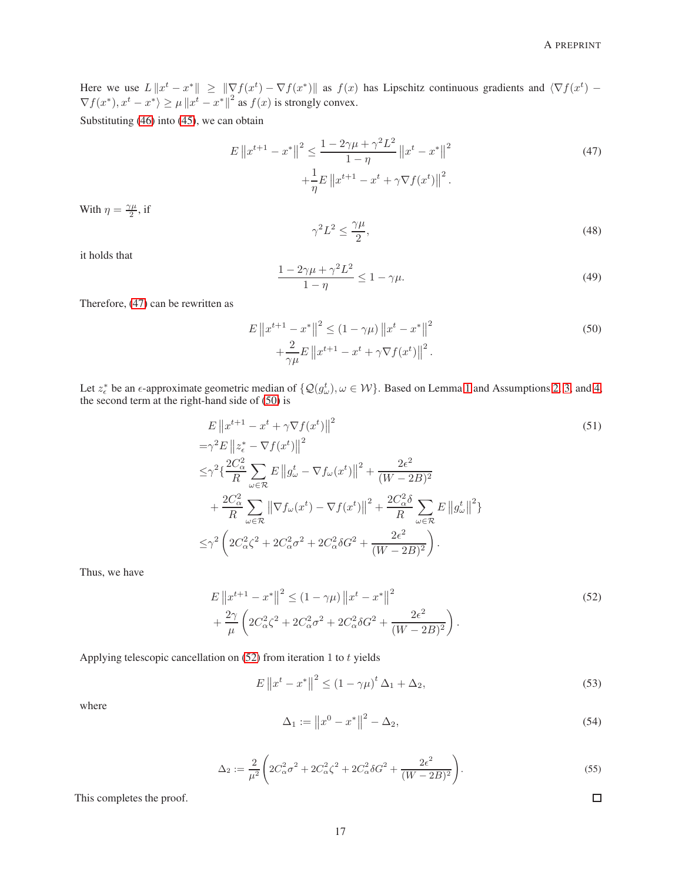Here we use $L\left\|x^t - x^*\right\| \geq \left\|\nabla f(x^t) - \nabla f(x^*)\right\|$ as $f(x)$ has Lipschitz continuous gradients and $\langle \nabla f(x^t) - \nabla f(x^*), x^t - x^* \rangle \geq \mu \left\|x^t - x^*\right\|^2$ as $f(x)$ is strongly convex.

Substituting (46) into (45), we can obtain

$$
\begin{aligned}
E\left\|x^{t+1} - x^*\right\|^2 \leq & \frac{1 - 2\gamma\mu + \gamma^2 L^2}{1-\eta}\left\|x^t - x^*\right\|^2 \\
& + \frac{1}{\eta} E\left\|x^{t+1} - x^t + \gamma \nabla f(x^t)\right\|^2.
\end{aligned} \tag{47}
$$

With $\eta = \frac{\gamma\mu}{2}$, if

$$
\gamma^2 L^2 \leq \frac{\gamma\mu}{2}, \tag{48}
$$

it holds that

$$
\frac{1 - 2\gamma\mu + \gamma^2 L^2}{1-\eta} \leq 1 - \gamma\mu. \tag{49}
$$

Therefore, (47) can be rewritten as

$$
\begin{aligned}
E\left\|x^{t+1} - x^*\right\|^2 \leq & (1-\gamma\mu)\left\|x^t - x^*\right\|^2 \\
& + \frac{2}{\gamma\mu} E\left\|x^{t+1} - x^t + \gamma \nabla f(x^t)\right\|^2.
\end{aligned} \tag{50}
$$

Let $z_\epsilon^*$ be an $\epsilon$-approximate geometric median of $\{\mathcal{Q}(g_\omega^t), \omega \in \mathcal{W}\}$. Based on Lemma 1 and Assumptions 2, 3, and 4, the second term at the right-hand side of (50) is

$$
\begin{aligned}
& E\left\|x^{t+1} - x^t + \gamma \nabla f(x^t)\right\|^2 \\
= & \gamma^2 E\left\|z_\epsilon^* - \nabla f(x^t)\right\|^2 \\
\leq & \gamma^2 \Big\{ \frac{2C_\alpha^2}{R} \sum_{\omega \in \mathcal{R}} E\left\|g_\omega^t - \nabla f_\omega(x^t)\right\|^2 + \frac{2\epsilon^2}{(W-2B)^2} \\
& + \frac{2C_\alpha^2}{R} \sum_{\omega \in \mathcal{R}} \left\|\nabla f_\omega(x^t) - \nabla f(x^t)\right\|^2 + \frac{2C_\alpha^2 \delta}{R} \sum_{\omega \in \mathcal{R}} E\left\|g_\omega^t\right\|^2 \Big\} \\
\leq & \gamma^2 \left( 2C_\alpha^2 \zeta^2 + 2C_\alpha^2 \sigma^2 + 2C_\alpha^2 \delta G^2 + \frac{2\epsilon^2}{(W-2B)^2} \right).
\end{aligned} \tag{51}
$$

Thus, we have

$$
\begin{aligned}
E\left\|x^{t+1} - x^*\right\|^2 \leq & (1-\gamma\mu)\left\|x^t - x^*\right\|^2 \\
& + \frac{2\gamma}{\mu} \left( 2C_\alpha^2 \zeta^2 + 2C_\alpha^2 \sigma^2 + 2C_\alpha^2 \delta G^2 + \frac{2\epsilon^2}{(W-2B)^2} \right).
\end{aligned} \tag{52}
$$

Applying telescopic cancellation on (52) from iteration 1 to $t$ yields

$$
E\left\|x^t - x^*\right\|^2 \leq (1-\gamma\mu)^t \Delta_1 + \Delta_2, \tag{53}
$$

where

$$
\Delta_1 := \left\|x^0 - x^*\right\|^2 - \Delta_2, \tag{54}
$$

$$
\Delta_2 := \frac{2}{\mu^2} \left( 2C_\alpha^2 \sigma^2 + 2C_\alpha^2 \zeta^2 + 2C_\alpha^2 \delta G^2 + \frac{2\epsilon^2}{(W-2B)^2} \right). \tag{55}
$$

This completes the proof. $\square$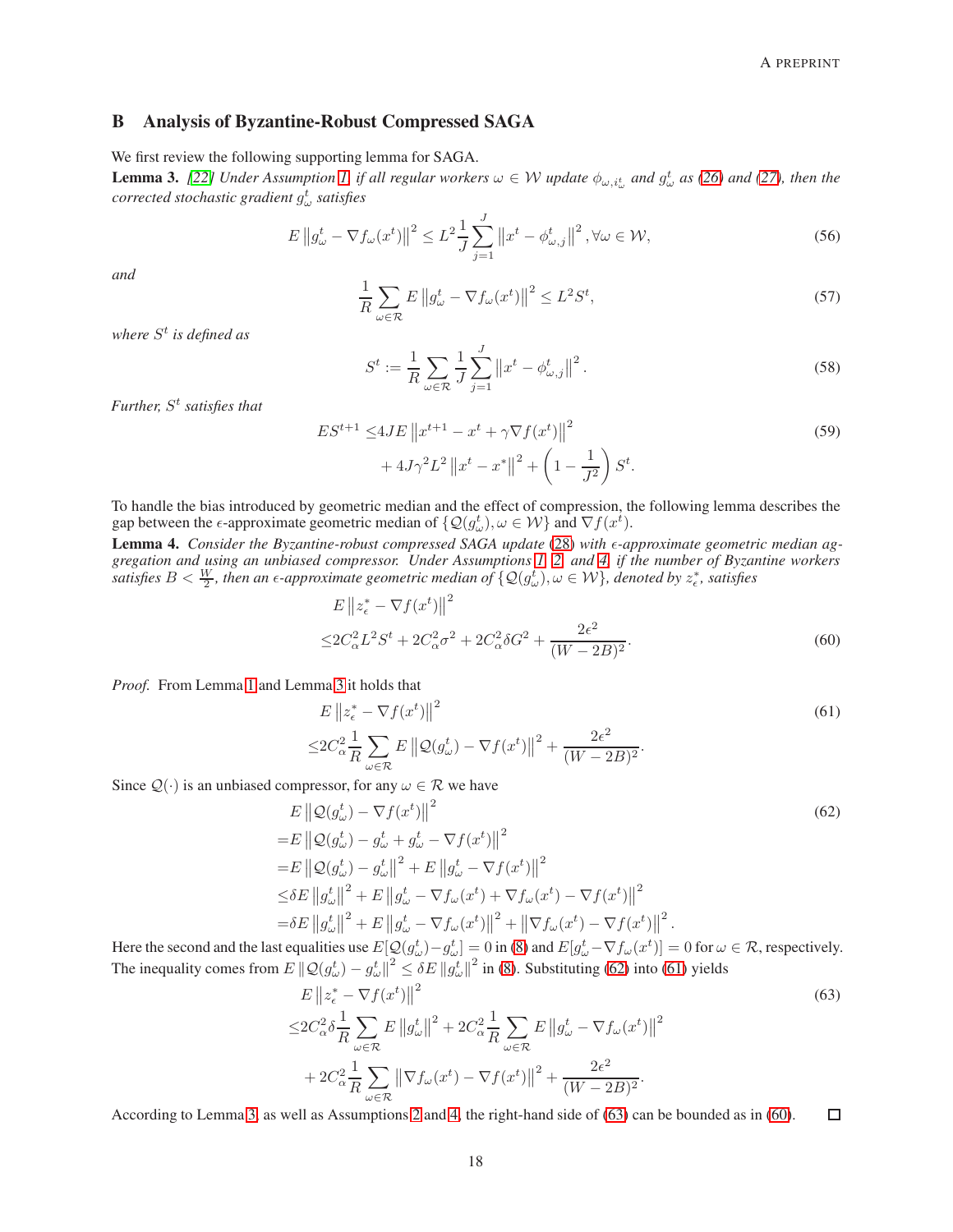## B Analysis of Byzantine-Robust Compressed SAGA

We first review the following supporting lemma for SAGA.

**Lemma 3.** *[22] Under Assumption 1, if all regular workers $\omega \in \mathcal{W}$ update $\phi_{\omega,i_\omega^t}$ and $g_\omega^t$ as (26) and (27), then the corrected stochastic gradient $g_\omega^t$ satisfies*

$$E\left\|g_\omega^t - \nabla f_\omega(x^t)\right\|^2 \leq L^2 \frac{1}{J}\sum_{j=1}^{J}\left\|x^t - \phi_{\omega,j}^t\right\|^2, \forall \omega \in \mathcal{W}, \tag{56}$$

*and*

$$\frac{1}{R}\sum_{\omega\in\mathcal{R}} E\left\|g_\omega^t - \nabla f_\omega(x^t)\right\|^2 \leq L^2 S^t, \tag{57}$$

*where $S^t$ is defined as*

$$S^t := \frac{1}{R}\sum_{\omega\in\mathcal{R}}\frac{1}{J}\sum_{j=1}^{J}\left\|x^t - \phi_{\omega,j}^t\right\|^2. \tag{58}$$

*Further, $S^t$ satisfies that*

$$\begin{aligned}ES^{t+1} \leq & 4JE\left\|x^{t+1} - x^t + \gamma\nabla f(x^t)\right\|^2 \\ & + 4J\gamma^2L^2\left\|x^t - x^*\right\|^2 + \left(1 - \frac{1}{J^2}\right)S^t.\end{aligned} \tag{59}$$

To handle the bias introduced by geometric median and the effect of compression, the following lemma describes the gap between the $\epsilon$-approximate geometric median of $\{\mathcal{Q}(g_\omega^t), \omega \in \mathcal{W}\}$ and $\nabla f(x^t)$.

**Lemma 4.** *Consider the Byzantine-robust compressed SAGA update (28) with $\epsilon$-approximate geometric median aggregation and using an unbiased compressor. Under Assumptions 1, 2, and 4, if the number of Byzantine workers satisfies $B < \frac{W}{2}$, then an $\epsilon$-approximate geometric median of $\{\mathcal{Q}(g_\omega^t), \omega \in \mathcal{W}\}$, denoted by $z_\epsilon^*$, satisfies*

$$\begin{aligned}&E\left\|z_\epsilon^* - \nabla f(x^t)\right\|^2 \\ \leq & 2C_\alpha^2L^2S^t + 2C_\alpha^2\sigma^2 + 2C_\alpha^2\delta G^2 + \frac{2\epsilon^2}{(W-2B)^2}.\end{aligned} \tag{60}$$

*Proof.* From Lemma 1 and Lemma 3 it holds that

$$\begin{aligned}&E\left\|z_\epsilon^* - \nabla f(x^t)\right\|^2 \\ \leq & 2C_\alpha^2\frac{1}{R}\sum_{\omega\in\mathcal{R}}E\left\|\mathcal{Q}(g_\omega^t) - \nabla f(x^t)\right\|^2 + \frac{2\epsilon^2}{(W-2B)^2}.\end{aligned} \tag{61}$$

Since $\mathcal{Q}(\cdot)$ is an unbiased compressor, for any $\omega \in \mathcal{R}$ we have

$$\begin{aligned}&E\left\|\mathcal{Q}(g_\omega^t) - \nabla f(x^t)\right\|^2 \\ =& E\left\|\mathcal{Q}(g_\omega^t) - g_\omega^t + g_\omega^t - \nabla f(x^t)\right\|^2 \\ =& E\left\|\mathcal{Q}(g_\omega^t) - g_\omega^t\right\|^2 + E\left\|g_\omega^t - \nabla f(x^t)\right\|^2 \\ \leq& \delta E\left\|g_\omega^t\right\|^2 + E\left\|g_\omega^t - \nabla f_\omega(x^t) + \nabla f_\omega(x^t) - \nabla f(x^t)\right\|^2 \\ =& \delta E\left\|g_\omega^t\right\|^2 + E\left\|g_\omega^t - \nabla f_\omega(x^t)\right\|^2 + \left\|\nabla f_\omega(x^t) - \nabla f(x^t)\right\|^2.\end{aligned} \tag{62}$$

Here the second and the last equalities use $E[\mathcal{Q}(g_\omega^t) - g_\omega^t] = 0$ in (8) and $E[g_\omega^t - \nabla f_\omega(x^t)] = 0$ for $\omega \in \mathcal{R}$, respectively. The inequality comes from $E\left\|\mathcal{Q}(g_\omega^t) - g_\omega^t\right\|^2 \leq \delta E\left\|g_\omega^t\right\|^2$ in (8). Substituting (62) into (61) yields

$$\begin{aligned}&E\left\|z_\epsilon^* - \nabla f(x^t)\right\|^2 \\ \leq& 2C_\alpha^2\delta\frac{1}{R}\sum_{\omega\in\mathcal{R}}E\left\|g_\omega^t\right\|^2 + 2C_\alpha^2\frac{1}{R}\sum_{\omega\in\mathcal{R}}E\left\|g_\omega^t - \nabla f_\omega(x^t)\right\|^2 \\ &+ 2C_\alpha^2\frac{1}{R}\sum_{\omega\in\mathcal{R}}\left\|\nabla f_\omega(x^t) - \nabla f(x^t)\right\|^2 + \frac{2\epsilon^2}{(W-2B)^2}.\end{aligned} \tag{63}$$

According to Lemma 3, as well as Assumptions 2 and 4, the right-hand side of (63) can be bounded as in (60). □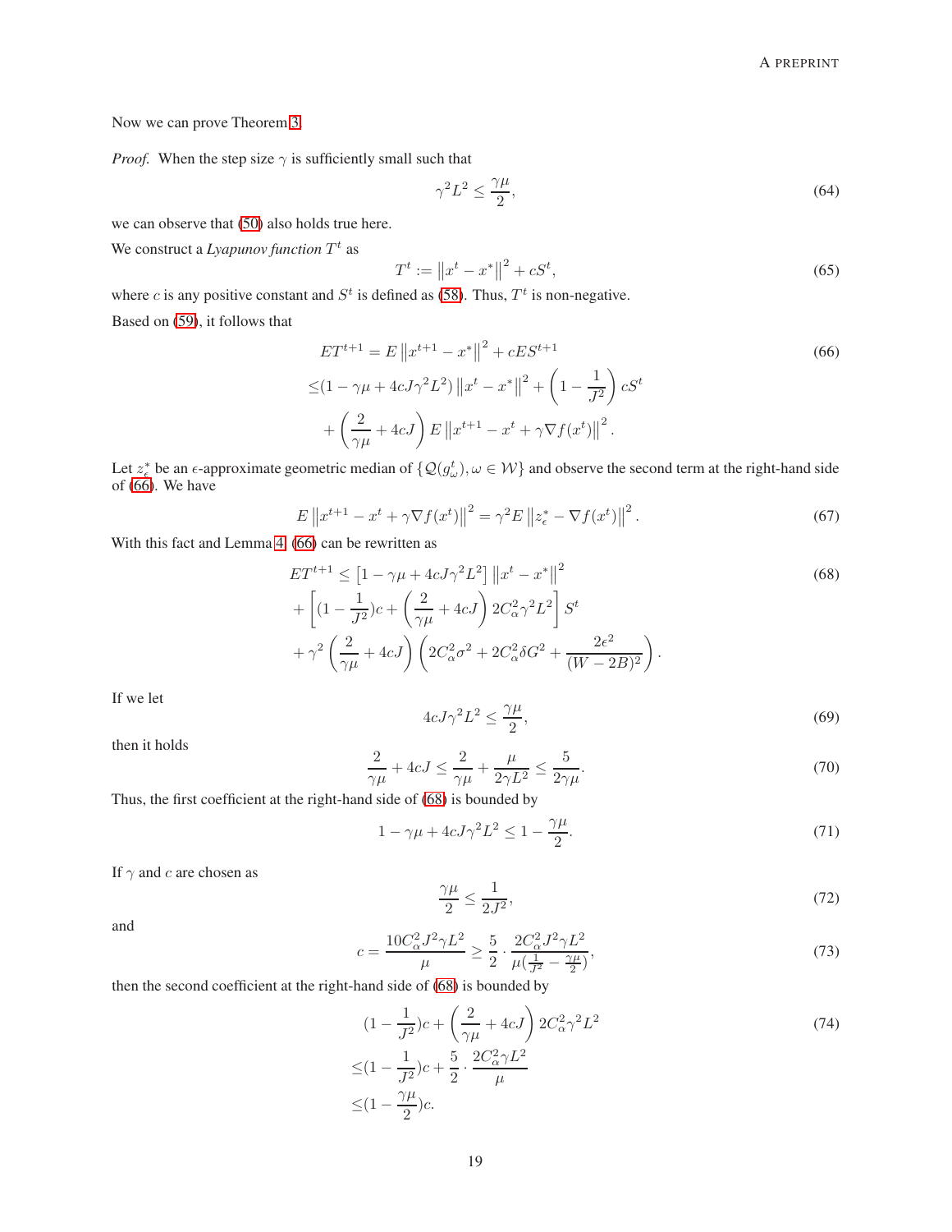Now we can prove Theorem 3.

*Proof.* When the step size $\gamma$ is sufficiently small such that

$$\gamma^2 L^2 \le \frac{\gamma\mu}{2}, \tag{64}$$

we can observe that (50) also holds true here.

We construct a *Lyapunov function* $T^t$ as

$$T^t := \left\|x^t - x^*\right\|^2 + cS^t, \tag{65}$$

where $c$ is any positive constant and $S^t$ is defined as (58). Thus, $T^t$ is non-negative.

Based on (59), it follows that

$$\begin{aligned}
ET^{t+1} &= E\left\|x^{t+1} - x^*\right\|^2 + cES^{t+1} \\
&\le (1 - \gamma\mu + 4cJ\gamma^2 L^2)\left\|x^t - x^*\right\|^2 + \left(1 - \frac{1}{J^2}\right)cS^t \\
&\quad + \left(\frac{2}{\gamma\mu} + 4cJ\right)E\left\|x^{t+1} - x^t + \gamma\nabla f(x^t)\right\|^2.
\end{aligned} \tag{66}$$

Let $z_\epsilon^*$ be an $\epsilon$-approximate geometric median of $\{\mathcal{Q}(g_\omega^t), \omega \in \mathcal{W}\}$ and observe the second term at the right-hand side of (66). We have

$$E\left\|x^{t+1} - x^t + \gamma\nabla f(x^t)\right\|^2 = \gamma^2 E\left\|z_\epsilon^* - \nabla f(x^t)\right\|^2. \tag{67}$$

With this fact and Lemma 4, (66) can be rewritten as

$$\begin{aligned}
ET^{t+1} &\le \left[1 - \gamma\mu + 4cJ\gamma^2 L^2\right]\left\|x^t - x^*\right\|^2 \\
&+ \left[(1 - \frac{1}{J^2})c + \left(\frac{2}{\gamma\mu} + 4cJ\right)2C_\alpha^2\gamma^2 L^2\right]S^t \\
&+ \gamma^2\left(\frac{2}{\gamma\mu} + 4cJ\right)\left(2C_\alpha^2\sigma^2 + 2C_\alpha^2\delta G^2 + \frac{2\epsilon^2}{(W - 2B)^2}\right).
\end{aligned} \tag{68}$$

If we let

$$4cJ\gamma^2 L^2 \le \frac{\gamma\mu}{2}, \tag{69}$$

then it holds

$$\frac{2}{\gamma\mu} + 4cJ \le \frac{2}{\gamma\mu} + \frac{\mu}{2\gamma L^2} \le \frac{5}{2\gamma\mu}. \tag{70}$$

Thus, the first coefficient at the right-hand side of (68) is bounded by

$$1 - \gamma\mu + 4cJ\gamma^2 L^2 \le 1 - \frac{\gamma\mu}{2}. \tag{71}$$

If $\gamma$ and $c$ are chosen as

$$\frac{\gamma\mu}{2} \le \frac{1}{2J^2}, \tag{72}$$

and

$$c = \frac{10C_\alpha^2 J^2\gamma L^2}{\mu} \ge \frac{5}{2}\cdot\frac{2C_\alpha^2 J^2\gamma L^2}{\mu(\frac{1}{J^2} - \frac{\gamma\mu}{2})}, \tag{73}$$

then the second coefficient at the right-hand side of (68) is bounded by

$$\begin{aligned}
&(1 - \frac{1}{J^2})c + \left(\frac{2}{\gamma\mu} + 4cJ\right)2C_\alpha^2\gamma^2 L^2 \\
\le &(1 - \frac{1}{J^2})c + \frac{5}{2}\cdot\frac{2C_\alpha^2\gamma L^2}{\mu} \\
\le &(1 - \frac{\gamma\mu}{2})c.
\end{aligned} \tag{74}$$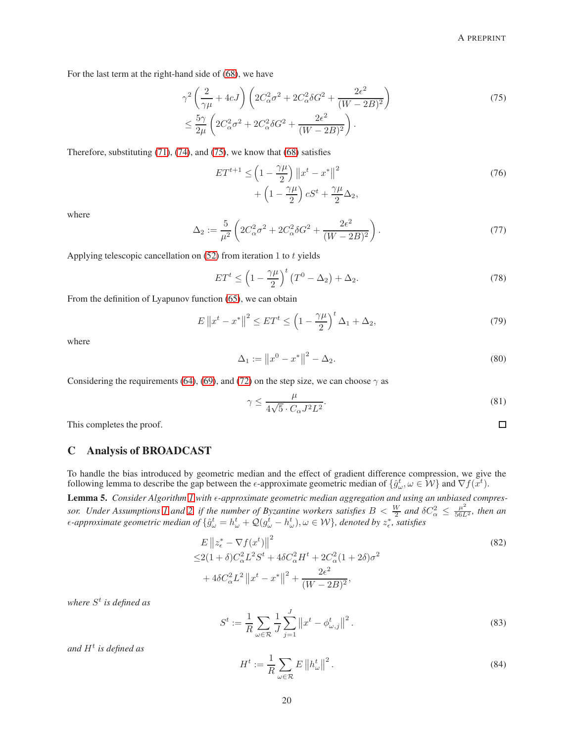For the last term at the right-hand side of (68), we have

$$
\begin{aligned}
&\gamma^2\left(\frac{2}{\gamma\mu}+4cJ\right)\left(2C_\alpha^2\sigma^2+2C_\alpha^2\delta G^2+\frac{2\epsilon^2}{(W-2B)^2}\right)\\
\le&\frac{5\gamma}{2\mu}\left(2C_\alpha^2\sigma^2+2C_\alpha^2\delta G^2+\frac{2\epsilon^2}{(W-2B)^2}\right).
\end{aligned}
\tag{75}
$$

Therefore, substituting (71), (74), and (75), we know that (68) satisfies

$$
\begin{aligned}
ET^{t+1}\le&\left(1-\frac{\gamma\mu}{2}\right)\left\|x^t-x^*\right\|^2\\
&+\left(1-\frac{\gamma\mu}{2}\right)cS^t+\frac{\gamma\mu}{2}\Delta_2,
\end{aligned}
\tag{76}
$$

where

$$
\Delta_2:=\frac{5}{\mu^2}\left(2C_\alpha^2\sigma^2+2C_\alpha^2\delta G^2+\frac{2\epsilon^2}{(W-2B)^2}\right).
\tag{77}
$$

Applying telescopic cancellation on (52) from iteration 1 to $t$ yields

$$
ET^t\le\left(1-\frac{\gamma\mu}{2}\right)^t\left(T^0-\Delta_2\right)+\Delta_2.
\tag{78}
$$

From the definition of Lyapunov function (65), we can obtain

$$
E\left\|x^t-x^*\right\|^2\le ET^t\le\left(1-\frac{\gamma\mu}{2}\right)^t\Delta_1+\Delta_2,
\tag{79}
$$

where

$$
\Delta_1:=\left\|x^0-x^*\right\|^2-\Delta_2.
\tag{80}
$$

Considering the requirements (64), (69), and (72) on the step size, we can choose $\gamma$ as

$$
\gamma\le\frac{\mu}{4\sqrt{5}\cdot C_\alpha J^2L^2}.
\tag{81}
$$

This completes the proof. □

## C Analysis of BROADCAST

To handle the bias introduced by geometric median and the effect of gradient difference compression, we give the following lemma to describe the gap between the $\epsilon$-approximate geometric median of $\{\hat{g}_\omega^t,\omega\in\mathcal{W}\}$ and $\nabla f(x^t)$.

**Lemma 5.** *Consider Algorithm 1 with $\epsilon$-approximate geometric median aggregation and using an unbiased compressor. Under Assumptions 1 and 2, if the number of Byzantine workers satisfies $B<\frac{W}{2}$ and $\delta C_\alpha^2\le\frac{\mu^2}{56L^2}$, then an $\epsilon$-approximate geometric median of $\{\hat{g}_\omega^t=h_\omega^t+\mathcal{Q}(g_\omega^t-h_\omega^t),\omega\in\mathcal{W}\}$, denoted by $z_\epsilon^*$, satisfies*

$$
\begin{aligned}
&E\left\|z_\epsilon^*-\nabla f(x^t)\right\|^2\\
\le&2(1+\delta)C_\alpha^2L^2S^t+4\delta C_\alpha^2H^t+2C_\alpha^2(1+2\delta)\sigma^2\\
&+4\delta C_\alpha^2L^2\left\|x^t-x^*\right\|^2+\frac{2\epsilon^2}{(W-2B)^2},
\end{aligned}
\tag{82}
$$

*where $S^t$ is defined as*

$$
S^t:=\frac{1}{R}\sum_{\omega\in\mathcal{R}}\frac{1}{J}\sum_{j=1}^{J}\left\|x^t-\phi_{\omega,j}^t\right\|^2.
\tag{83}
$$

*and $H^t$ is defined as*

$$
H^t:=\frac{1}{R}\sum_{\omega\in\mathcal{R}}E\left\|h_\omega^t\right\|^2.
\tag{84}
$$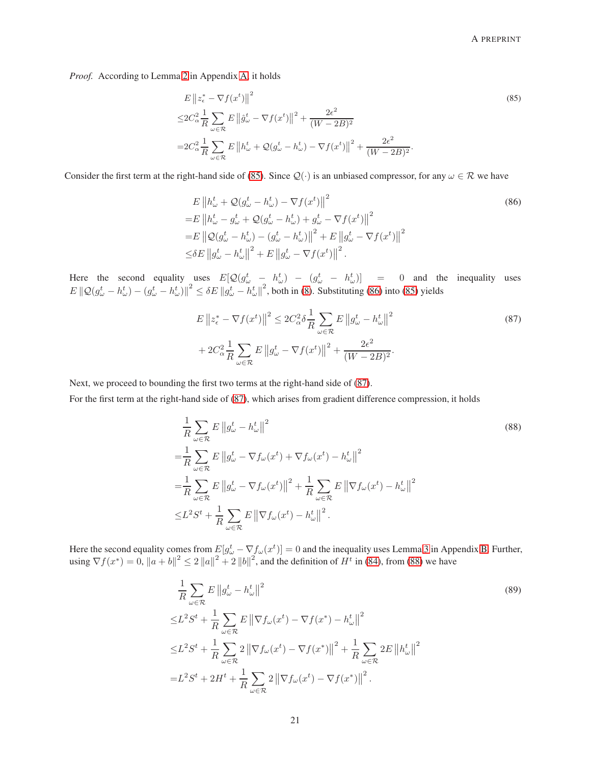*Proof.* According to Lemma 2 in Appendix A, it holds

$$
\begin{aligned}
& E\left\|z_\epsilon^*-\nabla f(x^t)\right\|^2 \\
\le & 2C_\alpha^2 \frac{1}{R}\sum_{\omega\in\mathcal{R}} E\left\|\hat{g}_\omega^t-\nabla f(x^t)\right\|^2+\frac{2\epsilon^2}{(W-2B)^2} \\
= & 2C_\alpha^2 \frac{1}{R}\sum_{\omega\in\mathcal{R}} E\left\|h_\omega^t+\mathcal{Q}(g_\omega^t-h_\omega^t)-\nabla f(x^t)\right\|^2+\frac{2\epsilon^2}{(W-2B)^2}.
\end{aligned} \tag{85}
$$

Consider the first term at the right-hand side of (85). Since $\mathcal{Q}(\cdot)$ is an unbiased compressor, for any $\omega\in\mathcal{R}$ we have

$$
\begin{aligned}
& E\left\|h_\omega^t+\mathcal{Q}(g_\omega^t-h_\omega^t)-\nabla f(x^t)\right\|^2 \\
= & E\left\|h_\omega^t-g_\omega^t+\mathcal{Q}(g_\omega^t-h_\omega^t)+g_\omega^t-\nabla f(x^t)\right\|^2 \\
= & E\left\|\mathcal{Q}(g_\omega^t-h_\omega^t)-(g_\omega^t-h_\omega^t)\right\|^2+E\left\|g_\omega^t-\nabla f(x^t)\right\|^2 \\
\le & \delta E\left\|g_\omega^t-h_\omega^t\right\|^2+E\left\|g_\omega^t-\nabla f(x^t)\right\|^2.
\end{aligned} \tag{86}
$$

Here the second equality uses $E[\mathcal{Q}(g_\omega^t-h_\omega^t)-(g_\omega^t-h_\omega^t)]=0$ and the inequality uses $E\left\|\mathcal{Q}(g_\omega^t-h_\omega^t)-(g_\omega^t-h_\omega^t)\right\|^2\le\delta E\left\|g_\omega^t-h_\omega^t\right\|^2$, both in (8). Substituting (86) into (85) yields

$$
\begin{aligned}
E\left\|z_\epsilon^*-\nabla f(x^t)\right\|^2 \le & 2C_\alpha^2\delta\frac{1}{R}\sum_{\omega\in\mathcal{R}} E\left\|g_\omega^t-h_\omega^t\right\|^2 \\
& +2C_\alpha^2\frac{1}{R}\sum_{\omega\in\mathcal{R}} E\left\|g_\omega^t-\nabla f(x^t)\right\|^2+\frac{2\epsilon^2}{(W-2B)^2}.
\end{aligned} \tag{87}
$$

Next, we proceed to bounding the first two terms at the right-hand side of (87).

For the first term at the right-hand side of (87), which arises from gradient difference compression, it holds

$$
\begin{aligned}
& \frac{1}{R}\sum_{\omega\in\mathcal{R}} E\left\|g_\omega^t-h_\omega^t\right\|^2 \\
= & \frac{1}{R}\sum_{\omega\in\mathcal{R}} E\left\|g_\omega^t-\nabla f_\omega(x^t)+\nabla f_\omega(x^t)-h_\omega^t\right\|^2 \\
= & \frac{1}{R}\sum_{\omega\in\mathcal{R}} E\left\|g_\omega^t-\nabla f_\omega(x^t)\right\|^2+\frac{1}{R}\sum_{\omega\in\mathcal{R}} E\left\|\nabla f_\omega(x^t)-h_\omega^t\right\|^2 \\
\le & L^2S^t+\frac{1}{R}\sum_{\omega\in\mathcal{R}} E\left\|\nabla f_\omega(x^t)-h_\omega^t\right\|^2.
\end{aligned} \tag{88}
$$

Here the second equality comes from $E[g_\omega^t-\nabla f_\omega(x^t)]=0$ and the inequality uses Lemma 3 in Appendix B. Further, using $\nabla f(x^*)=0$, $\|a+b\|^2\le 2\|a\|^2+2\|b\|^2$, and the definition of $H^t$ in (84), from (88) we have

$$
\begin{aligned}
& \frac{1}{R}\sum_{\omega\in\mathcal{R}} E\left\|g_\omega^t-h_\omega^t\right\|^2 \\
\le & L^2S^t+\frac{1}{R}\sum_{\omega\in\mathcal{R}} E\left\|\nabla f_\omega(x^t)-\nabla f(x^*)-h_\omega^t\right\|^2 \\
\le & L^2S^t+\frac{1}{R}\sum_{\omega\in\mathcal{R}} 2\left\|\nabla f_\omega(x^t)-\nabla f(x^*)\right\|^2+\frac{1}{R}\sum_{\omega\in\mathcal{R}} 2E\left\|h_\omega^t\right\|^2 \\
= & L^2S^t+2H^t+\frac{1}{R}\sum_{\omega\in\mathcal{R}} 2\left\|\nabla f_\omega(x^t)-\nabla f(x^*)\right\|^2.
\end{aligned} \tag{89}
$$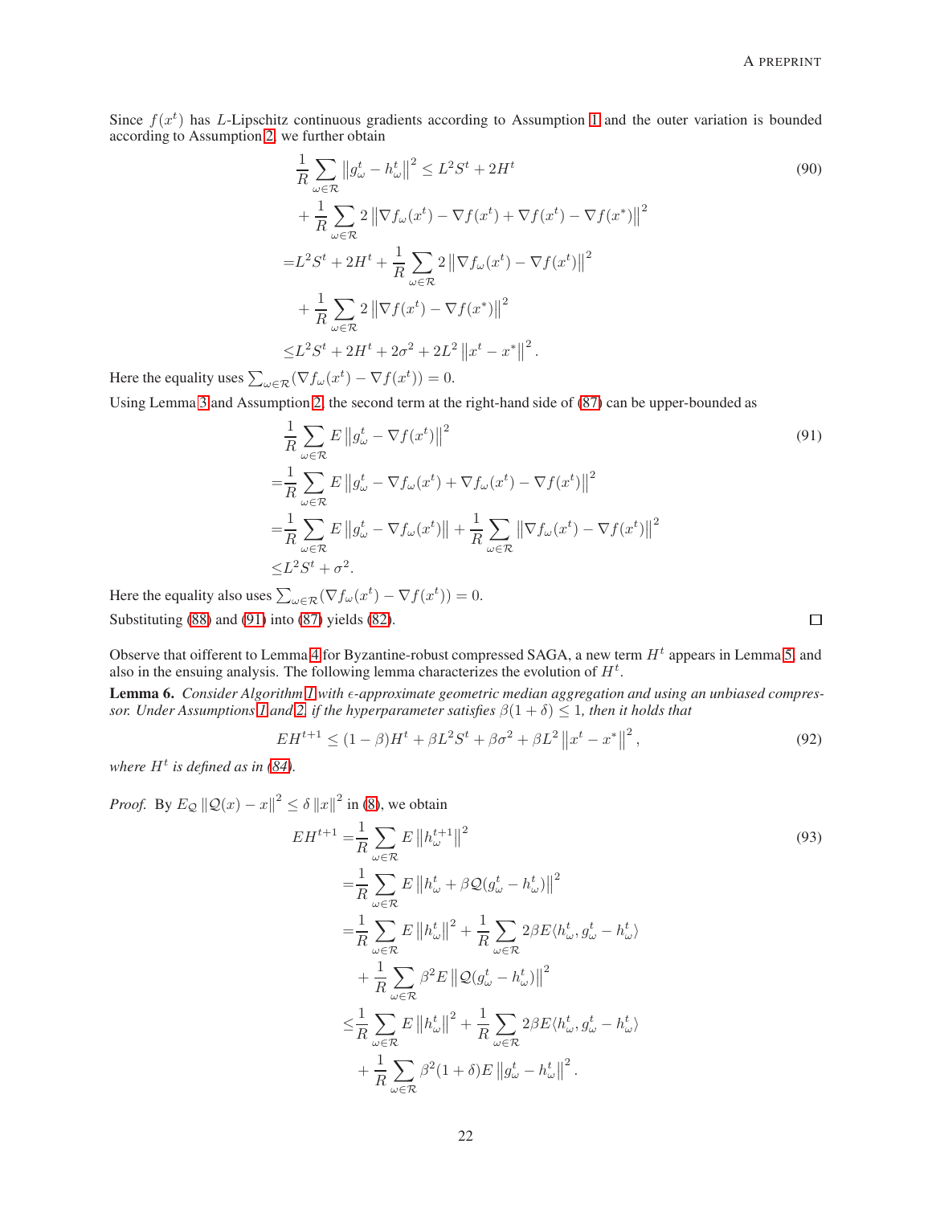Since $f(x^t)$ has $L$-Lipschitz continuous gradients according to Assumption 1 and the outer variation is bounded according to Assumption 2, we further obtain

$$
\begin{aligned}
&\frac{1}{R}\sum_{\omega\in\mathcal{R}}\left\|g_\omega^t - h_\omega^t\right\|^2 \leq L^2 S^t + 2H^t \\
&+ \frac{1}{R}\sum_{\omega\in\mathcal{R}} 2\left\|\nabla f_\omega(x^t) - \nabla f(x^t) + \nabla f(x^t) - \nabla f(x^*)\right\|^2 \\
=& L^2 S^t + 2H^t + \frac{1}{R}\sum_{\omega\in\mathcal{R}} 2\left\|\nabla f_\omega(x^t) - \nabla f(x^t)\right\|^2 \\
&+ \frac{1}{R}\sum_{\omega\in\mathcal{R}} 2\left\|\nabla f(x^t) - \nabla f(x^*)\right\|^2 \\
\leq& L^2 S^t + 2H^t + 2\sigma^2 + 2L^2\left\|x^t - x^*\right\|^2.
\end{aligned} \tag{90}
$$

Here the equality uses $\sum_{\omega\in\mathcal{R}}(\nabla f_\omega(x^t) - \nabla f(x^t)) = 0$.

Using Lemma 3 and Assumption 2, the second term at the right-hand side of (87) can be upper-bounded as

$$
\begin{aligned}
&\frac{1}{R}\sum_{\omega\in\mathcal{R}} E\left\|g_\omega^t - \nabla f(x^t)\right\|^2 \\
=&\frac{1}{R}\sum_{\omega\in\mathcal{R}} E\left\|g_\omega^t - \nabla f_\omega(x^t) + \nabla f_\omega(x^t) - \nabla f(x^t)\right\|^2 \\
=&\frac{1}{R}\sum_{\omega\in\mathcal{R}} E\left\|g_\omega^t - \nabla f_\omega(x^t)\right\| + \frac{1}{R}\sum_{\omega\in\mathcal{R}}\left\|\nabla f_\omega(x^t) - \nabla f(x^t)\right\|^2 \\
\leq& L^2 S^t + \sigma^2.
\end{aligned} \tag{91}
$$

Here the equality also uses $\sum_{\omega\in\mathcal{R}}(\nabla f_\omega(x^t) - \nabla f(x^t)) = 0$.

Substituting (88) and (91) into (87) yields (82). □

Observe that oifferent to Lemma 4 for Byzantine-robust compressed SAGA, a new term $H^t$ appears in Lemma 5 and also in the ensuing analysis. The following lemma characterizes the evolution of $H^t$.

**Lemma 6.** *Consider Algorithm 1 with $\epsilon$-approximate geometric median aggregation and using an unbiased compressor. Under Assumptions 1 and 2, if the hyperparameter satisfies $\beta(1+\delta) \leq 1$, then it holds that*

$$
EH^{t+1} \leq (1-\beta)H^t + \beta L^2 S^t + \beta\sigma^2 + \beta L^2\left\|x^t - x^*\right\|^2, \tag{92}
$$

*where $H^t$ is defined as in (84).*

*Proof.* By $E_{\mathcal{Q}}\left\|\mathcal{Q}(x) - x\right\|^2 \leq \delta\left\|x\right\|^2$ in (8), we obtain

$$
\begin{aligned}
EH^{t+1} =& \frac{1}{R}\sum_{\omega\in\mathcal{R}} E\left\|h_\omega^{t+1}\right\|^2 \\
=& \frac{1}{R}\sum_{\omega\in\mathcal{R}} E\left\|h_\omega^t + \beta\mathcal{Q}(g_\omega^t - h_\omega^t)\right\|^2 \\
=& \frac{1}{R}\sum_{\omega\in\mathcal{R}} E\left\|h_\omega^t\right\|^2 + \frac{1}{R}\sum_{\omega\in\mathcal{R}} 2\beta E\langle h_\omega^t, g_\omega^t - h_\omega^t\rangle \\
&+ \frac{1}{R}\sum_{\omega\in\mathcal{R}} \beta^2 E\left\|\mathcal{Q}(g_\omega^t - h_\omega^t)\right\|^2 \\
\leq& \frac{1}{R}\sum_{\omega\in\mathcal{R}} E\left\|h_\omega^t\right\|^2 + \frac{1}{R}\sum_{\omega\in\mathcal{R}} 2\beta E\langle h_\omega^t, g_\omega^t - h_\omega^t\rangle \\
&+ \frac{1}{R}\sum_{\omega\in\mathcal{R}} \beta^2(1+\delta) E\left\|g_\omega^t - h_\omega^t\right\|^2.
\end{aligned} \tag{93}
$$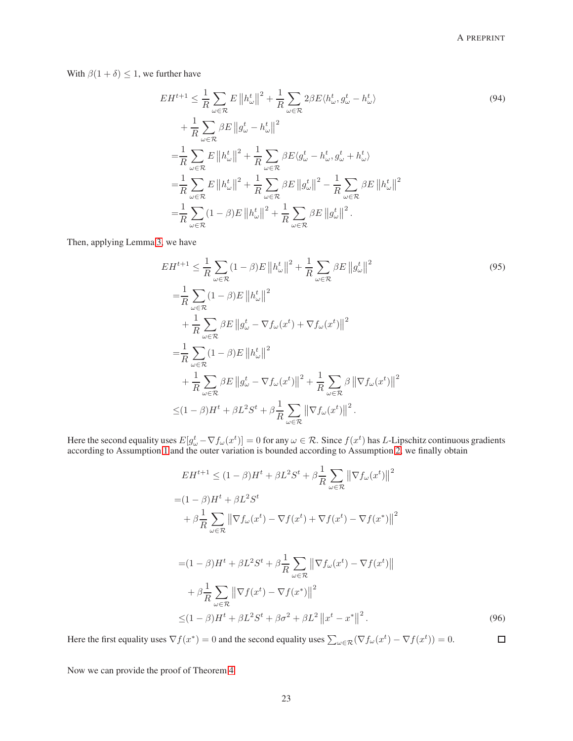With $\beta(1+\delta) \leq 1$, we further have

$$
\begin{aligned}
EH^{t+1} \leq & \frac{1}{R}\sum_{\omega\in\mathcal{R}} E\left\|h_\omega^t\right\|^2 + \frac{1}{R}\sum_{\omega\in\mathcal{R}} 2\beta E\langle h_\omega^t, g_\omega^t - h_\omega^t\rangle \\
& + \frac{1}{R}\sum_{\omega\in\mathcal{R}} \beta E\left\|g_\omega^t - h_\omega^t\right\|^2 \\
= & \frac{1}{R}\sum_{\omega\in\mathcal{R}} E\left\|h_\omega^t\right\|^2 + \frac{1}{R}\sum_{\omega\in\mathcal{R}} \beta E\langle g_\omega^t - h_\omega^t, g_\omega^t + h_\omega^t\rangle \\
= & \frac{1}{R}\sum_{\omega\in\mathcal{R}} E\left\|h_\omega^t\right\|^2 + \frac{1}{R}\sum_{\omega\in\mathcal{R}} \beta E\left\|g_\omega^t\right\|^2 - \frac{1}{R}\sum_{\omega\in\mathcal{R}} \beta E\left\|h_\omega^t\right\|^2 \\
= & \frac{1}{R}\sum_{\omega\in\mathcal{R}} (1-\beta) E\left\|h_\omega^t\right\|^2 + \frac{1}{R}\sum_{\omega\in\mathcal{R}} \beta E\left\|g_\omega^t\right\|^2.
\end{aligned} \tag{94}
$$

Then, applying Lemma 3, we have

$$
\begin{aligned}
EH^{t+1} \leq & \frac{1}{R}\sum_{\omega\in\mathcal{R}} (1-\beta) E\left\|h_\omega^t\right\|^2 + \frac{1}{R}\sum_{\omega\in\mathcal{R}} \beta E\left\|g_\omega^t\right\|^2 \\
= & \frac{1}{R}\sum_{\omega\in\mathcal{R}} (1-\beta) E\left\|h_\omega^t\right\|^2 \\
& + \frac{1}{R}\sum_{\omega\in\mathcal{R}} \beta E\left\|g_\omega^t - \nabla f_\omega(x^t) + \nabla f_\omega(x^t)\right\|^2 \\
= & \frac{1}{R}\sum_{\omega\in\mathcal{R}} (1-\beta) E\left\|h_\omega^t\right\|^2 \\
& + \frac{1}{R}\sum_{\omega\in\mathcal{R}} \beta E\left\|g_\omega^t - \nabla f_\omega(x^t)\right\|^2 + \frac{1}{R}\sum_{\omega\in\mathcal{R}} \beta \left\|\nabla f_\omega(x^t)\right\|^2 \\
\leq & (1-\beta)H^t + \beta L^2 S^t + \beta\frac{1}{R}\sum_{\omega\in\mathcal{R}} \left\|\nabla f_\omega(x^t)\right\|^2.
\end{aligned} \tag{95}
$$

Here the second equality uses $E[g_\omega^t - \nabla f_\omega(x^t)] = 0$ for any $\omega \in \mathcal{R}$. Since $f(x^t)$ has $L$-Lipschitz continuous gradients according to Assumption 1 and the outer variation is bounded according to Assumption 2, we finally obtain

$$
\begin{aligned}
& EH^{t+1} \leq (1-\beta)H^t + \beta L^2 S^t + \beta\frac{1}{R}\sum_{\omega\in\mathcal{R}} \left\|\nabla f_\omega(x^t)\right\|^2 \\
= & (1-\beta)H^t + \beta L^2 S^t \\
& + \beta\frac{1}{R}\sum_{\omega\in\mathcal{R}} \left\|\nabla f_\omega(x^t) - \nabla f(x^t) + \nabla f(x^t) - \nabla f(x^*)\right\|^2 \\
= & (1-\beta)H^t + \beta L^2 S^t + \beta\frac{1}{R}\sum_{\omega\in\mathcal{R}} \left\|\nabla f_\omega(x^t) - \nabla f(x^t)\right\| \\
& + \beta\frac{1}{R}\sum_{\omega\in\mathcal{R}} \left\|\nabla f(x^t) - \nabla f(x^*)\right\|^2 \\
\leq & (1-\beta)H^t + \beta L^2 S^t + \beta\sigma^2 + \beta L^2 \left\|x^t - x^*\right\|^2.
\end{aligned} \tag{96}
$$

Here the first equality uses $\nabla f(x^*) = 0$ and the second equality uses $\sum_{\omega\in\mathcal{R}}(\nabla f_\omega(x^t) - \nabla f(x^t)) = 0$. □

Now we can provide the proof of Theorem 4.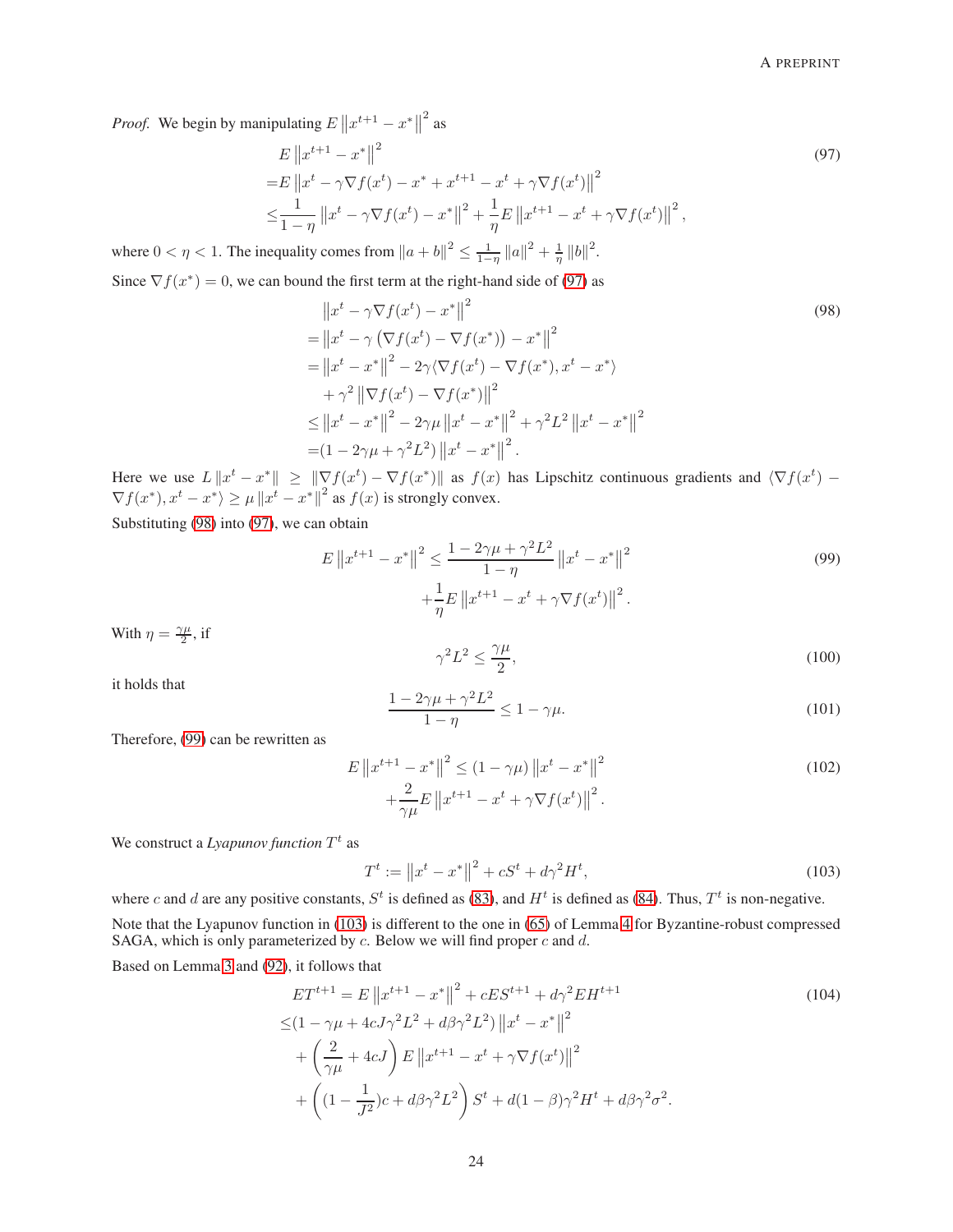*Proof.* We begin by manipulating $E\left\|x^{t+1}-x^*\right\|^2$ as

$$
\begin{aligned}
&E\left\|x^{t+1}-x^*\right\|^2 \\
=&E\left\|x^t-\gamma\nabla f(x^t)-x^*+x^{t+1}-x^t+\gamma\nabla f(x^t)\right\|^2 \\
\leq&\frac{1}{1-\eta}\left\|x^t-\gamma\nabla f(x^t)-x^*\right\|^2+\frac{1}{\eta}E\left\|x^{t+1}-x^t+\gamma\nabla f(x^t)\right\|^2,
\end{aligned}
\tag{97}
$$

where $0<\eta<1$. The inequality comes from $\|a+b\|^2\leq\frac{1}{1-\eta}\|a\|^2+\frac{1}{\eta}\|b\|^2$.

Since $\nabla f(x^*)=0$, we can bound the first term at the right-hand side of (97) as

$$
\begin{aligned}
&\left\|x^t-\gamma\nabla f(x^t)-x^*\right\|^2 \\
=&\left\|x^t-\gamma\left(\nabla f(x^t)-\nabla f(x^*)\right)-x^*\right\|^2 \\
=&\left\|x^t-x^*\right\|^2-2\gamma\langle\nabla f(x^t)-\nabla f(x^*),x^t-x^*\rangle \\
&+\gamma^2\left\|\nabla f(x^t)-\nabla f(x^*)\right\|^2 \\
\leq&\left\|x^t-x^*\right\|^2-2\gamma\mu\left\|x^t-x^*\right\|^2+\gamma^2L^2\left\|x^t-x^*\right\|^2 \\
=&(1-2\gamma\mu+\gamma^2L^2)\left\|x^t-x^*\right\|^2.
\end{aligned}
\tag{98}
$$

Here we use $L\left\|x^t-x^*\right\|\geq\left\|\nabla f(x^t)-\nabla f(x^*)\right\|$ as $f(x)$ has Lipschitz continuous gradients and $\langle\nabla f(x^t)-\nabla f(x^*),x^t-x^*\rangle\geq\mu\left\|x^t-x^*\right\|^2$ as $f(x)$ is strongly convex.

Substituting (98) into (97), we can obtain

$$
\begin{aligned}
E\left\|x^{t+1}-x^*\right\|^2\leq&\frac{1-2\gamma\mu+\gamma^2L^2}{1-\eta}\left\|x^t-x^*\right\|^2 \\
&+\frac{1}{\eta}E\left\|x^{t+1}-x^t+\gamma\nabla f(x^t)\right\|^2.
\end{aligned}
\tag{99}
$$

With $\eta=\frac{\gamma\mu}{2}$, if

$$
\gamma^2L^2\leq\frac{\gamma\mu}{2},
\tag{100}
$$

it holds that

$$
\frac{1-2\gamma\mu+\gamma^2L^2}{1-\eta}\leq 1-\gamma\mu.
\tag{101}
$$

Therefore, (99) can be rewritten as

$$
\begin{aligned}
E\left\|x^{t+1}-x^*\right\|^2\leq&(1-\gamma\mu)\left\|x^t-x^*\right\|^2 \\
&+\frac{2}{\gamma\mu}E\left\|x^{t+1}-x^t+\gamma\nabla f(x^t)\right\|^2.
\end{aligned}
\tag{102}
$$

We construct a *Lyapunov function* $T^t$ as

$$
T^t:=\left\|x^t-x^*\right\|^2+cS^t+d\gamma^2H^t,
\tag{103}
$$

where $c$ and $d$ are any positive constants, $S^t$ is defined as (83), and $H^t$ is defined as (84). Thus, $T^t$ is non-negative.

Note that the Lyapunov function in (103) is different to the one in (65) of Lemma 4 for Byzantine-robust compressed SAGA, which is only parameterized by $c$. Below we will find proper $c$ and $d$.

Based on Lemma 3 and (92), it follows that

$$
\begin{aligned}
ET^{t+1}=&E\left\|x^{t+1}-x^*\right\|^2+cES^{t+1}+d\gamma^2EH^{t+1} \\
\leq&(1-\gamma\mu+4cJ\gamma^2L^2+d\beta\gamma^2L^2)\left\|x^t-x^*\right\|^2 \\
&+\left(\frac{2}{\gamma\mu}+4cJ\right)E\left\|x^{t+1}-x^t+\gamma\nabla f(x^t)\right\|^2 \\
&+\left((1-\frac{1}{J^2})c+d\beta\gamma^2L^2\right)S^t+d(1-\beta)\gamma^2H^t+d\beta\gamma^2\sigma^2.
\end{aligned}
\tag{104}
$$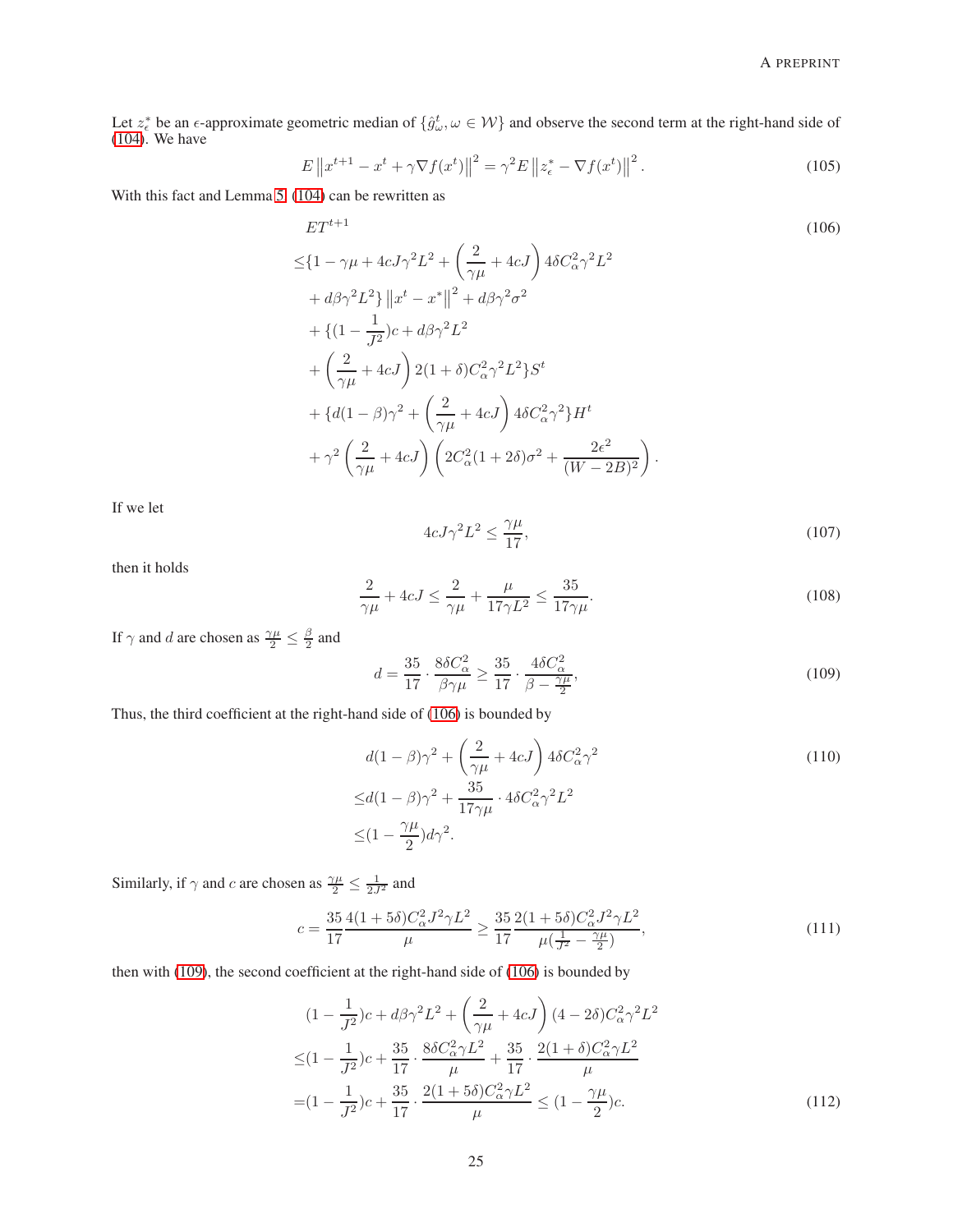Let $z_\epsilon^*$ be an $\epsilon$-approximate geometric median of $\{\hat{g}_\omega^t, \omega \in \mathcal{W}\}$ and observe the second term at the right-hand side of (104). We have

$$E\left\|x^{t+1} - x^t + \gamma \nabla f(x^t)\right\|^2 = \gamma^2 E\left\|z_\epsilon^* - \nabla f(x^t)\right\|^2. \tag{105}$$

With this fact and Lemma 5, (104) can be rewritten as

$$\begin{aligned}
&ET^{t+1} \\
\leq &\{1 - \gamma\mu + 4cJ\gamma^2 L^2 + \left(\frac{2}{\gamma\mu} + 4cJ\right) 4\delta C_\alpha^2 \gamma^2 L^2 \\
&+ d\beta\gamma^2 L^2\} \left\|x^t - x^*\right\|^2 + d\beta\gamma^2\sigma^2 \\
&+ \{(1 - \frac{1}{J^2})c + d\beta\gamma^2 L^2 \\
&+ \left(\frac{2}{\gamma\mu} + 4cJ\right) 2(1+\delta) C_\alpha^2 \gamma^2 L^2\} S^t \\
&+ \{d(1-\beta)\gamma^2 + \left(\frac{2}{\gamma\mu} + 4cJ\right) 4\delta C_\alpha^2 \gamma^2\} H^t \\
&+ \gamma^2 \left(\frac{2}{\gamma\mu} + 4cJ\right) \left(2C_\alpha^2 (1+2\delta)\sigma^2 + \frac{2\epsilon^2}{(W-2B)^2}\right).
\end{aligned} \tag{106}$$

If we let

$$4cJ\gamma^2 L^2 \leq \frac{\gamma\mu}{17}, \tag{107}$$

then it holds

$$\frac{2}{\gamma\mu} + 4cJ \leq \frac{2}{\gamma\mu} + \frac{\mu}{17\gamma L^2} \leq \frac{35}{17\gamma\mu}. \tag{108}$$

If $\gamma$ and $d$ are chosen as $\frac{\gamma\mu}{2} \leq \frac{\beta}{2}$ and

$$d = \frac{35}{17} \cdot \frac{8\delta C_\alpha^2}{\beta\gamma\mu} \geq \frac{35}{17} \cdot \frac{4\delta C_\alpha^2}{\beta - \frac{\gamma\mu}{2}}, \tag{109}$$

Thus, the third coefficient at the right-hand side of (106) is bounded by

$$\begin{aligned}
&d(1-\beta)\gamma^2 + \left(\frac{2}{\gamma\mu} + 4cJ\right) 4\delta C_\alpha^2 \gamma^2 \\
\leq &d(1-\beta)\gamma^2 + \frac{35}{17\gamma\mu} \cdot 4\delta C_\alpha^2 \gamma^2 L^2 \\
\leq &(1 - \frac{\gamma\mu}{2}) d\gamma^2.
\end{aligned} \tag{110}$$

Similarly, if $\gamma$ and $c$ are chosen as $\frac{\gamma\mu}{2} \leq \frac{1}{2J^2}$ and

$$c = \frac{35}{17} \frac{4(1+5\delta) C_\alpha^2 J^2 \gamma L^2}{\mu} \geq \frac{35}{17} \frac{2(1+5\delta) C_\alpha^2 J^2 \gamma L^2}{\mu(\frac{1}{J^2} - \frac{\gamma\mu}{2})}, \tag{111}$$

then with (109), the second coefficient at the right-hand side of (106) is bounded by

$$\begin{aligned}
&(1 - \frac{1}{J^2})c + d\beta\gamma^2 L^2 + \left(\frac{2}{\gamma\mu} + 4cJ\right)(4 - 2\delta) C_\alpha^2 \gamma^2 L^2 \\
\leq &(1 - \frac{1}{J^2})c + \frac{35}{17} \cdot \frac{8\delta C_\alpha^2 \gamma L^2}{\mu} + \frac{35}{17} \cdot \frac{2(1+\delta) C_\alpha^2 \gamma L^2}{\mu} \\
= &(1 - \frac{1}{J^2})c + \frac{35}{17} \cdot \frac{2(1+5\delta) C_\alpha^2 \gamma L^2}{\mu} \leq (1 - \frac{\gamma\mu}{2})c.
\end{aligned} \tag{112}$$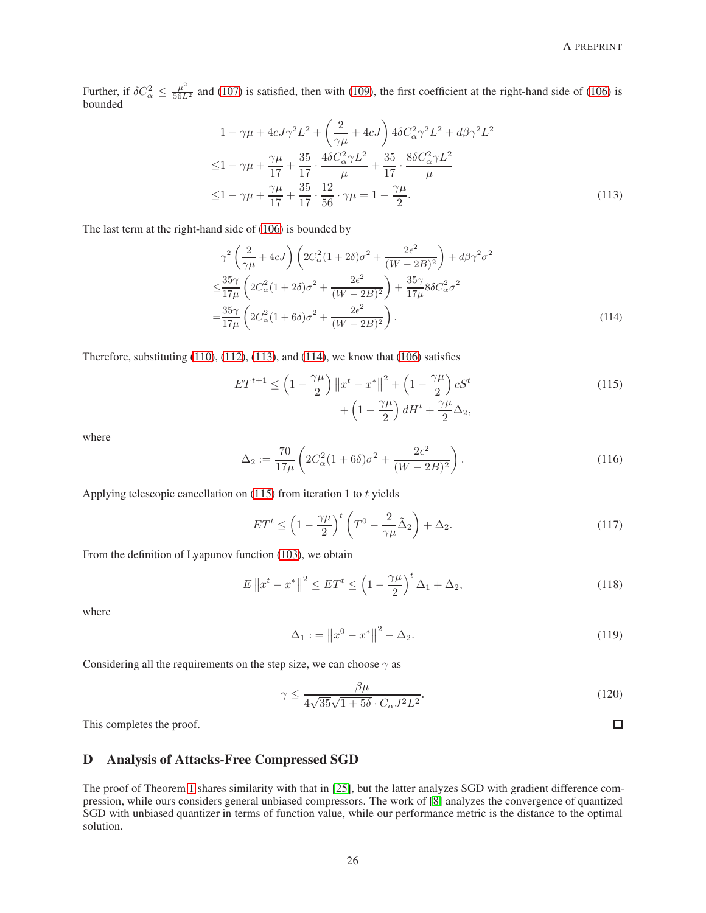Further, if $\delta C_\alpha^2 \le \frac{\mu^2}{56L^2}$ and (107) is satisfied, then with (109), the first coefficient at the right-hand side of (106) is bounded

$$
\begin{aligned}
&1 - \gamma\mu + 4cJ\gamma^2 L^2 + \left(\frac{2}{\gamma\mu} + 4cJ\right) 4\delta C_\alpha^2 \gamma^2 L^2 + d\beta\gamma^2 L^2 \\
\le& 1 - \gamma\mu + \frac{\gamma\mu}{17} + \frac{35}{17} \cdot \frac{4\delta C_\alpha^2 \gamma L^2}{\mu} + \frac{35}{17} \cdot \frac{8\delta C_\alpha^2 \gamma L^2}{\mu} \\
\le& 1 - \gamma\mu + \frac{\gamma\mu}{17} + \frac{35}{17} \cdot \frac{12}{56} \cdot \gamma\mu = 1 - \frac{\gamma\mu}{2}.
\end{aligned}
\tag{113}
$$

The last term at the right-hand side of (106) is bounded by

$$
\begin{aligned}
&\gamma^2 \left(\frac{2}{\gamma\mu} + 4cJ\right) \left(2C_\alpha^2(1+2\delta)\sigma^2 + \frac{2\epsilon^2}{(W-2B)^2}\right) + d\beta\gamma^2\sigma^2 \\
\le& \frac{35\gamma}{17\mu} \left(2C_\alpha^2(1+2\delta)\sigma^2 + \frac{2\epsilon^2}{(W-2B)^2}\right) + \frac{35\gamma}{17\mu} 8\delta C_\alpha^2 \sigma^2 \\
=& \frac{35\gamma}{17\mu} \left(2C_\alpha^2(1+6\delta)\sigma^2 + \frac{2\epsilon^2}{(W-2B)^2}\right).
\end{aligned}
\tag{114}
$$

Therefore, substituting (110), (112), (113), and (114), we know that (106) satisfies

$$
\begin{aligned}
ET^{t+1} \le \left(1 - \frac{\gamma\mu}{2}\right) \left\|x^t - x^*\right\|^2 + \left(1 - \frac{\gamma\mu}{2}\right) cS^t \\
+ \left(1 - \frac{\gamma\mu}{2}\right) dH^t + \frac{\gamma\mu}{2} \Delta_2,
\end{aligned}
\tag{115}
$$

where

$$
\Delta_2 := \frac{70}{17\mu} \left(2C_\alpha^2(1+6\delta)\sigma^2 + \frac{2\epsilon^2}{(W-2B)^2}\right).
\tag{116}
$$

Applying telescopic cancellation on (115) from iteration 1 to $t$ yields

$$
ET^t \le \left(1 - \frac{\gamma\mu}{2}\right)^t \left(T^0 - \frac{2}{\gamma\mu}\tilde{\Delta}_2\right) + \Delta_2.
\tag{117}
$$

From the definition of Lyapunov function (103), we obtain

$$
E\left\|x^t - x^*\right\|^2 \le ET^t \le \left(1 - \frac{\gamma\mu}{2}\right)^t \Delta_1 + \Delta_2,
\tag{118}
$$

where

$$
\Delta_1 := \left\|x^0 - x^*\right\|^2 - \Delta_2.
\tag{119}
$$

Considering all the requirements on the step size, we can choose $\gamma$ as

$$
\gamma \le \frac{\beta\mu}{4\sqrt{35}\sqrt{1+5\delta} \cdot C_\alpha J^2 L^2}.
\tag{120}
$$

This completes the proof. □

# D Analysis of Attacks-Free Compressed SGD

The proof of Theorem 1 shares similarity with that in [25], but the latter analyzes SGD with gradient difference compression, while ours considers general unbiased compressors. The work of [8] analyzes the convergence of quantized SGD with unbiased quantizer in terms of function value, while our performance metric is the distance to the optimal solution.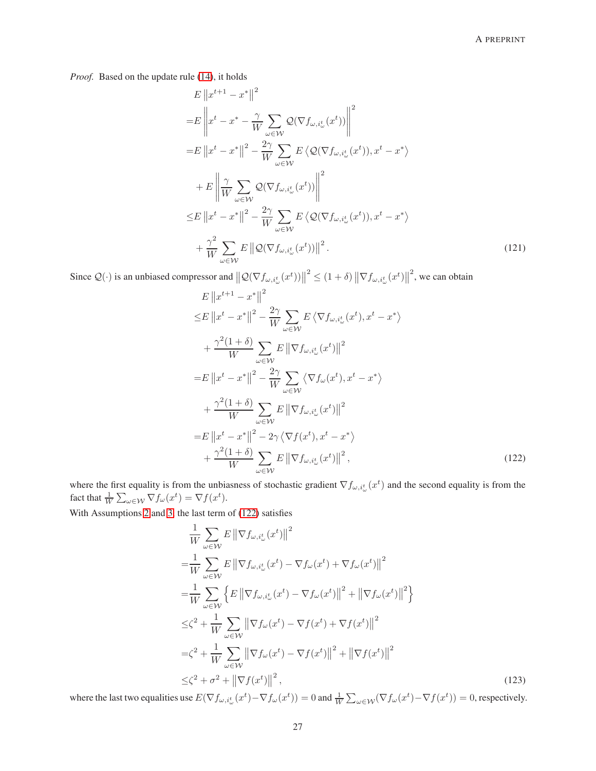*Proof.* Based on the update rule (14), it holds

$$
\begin{aligned}
&E\left\|x^{t+1}-x^*\right\|^2 \\
=&E\left\|x^t-x^*-\frac{\gamma}{W}\sum_{\omega\in\mathcal{W}}\mathcal{Q}(\nabla f_{\omega,i_\omega^t}(x^t))\right\|^2 \\
=&E\left\|x^t-x^*\right\|^2-\frac{2\gamma}{W}\sum_{\omega\in\mathcal{W}}E\left\langle\mathcal{Q}(\nabla f_{\omega,i_\omega^t}(x^t)),x^t-x^*\right\rangle \\
&+E\left\|\frac{\gamma}{W}\sum_{\omega\in\mathcal{W}}\mathcal{Q}(\nabla f_{\omega,i_\omega^t}(x^t))\right\|^2 \\
\leq&E\left\|x^t-x^*\right\|^2-\frac{2\gamma}{W}\sum_{\omega\in\mathcal{W}}E\left\langle\mathcal{Q}(\nabla f_{\omega,i_\omega^t}(x^t)),x^t-x^*\right\rangle \\
&+\frac{\gamma^2}{W}\sum_{\omega\in\mathcal{W}}E\left\|\mathcal{Q}(\nabla f_{\omega,i_\omega^t}(x^t))\right\|^2.
\end{aligned}
\tag{121}
$$

Since $\mathcal{Q}(\cdot)$ is an unbiased compressor and $\left\|\mathcal{Q}(\nabla f_{\omega,i_\omega^t}(x^t))\right\|^2\leq(1+\delta)\left\|\nabla f_{\omega,i_\omega^t}(x^t)\right\|^2$, we can obtain

$$
\begin{aligned}
&E\left\|x^{t+1}-x^*\right\|^2 \\
\leq&E\left\|x^t-x^*\right\|^2-\frac{2\gamma}{W}\sum_{\omega\in\mathcal{W}}E\left\langle\nabla f_{\omega,i_\omega^t}(x^t),x^t-x^*\right\rangle \\
&+\frac{\gamma^2(1+\delta)}{W}\sum_{\omega\in\mathcal{W}}E\left\|\nabla f_{\omega,i_\omega^t}(x^t)\right\|^2 \\
=&E\left\|x^t-x^*\right\|^2-\frac{2\gamma}{W}\sum_{\omega\in\mathcal{W}}\left\langle\nabla f_\omega(x^t),x^t-x^*\right\rangle \\
&+\frac{\gamma^2(1+\delta)}{W}\sum_{\omega\in\mathcal{W}}E\left\|\nabla f_{\omega,i_\omega^t}(x^t)\right\|^2 \\
=&E\left\|x^t-x^*\right\|^2-2\gamma\left\langle\nabla f(x^t),x^t-x^*\right\rangle \\
&+\frac{\gamma^2(1+\delta)}{W}\sum_{\omega\in\mathcal{W}}E\left\|\nabla f_{\omega,i_\omega^t}(x^t)\right\|^2,
\end{aligned}
\tag{122}
$$

where the first equality is from the unbiasness of stochastic gradient $\nabla f_{\omega,i_\omega^t}(x^t)$ and the second equality is from the fact that $\frac{1}{W}\sum_{\omega\in\mathcal{W}}\nabla f_\omega(x^t)=\nabla f(x^t)$.

With Assumptions 2 and 3, the last term of (122) satisfies

$$
\begin{aligned}
&\frac{1}{W}\sum_{\omega\in\mathcal{W}}E\left\|\nabla f_{\omega,i_\omega^t}(x^t)\right\|^2 \\
=&\frac{1}{W}\sum_{\omega\in\mathcal{W}}E\left\|\nabla f_{\omega,i_\omega^t}(x^t)-\nabla f_\omega(x^t)+\nabla f_\omega(x^t)\right\|^2 \\
=&\frac{1}{W}\sum_{\omega\in\mathcal{W}}\left\{E\left\|\nabla f_{\omega,i_\omega^t}(x^t)-\nabla f_\omega(x^t)\right\|^2+\left\|\nabla f_\omega(x^t)\right\|^2\right\} \\
\leq&\zeta^2+\frac{1}{W}\sum_{\omega\in\mathcal{W}}\left\|\nabla f_\omega(x^t)-\nabla f(x^t)+\nabla f(x^t)\right\|^2 \\
=&\zeta^2+\frac{1}{W}\sum_{\omega\in\mathcal{W}}\left\|\nabla f_\omega(x^t)-\nabla f(x^t)\right\|^2+\left\|\nabla f(x^t)\right\|^2 \\
\leq&\zeta^2+\sigma^2+\left\|\nabla f(x^t)\right\|^2,
\end{aligned}
\tag{123}
$$

where the last two equalities use $E(\nabla f_{\omega,i_\omega^t}(x^t)-\nabla f_\omega(x^t))=0$ and $\frac{1}{W}\sum_{\omega\in\mathcal{W}}(\nabla f_\omega(x^t)-\nabla f(x^t))=0$, respectively.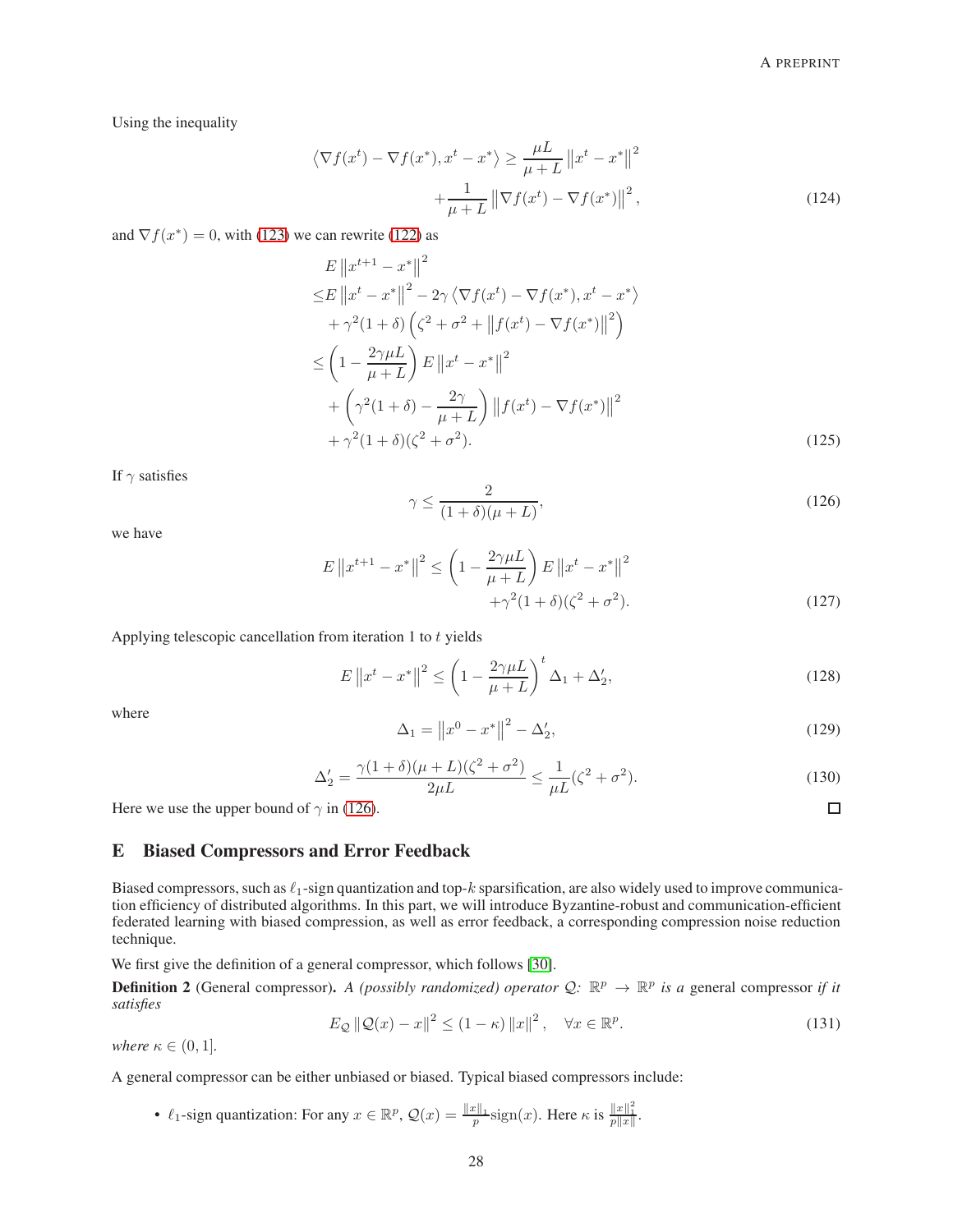Using the inequality

$$
\begin{aligned}
\left\langle \nabla f(x^t) - \nabla f(x^*), x^t - x^* \right\rangle \geq & \frac{\mu L}{\mu + L} \left\| x^t - x^* \right\|^2 \\
& + \frac{1}{\mu + L} \left\| \nabla f(x^t) - \nabla f(x^*) \right\|^2,
\end{aligned} \tag{124}
$$

and $\nabla f(x^*) = 0$, with (123) we can rewrite (122) as

$$
\begin{aligned}
& E \left\| x^{t+1} - x^* \right\|^2 \\
\leq & E \left\| x^t - x^* \right\|^2 - 2\gamma \left\langle \nabla f(x^t) - \nabla f(x^*), x^t - x^* \right\rangle \\
& + \gamma^2 (1 + \delta) \left( \zeta^2 + \sigma^2 + \left\| f(x^t) - \nabla f(x^*) \right\|^2 \right) \\
\leq & \left( 1 - \frac{2\gamma \mu L}{\mu + L} \right) E \left\| x^t - x^* \right\|^2 \\
& + \left( \gamma^2 (1 + \delta) - \frac{2\gamma}{\mu + L} \right) \left\| f(x^t) - \nabla f(x^*) \right\|^2 \\
& + \gamma^2 (1 + \delta)(\zeta^2 + \sigma^2).
\end{aligned} \tag{125}
$$

If $\gamma$ satisfies

$$
\gamma \leq \frac{2}{(1 + \delta)(\mu + L)}, \tag{126}
$$

we have

$$
\begin{aligned}
E \left\| x^{t+1} - x^* \right\|^2 \leq \left( 1 - \frac{2\gamma \mu L}{\mu + L} \right) E \left\| x^t - x^* \right\|^2 \\
+ \gamma^2 (1 + \delta)(\zeta^2 + \sigma^2).
\end{aligned} \tag{127}
$$

Applying telescopic cancellation from iteration 1 to $t$ yields

$$
E \left\| x^t - x^* \right\|^2 \leq \left( 1 - \frac{2\gamma \mu L}{\mu + L} \right)^t \Delta_1 + \Delta_2', \tag{128}
$$

where

$$
\Delta_1 = \left\| x^0 - x^* \right\|^2 - \Delta_2', \tag{129}
$$

$$
\Delta_2' = \frac{\gamma (1 + \delta)(\mu + L)(\zeta^2 + \sigma^2)}{2\mu L} \leq \frac{1}{\mu L} (\zeta^2 + \sigma^2). \tag{130}
$$

Here we use the upper bound of $\gamma$ in (126). □

## E Biased Compressors and Error Feedback

Biased compressors, such as $\ell_1$-sign quantization and top-$k$ sparsification, are also widely used to improve communication efficiency of distributed algorithms. In this part, we will introduce Byzantine-robust and communication-efficient federated learning with biased compression, as well as error feedback, a corresponding compression noise reduction technique.

We first give the definition of a general compressor, which follows [30].

**Definition 2** (General compressor). *A (possibly randomized) operator $\mathcal{Q}$: $\mathbb{R}^p \rightarrow \mathbb{R}^p$ is a* general compressor *if it satisfies*

$$
E_{\mathcal{Q}} \left\| \mathcal{Q}(x) - x \right\|^2 \leq (1 - \kappa) \left\| x \right\|^2, \quad \forall x \in \mathbb{R}^p. \tag{131}
$$

*where $\kappa \in (0, 1]$.*

A general compressor can be either unbiased or biased. Typical biased compressors include:

- $\ell_1$-sign quantization: For any $x \in \mathbb{R}^p$, $\mathcal{Q}(x) = \frac{\|x\|_1}{p} \text{sign}(x)$. Here $\kappa$ is $\frac{\|x\|_1^2}{p\|x\|}$.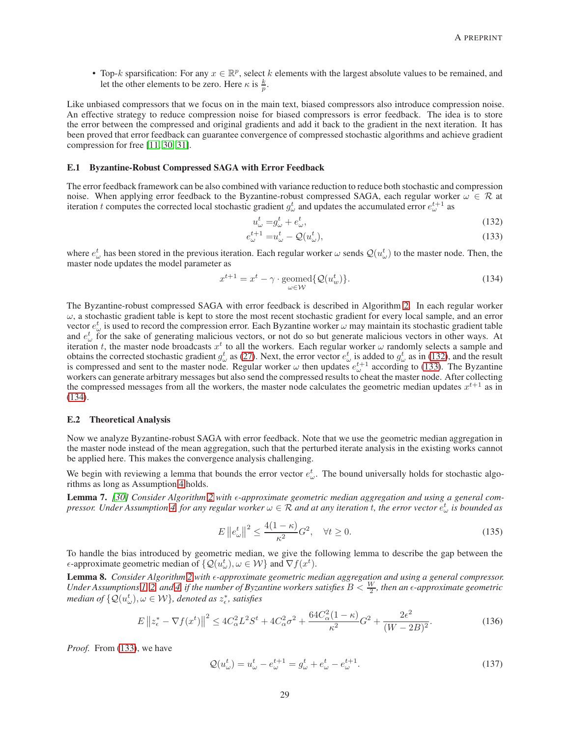- Top-$k$ sparsification: For any $x \in \mathbb{R}^p$, select $k$ elements with the largest absolute values to be remained, and let the other elements to be zero. Here $\kappa$ is $\frac{k}{p}$.

Like unbiased compressors that we focus on in the main text, biased compressors also introduce compression noise. An effective strategy to reduce compression noise for biased compressors is error feedback. The idea is to store the error between the compressed and original gradients and add it back to the gradient in the next iteration. It has been proved that error feedback can guarantee convergence of compressed stochastic algorithms and achieve gradient compression for free [11, 30, 31].

### E.1 Byzantine-Robust Compressed SAGA with Error Feedback

The error feedback framework can be also combined with variance reduction to reduce both stochastic and compression noise. When applying error feedback to the Byzantine-robust compressed SAGA, each regular worker $\omega \in \mathcal{R}$ at iteration $t$ computes the corrected local stochastic gradient $g_\omega^t$ and updates the accumulated error $e_\omega^{t+1}$ as

$$u_\omega^t = g_\omega^t + e_\omega^t, \tag{132}$$

$$e_\omega^{t+1} = u_\omega^t - \mathcal{Q}(u_\omega^t), \tag{133}$$

where $e_\omega^t$ has been stored in the previous iteration. Each regular worker $\omega$ sends $\mathcal{Q}(u_\omega^t)$ to the master node. Then, the master node updates the model parameter as

$$x^{t+1} = x^t - \gamma \cdot \underset{\omega \in \mathcal{W}}{\text{geomed}}\{\mathcal{Q}(u_w^t)\}. \tag{134}$$

The Byzantine-robust compressed SAGA with error feedback is described in Algorithm 2. In each regular worker $\omega$, a stochastic gradient table is kept to store the most recent stochastic gradient for every local sample, and an error vector $e_\omega^t$ is used to record the compression error. Each Byzantine worker $\omega$ may maintain its stochastic gradient table and $e_\omega^t$ for the sake of generating malicious vectors, or not do so but generate malicious vectors in other ways. At iteration $t$, the master node broadcasts $x^t$ to all the workers. Each regular worker $\omega$ randomly selects a sample and obtains the corrected stochastic gradient $g_\omega^t$ as (27). Next, the error vector $e_\omega^t$ is added to $g_\omega^t$ as in (132), and the result is compressed and sent to the master node. Regular worker $\omega$ then updates $e_\omega^{t+1}$ according to (133). The Byzantine workers can generate arbitrary messages but also send the compressed results to cheat the master node. After collecting the compressed messages from all the workers, the master node calculates the geometric median updates $x^{t+1}$ as in (134).

### E.2 Theoretical Analysis

Now we analyze Byzantine-robust SAGA with error feedback. Note that we use the geometric median aggregation in the master node instead of the mean aggregation, such that the perturbed iterate analysis in the existing works cannot be applied here. This makes the convergence analysis challenging.

We begin with reviewing a lemma that bounds the error vector $e_\omega^t$. The bound universally holds for stochastic algorithms as long as Assumption 4 holds.

**Lemma 7.** *[30] Consider Algorithm 2 with $\epsilon$-approximate geometric median aggregation and using a general compressor. Under Assumption 4, for any regular worker $\omega \in \mathcal{R}$ and at any iteration $t$, the error vector $e_\omega^t$ is bounded as*

$$E\left\|e_\omega^t\right\|^2 \le \frac{4(1-\kappa)}{\kappa^2}G^2, \quad \forall t \ge 0. \tag{135}$$

To handle the bias introduced by geometric median, we give the following lemma to describe the gap between the $\epsilon$-approximate geometric median of $\{\mathcal{Q}(u_\omega^t), \omega \in \mathcal{W}\}$ and $\nabla f(x^t)$.

**Lemma 8.** *Consider Algorithm 2 with $\epsilon$-approximate geometric median aggregation and using a general compressor. Under Assumptions 1, 2, and 4, if the number of Byzantine workers satisfies $B < \frac{W}{2}$, then an $\epsilon$-approximate geometric median of $\{\mathcal{Q}(u_\omega^t), \omega \in \mathcal{W}\}$, denoted as $z_\epsilon^*$, satisfies*

$$E\left\|z_\epsilon^* - \nabla f(x^t)\right\|^2 \le 4C_\alpha^2 L^2 S^t + 4C_\alpha^2\sigma^2 + \frac{64C_\alpha^2(1-\kappa)}{\kappa^2}G^2 + \frac{2\epsilon^2}{(W-2B)^2}. \tag{136}$$

*Proof.* From (133), we have

$$\mathcal{Q}(u_\omega^t) = u_\omega^t - e_\omega^{t+1} = g_\omega^t + e_\omega^t - e_\omega^{t+1}. \tag{137}$$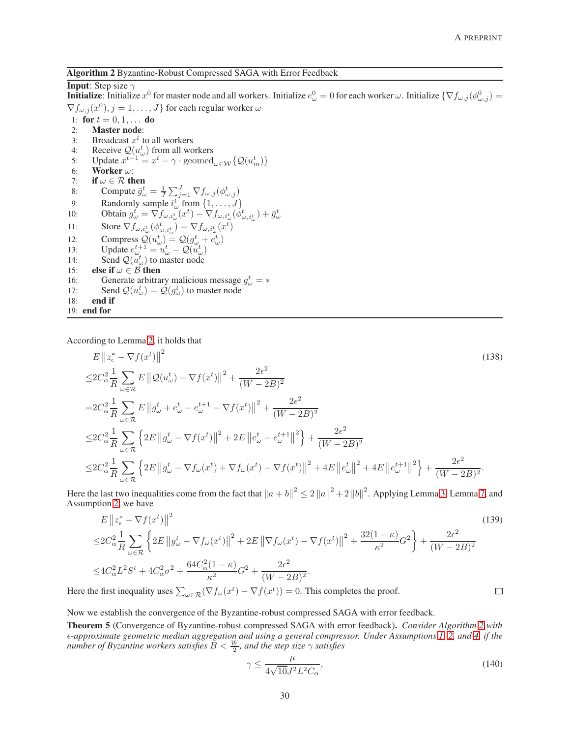**Algorithm 2** Byzantine-Robust Compressed SAGA with Error Feedback

**Input**: Step size $\gamma$

**Initialize**: Initialize $x^0$ for master node and all workers. Initialize $e^0_\omega = 0$ for each worker $\omega$. Initialize $\{\nabla f_{\omega,j}(\phi^0_{\omega,j}) = \nabla f_{\omega,j}(x^0), j = 1, \ldots, J\}$ for each regular worker $\omega$

```
1: for t = 0, 1, ... do
2:    Master node:
3:    Broadcast x^t to all workers
4:    Receive Q(u^t_ω) from all workers
5:    Update x^{t+1} = x^t − γ · geomed_{ω∈W}{Q(u^t_m)}
6:    Worker ω:
7:    if ω ∈ R then
8:       Compute ḡ^t_ω = (1/J) Σ_{j=1}^J ∇f_{ω,j}(φ^t_{ω,j})
9:       Randomly sample i^t_ω from {1, ..., J}
10:      Obtain g^t_ω = ∇f_{ω,i^t_ω}(x^t) − ∇f_{ω,i^t_ω}(φ^t_{ω,i^t_ω}) + ḡ^t_ω
11:      Store ∇f_{ω,i^t_ω}(φ^t_{ω,i^t_ω}) = ∇f_{ω,i^t_ω}(x^t)
12:      Compress Q(u^t_ω) = Q(g^t_ω + e^t_ω)
13:      Update e^{t+1}_ω = u^t_ω − Q(u^t_ω)
14:      Send Q(u^t_ω) to master node
15:   else if ω ∈ B then
16:      Generate arbitrary malicious message g^t_ω = *
17:      Send Q(u^t_ω) = Q(g^t_ω) to master node
18:   end if
19: end for
```

According to Lemma 2, it holds that

$$
\begin{aligned}
&E\left\|z^*_\epsilon - \nabla f(x^t)\right\|^2 \qquad (138)\\
\le& 2C_\alpha^2 \frac{1}{R}\sum_{\omega\in\mathcal{R}} E\left\|\mathcal{Q}(u^t_\omega) - \nabla f(x^t)\right\|^2 + \frac{2\epsilon^2}{(W-2B)^2}\\
=& 2C_\alpha^2 \frac{1}{R}\sum_{\omega\in\mathcal{R}} E\left\|g^t_\omega + e^t_\omega - e^{t+1}_\omega - \nabla f(x^t)\right\|^2 + \frac{2\epsilon^2}{(W-2B)^2}\\
\le& 2C_\alpha^2 \frac{1}{R}\sum_{\omega\in\mathcal{R}} \left\{2E\left\|g^t_\omega - \nabla f(x^t)\right\|^2 + 2E\left\|e^t_\omega - e^{t+1}_\omega\right\|^2\right\} + \frac{2\epsilon^2}{(W-2B)^2}\\
\le& 2C_\alpha^2 \frac{1}{R}\sum_{\omega\in\mathcal{R}} \left\{2E\left\|g^t_\omega - \nabla f_\omega(x^t) + \nabla f_\omega(x^t) - \nabla f(x^t)\right\|^2 + 4E\left\|e^t_\omega\right\|^2 + 4E\left\|e^{t+1}_\omega\right\|^2\right\} + \frac{2\epsilon^2}{(W-2B)^2}.
\end{aligned}
$$

Here the last two inequalities come from the fact that $\|a+b\|^2 \le 2\|a\|^2 + 2\|b\|^2$. Applying Lemma 3, Lemma 7, and Assumption 2, we have

$$
\begin{aligned}
&E\left\|z^*_\epsilon - \nabla f(x^t)\right\|^2 \qquad (139)\\
\le& 2C_\alpha^2 \frac{1}{R}\sum_{\omega\in\mathcal{R}} \left\{2E\left\|g^t_\omega - \nabla f_\omega(x^t)\right\|^2 + 2E\left\|\nabla f_\omega(x^t) - \nabla f(x^t)\right\|^2 + \frac{32(1-\kappa)}{\kappa^2}G^2\right\} + \frac{2\epsilon^2}{(W-2B)^2}\\
\le& 4C_\alpha^2 L^2 S^t + 4C_\alpha^2\sigma^2 + \frac{64C_\alpha^2(1-\kappa)}{\kappa^2}G^2 + \frac{2\epsilon^2}{(W-2B)^2}.
\end{aligned}
$$

Here the first inequality uses $\sum_{\omega\in\mathcal{R}}(\nabla f_\omega(x^t) - \nabla f(x^t)) = 0$. This completes the proof. □

Now we establish the convergence of the Byzantine-robust compressed SAGA with error feedback.

**Theorem 5** (Convergence of Byzantine-robust compressed SAGA with error feedback)**.** *Consider Algorithm 2 with $\epsilon$-approximate geometric median aggregation and using a general compressor. Under Assumptions 1, 2, and 4, if the number of Byzantine workers satisfies $B < \frac{W}{2}$, and the step size $\gamma$ satisfies*

$$
\gamma \le \frac{\mu}{4\sqrt{10}J^2L^2C_\alpha}, \qquad (140)
$$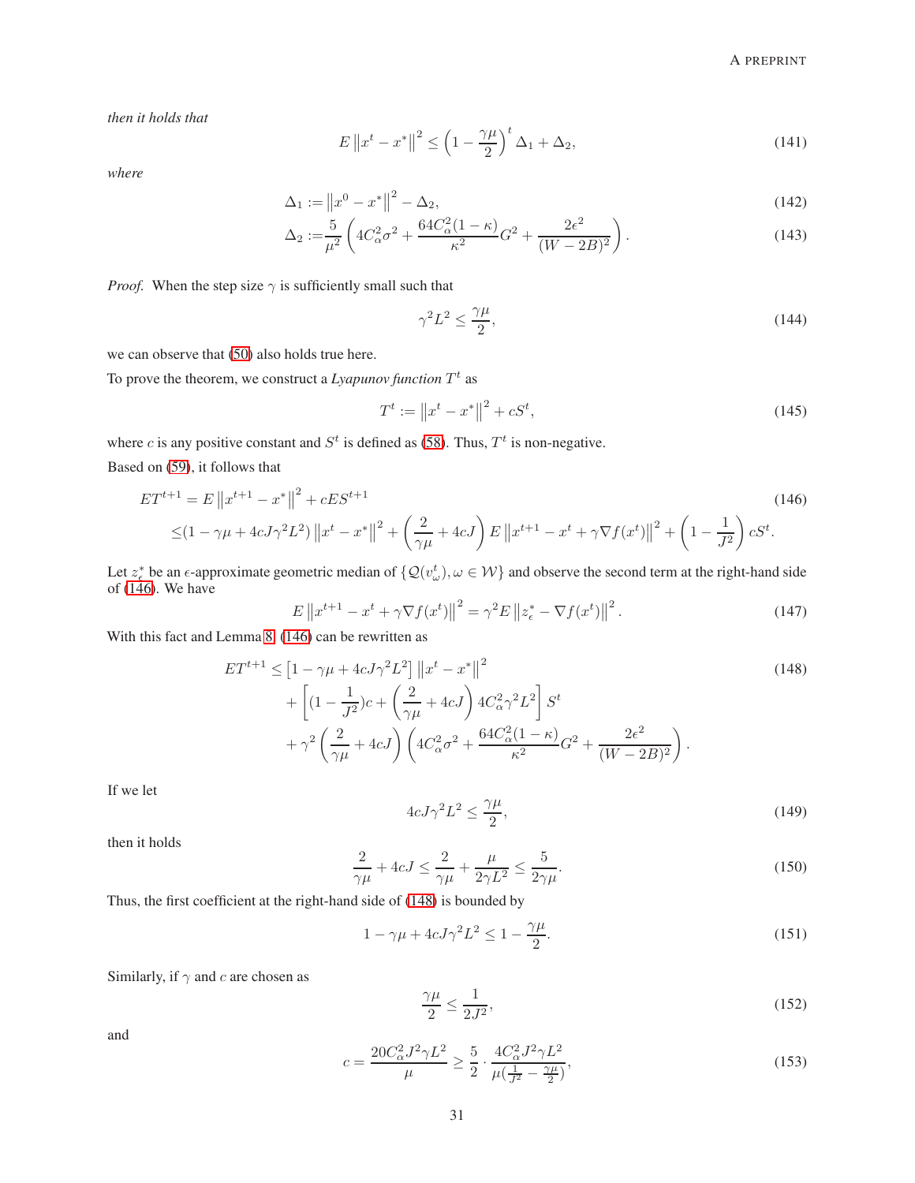*then it holds that*

$$E\left\|x^t - x^*\right\|^2 \le \left(1 - \frac{\gamma\mu}{2}\right)^t \Delta_1 + \Delta_2, \tag{141}$$

*where*

$$\Delta_1 := \left\|x^0 - x^*\right\|^2 - \Delta_2, \tag{142}$$

$$\Delta_2 := \frac{5}{\mu^2}\left(4C_\alpha^2\sigma^2 + \frac{64C_\alpha^2(1-\kappa)}{\kappa^2}G^2 + \frac{2\epsilon^2}{(W-2B)^2}\right). \tag{143}$$

*Proof.* When the step size $\gamma$ is sufficiently small such that

$$\gamma^2 L^2 \le \frac{\gamma\mu}{2}, \tag{144}$$

we can observe that (50) also holds true here.

To prove the theorem, we construct a *Lyapunov function* $T^t$ as

$$T^t := \left\|x^t - x^*\right\|^2 + cS^t, \tag{145}$$

where $c$ is any positive constant and $S^t$ is defined as (58). Thus, $T^t$ is non-negative.

Based on (59), it follows that

$$\begin{aligned} ET^{t+1} &= E\left\|x^{t+1} - x^*\right\|^2 + cES^{t+1} \\ &\le (1 - \gamma\mu + 4cJ\gamma^2L^2)\left\|x^t - x^*\right\|^2 + \left(\frac{2}{\gamma\mu} + 4cJ\right)E\left\|x^{t+1} - x^t + \gamma\nabla f(x^t)\right\|^2 + \left(1 - \frac{1}{J^2}\right)cS^t. \end{aligned} \tag{146}$$

Let $z_\epsilon^*$ be an $\epsilon$-approximate geometric median of $\{\mathcal{Q}(v_\omega^t), \omega \in \mathcal{W}\}$ and observe the second term at the right-hand side of (146). We have

$$E\left\|x^{t+1} - x^t + \gamma\nabla f(x^t)\right\|^2 = \gamma^2 E\left\|z_\epsilon^* - \nabla f(x^t)\right\|^2. \tag{147}$$

With this fact and Lemma 8, (146) can be rewritten as

$$\begin{aligned} ET^{t+1} \le& \left[1 - \gamma\mu + 4cJ\gamma^2L^2\right]\left\|x^t - x^*\right\|^2 \\ &+ \left[(1 - \frac{1}{J^2})c + \left(\frac{2}{\gamma\mu} + 4cJ\right)4C_\alpha^2\gamma^2L^2\right]S^t \\ &+ \gamma^2\left(\frac{2}{\gamma\mu} + 4cJ\right)\left(4C_\alpha^2\sigma^2 + \frac{64C_\alpha^2(1-\kappa)}{\kappa^2}G^2 + \frac{2\epsilon^2}{(W-2B)^2}\right). \end{aligned} \tag{148}$$

If we let

$$4cJ\gamma^2L^2 \le \frac{\gamma\mu}{2}, \tag{149}$$

then it holds

$$\frac{2}{\gamma\mu} + 4cJ \le \frac{2}{\gamma\mu} + \frac{\mu}{2\gamma L^2} \le \frac{5}{2\gamma\mu}. \tag{150}$$

Thus, the first coefficient at the right-hand side of (148) is bounded by

$$1 - \gamma\mu + 4cJ\gamma^2L^2 \le 1 - \frac{\gamma\mu}{2}. \tag{151}$$

Similarly, if $\gamma$ and $c$ are chosen as

$$\frac{\gamma\mu}{2} \le \frac{1}{2J^2}, \tag{152}$$

and

$$c = \frac{20C_\alpha^2J^2\gamma L^2}{\mu} \ge \frac{5}{2}\cdot\frac{4C_\alpha^2J^2\gamma L^2}{\mu(\frac{1}{J^2} - \frac{\gamma\mu}{2})}, \tag{153}$$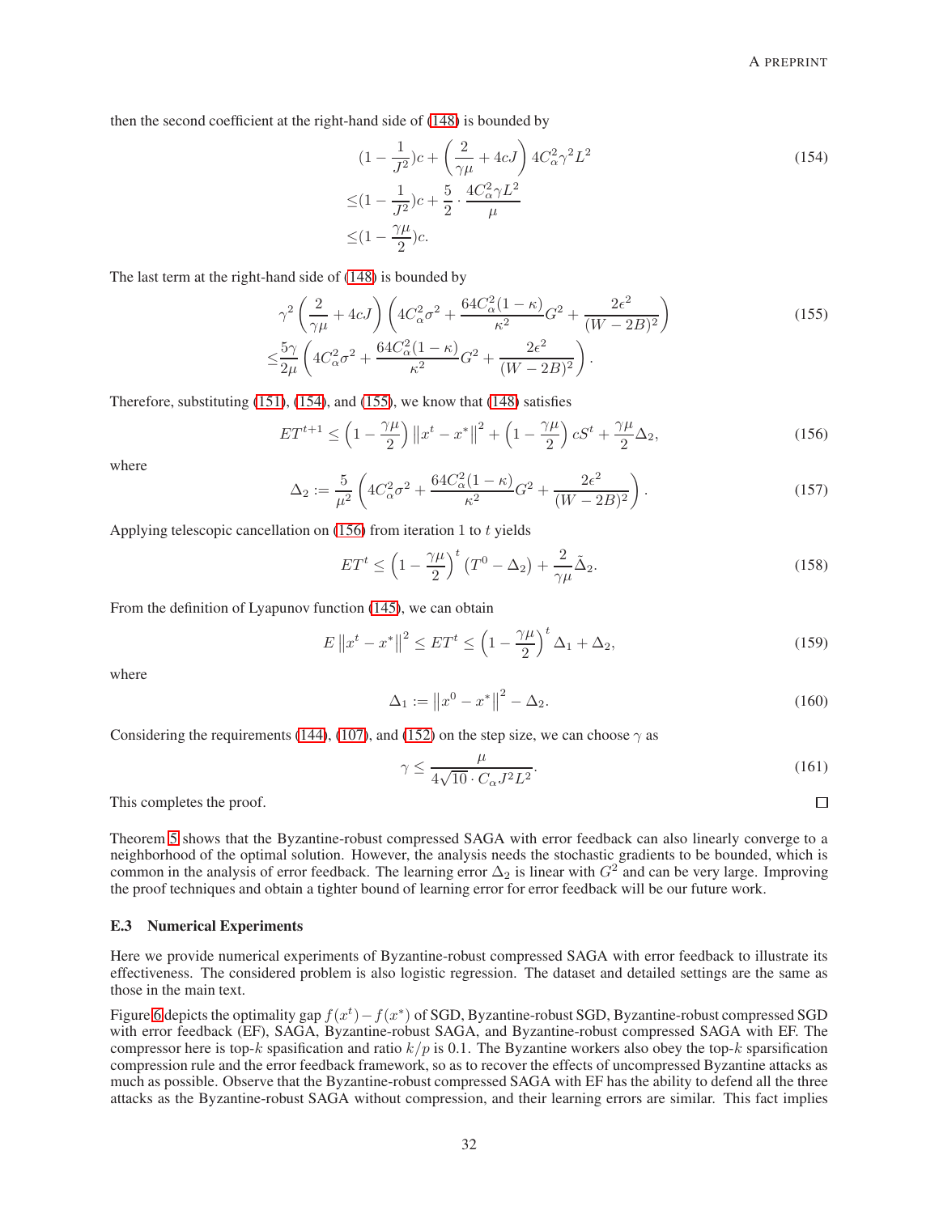then the second coefficient at the right-hand side of (148) is bounded by

$$
\begin{aligned}
&(1-\frac{1}{J^2})c + \left(\frac{2}{\gamma\mu} + 4cJ\right) 4C_\alpha^2\gamma^2 L^2 \\
\leq &(1-\frac{1}{J^2})c + \frac{5}{2}\cdot\frac{4C_\alpha^2\gamma L^2}{\mu} \\
\leq &(1-\frac{\gamma\mu}{2})c.
\end{aligned} \tag{154}
$$

The last term at the right-hand side of (148) is bounded by

$$
\begin{aligned}
&\gamma^2\left(\frac{2}{\gamma\mu} + 4cJ\right)\left(4C_\alpha^2\sigma^2 + \frac{64C_\alpha^2(1-\kappa)}{\kappa^2}G^2 + \frac{2\epsilon^2}{(W-2B)^2}\right) \\
\leq &\frac{5\gamma}{2\mu}\left(4C_\alpha^2\sigma^2 + \frac{64C_\alpha^2(1-\kappa)}{\kappa^2}G^2 + \frac{2\epsilon^2}{(W-2B)^2}\right).
\end{aligned} \tag{155}
$$

Therefore, substituting (151), (154), and (155), we know that (148) satisfies

$$
ET^{t+1} \leq \left(1-\frac{\gamma\mu}{2}\right)\left\|x^t - x^*\right\|^2 + \left(1-\frac{\gamma\mu}{2}\right)cS^t + \frac{\gamma\mu}{2}\Delta_2, \tag{156}
$$

where

$$
\Delta_2 := \frac{5}{\mu^2}\left(4C_\alpha^2\sigma^2 + \frac{64C_\alpha^2(1-\kappa)}{\kappa^2}G^2 + \frac{2\epsilon^2}{(W-2B)^2}\right). \tag{157}
$$

Applying telescopic cancellation on (156) from iteration 1 to $t$ yields

$$
ET^t \leq \left(1-\frac{\gamma\mu}{2}\right)^t\left(T^0 - \Delta_2\right) + \frac{2}{\gamma\mu}\tilde{\Delta}_2. \tag{158}
$$

From the definition of Lyapunov function (145), we can obtain

$$
E\left\|x^t - x^*\right\|^2 \leq ET^t \leq \left(1-\frac{\gamma\mu}{2}\right)^t\Delta_1 + \Delta_2, \tag{159}
$$

where

$$
\Delta_1 := \left\|x^0 - x^*\right\|^2 - \Delta_2. \tag{160}
$$

Considering the requirements (144), (107), and (152) on the step size, we can choose $\gamma$ as

$$
\gamma \leq \frac{\mu}{4\sqrt{10}\cdot C_\alpha J^2 L^2}. \tag{161}
$$

This completes the proof. □

Theorem 5 shows that the Byzantine-robust compressed SAGA with error feedback can also linearly converge to a neighborhood of the optimal solution. However, the analysis needs the stochastic gradients to be bounded, which is common in the analysis of error feedback. The learning error $\Delta_2$ is linear with $G^2$ and can be very large. Improving the proof techniques and obtain a tighter bound of learning error for error feedback will be our future work.

### E.3 Numerical Experiments

Here we provide numerical experiments of Byzantine-robust compressed SAGA with error feedback to illustrate its effectiveness. The considered problem is also logistic regression. The dataset and detailed settings are the same as those in the main text.

Figure 6 depicts the optimality gap $f(x^t) - f(x^*)$ of SGD, Byzantine-robust SGD, Byzantine-robust compressed SGD with error feedback (EF), SAGA, Byzantine-robust SAGA, and Byzantine-robust compressed SAGA with EF. The compressor here is top-$k$ spasification and ratio $k/p$ is 0.1. The Byzantine workers also obey the top-$k$ sparsification compression rule and the error feedback framework, so as to recover the effects of uncompressed Byzantine attacks as much as possible. Observe that the Byzantine-robust compressed SAGA with EF has the ability to defend all the three attacks as the Byzantine-robust SAGA without compression, and their learning errors are similar. This fact implies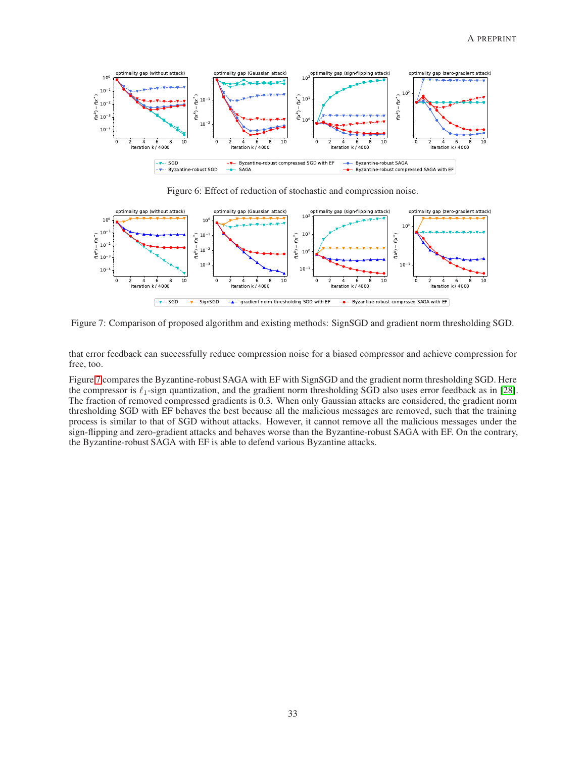optimality gap (without attack)

optimality gap (Gaussian attack)

optimality gap (sign-flipping attack)

optimality gap (zero-gradient attack)

$f(x^k) - f(x^*)$

iteration k / 4000

SGD
Byzantine-robust SGD
Byzantine-robust compressed SGD with EF
SAGA
Byzantine-robust SAGA
Byzantine-robust compressed SAGA with EF

Figure 6: Effect of reduction of stochastic and compression noise.

optimality gap (without attack)

optimality gap (Gaussian attack)

optimality gap (sign-flipping attack)

optimality gap (zero-gradient attack)

$f(x^k) - f(x^*)$

iteration k / 4000

SGD
SignSGD
gradient norm thresholding SGD with EF
Byzantine-robust comprssed SAGA with EF

Figure 7: Comparison of proposed algorithm and existing methods: SignSGD and gradient norm thresholding SGD.

that error feedback can successfully reduce compression noise for a biased compressor and achieve compression for free, too.

Figure 7 compares the Byzantine-robust SAGA with EF with SignSGD and the gradient norm thresholding SGD. Here the compressor is $\ell_1$-sign quantization, and the gradient norm thresholding SGD also uses error feedback as in [28]. The fraction of removed compressed gradients is 0.3. When only Gaussian attacks are considered, the gradient norm thresholding SGD with EF behaves the best because all the malicious messages are removed, such that the training process is similar to that of SGD without attacks. However, it cannot remove all the malicious messages under the sign-flipping and zero-gradient attacks and behaves worse than the Byzantine-robust SAGA with EF. On the contrary, the Byzantine-robust SAGA with EF is able to defend various Byzantine attacks.